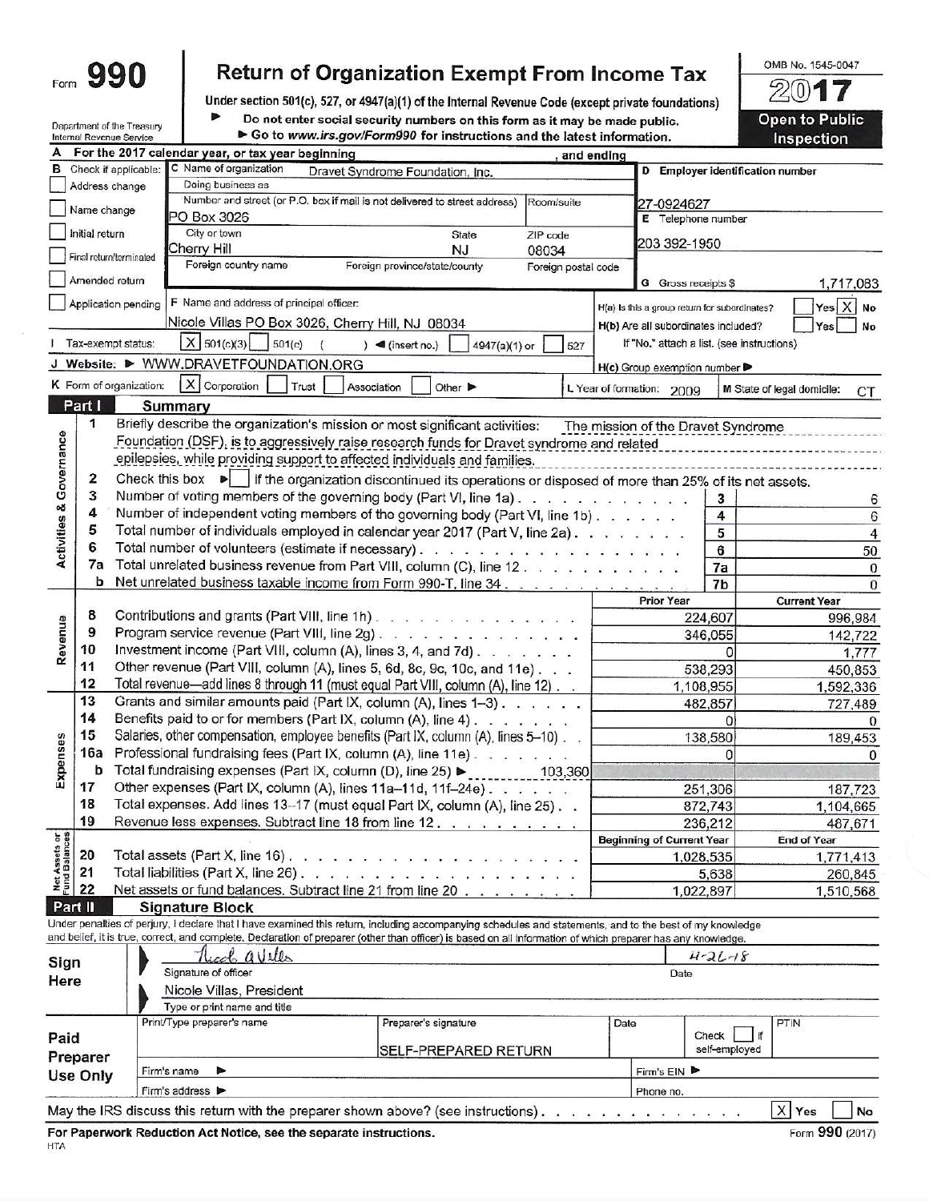Form **990**

# Return of Organization Exempt From Income Tax

Under section 501(c), 527, or 4947(a)(1) of the Internal Revenue Code (except private foundations)

▶ Do not enter social security numbers on this form as it may be made public.

▶ Go to www.irs.gov/Form990 for instructions and the latest information.

OMB No. 1545-0047

**2017**

**Open to Public Inspection**

Department of the Treasury
Internal Revenue Service

**A** For the 2017 calendar year, or tax year beginning , and ending

**B** Check if applicable:
- Address change
- Name change
- Initial return
- Final return/terminated
- Amended return
- Application pending

**C** Name of organization: Dravet Syndrome Foundation, Inc.

Doing business as

Number and street (or P.O. box if mail is not delivered to street address): PO Box 3026 — Room/suite

City or town: Cherry Hill — State: NJ — ZIP code: 08034

Foreign country name — Foreign province/state/county — Foreign postal code

**D** Employer identification number: 27-0924627

**E** Telephone number: 203 392-1950

**G** Gross receipts $ 1,717,083

**F** Name and address of principal officer: Nicole Villas PO Box 3026, Cherry Hill, NJ 08034

H(a) Is this a group return for subordinates? Yes [ ] No [X]

H(b) Are all subordinates included? Yes [ ] No [ ]

If "No," attach a list. (see instructions)

**I** Tax-exempt status: [X] 501(c)(3) [ ] 501(c) ( ) ◀ (insert no.) [ ] 4947(a)(1) or [ ] 527

**J** Website: ▶ WWW.DRAVETFOUNDATION.ORG

H(c) Group exemption number ▶

**K** Form of organization: [X] Corporation [ ] Trust [ ] Association [ ] Other ▶

**L** Year of formation: 2009

**M** State of legal domicile: CT

## Part I Summary

**Activities & Governance**

1 Briefly describe the organization's mission or most significant activities: The mission of the Dravet Syndrome Foundation (DSF), is to aggressively raise research funds for Dravet syndrome and related epilepsies, while providing support to affected individuals and families.

2 Check this box ▶ [ ] if the organization discontinued its operations or disposed of more than 25% of its net assets.

| Line | Description | No. | Value |
|---|---|---|---|
| 3 | Number of voting members of the governing body (Part VI, line 1a) | 3 | 6 |
| 4 | Number of independent voting members of the governing body (Part VI, line 1b) | 4 | 6 |
| 5 | Total number of individuals employed in calendar year 2017 (Part V, line 2a) | 5 | 4 |
| 6 | Total number of volunteers (estimate if necessary) | 6 | 50 |
| 7a | Total unrelated business revenue from Part VIII, column (C), line 12 | 7a | 0 |
| b | Net unrelated business taxable income from Form 990-T, line 34 | 7b | 0 |

| | Line | Description | Prior Year | Current Year |
|---|---|---|---|---|
| Revenue | 8 | Contributions and grants (Part VIII, line 1h) | 224,607 | 996,984 |
| | 9 | Program service revenue (Part VIII, line 2g) | 346,055 | 142,722 |
| | 10 | Investment income (Part VIII, column (A), lines 3, 4, and 7d) | 0 | 1,777 |
| | 11 | Other revenue (Part VIII, column (A), lines 5, 6d, 8c, 9c, 10c, and 11e) | 538,293 | 450,853 |
| | 12 | Total revenue—add lines 8 through 11 (must equal Part VIII, column (A), line 12) | 1,108,955 | 1,592,336 |
| Expenses | 13 | Grants and similar amounts paid (Part IX, column (A), lines 1–3) | 482,857 | 727,489 |
| | 14 | Benefits paid to or for members (Part IX, column (A), line 4) | 0 | 0 |
| | 15 | Salaries, other compensation, employee benefits (Part IX, column (A), lines 5–10) | 138,580 | 189,453 |
| | 16a | Professional fundraising fees (Part IX, column (A), line 11e) | 0 | 0 |
| | b | Total fundraising expenses (Part IX, column (D), line 25) ▶ 103,360 | | |
| | 17 | Other expenses (Part IX, column (A), lines 11a–11d, 11f–24e) | 251,306 | 187,723 |
| | 18 | Total expenses. Add lines 13–17 (must equal Part IX, column (A), line 25) | 872,743 | 1,104,665 |
| | 19 | Revenue less expenses. Subtract line 18 from line 12 | 236,212 | 487,671 |

| | Line | Description | Beginning of Current Year | End of Year |
|---|---|---|---|---|
| Net Assets or Fund Balances | 20 | Total assets (Part X, line 16) | 1,028,535 | 1,771,413 |
| | 21 | Total liabilities (Part X, line 26) | 5,638 | 260,845 |
| | 22 | Net assets or fund balances. Subtract line 21 from line 20 | 1,022,897 | 1,510,568 |

## Part II Signature Block

Under penalties of perjury, I declare that I have examined this return, including accompanying schedules and statements, and to the best of my knowledge and belief, it is true, correct, and complete. Declaration of preparer (other than officer) is based on all information of which preparer has any knowledge.

**Sign Here**

Signature of officer: Nicole Villas — Date: 4-26-18

Type or print name and title: Nicole Villas, President

**Paid Preparer Use Only**

| Print/Type preparer's name | Preparer's signature | Date | Check [ ] if self-employed | PTIN |
|---|---|---|---|---|
| | SELF-PREPARED RETURN | | | |

Firm's name ▶ — Firm's EIN ▶

Firm's address ▶ — Phone no.

May the IRS discuss this return with the preparer shown above? (see instructions) [X] Yes [ ] No

For Paperwork Reduction Act Notice, see the separate instructions.

HTA — Form **990** (2017)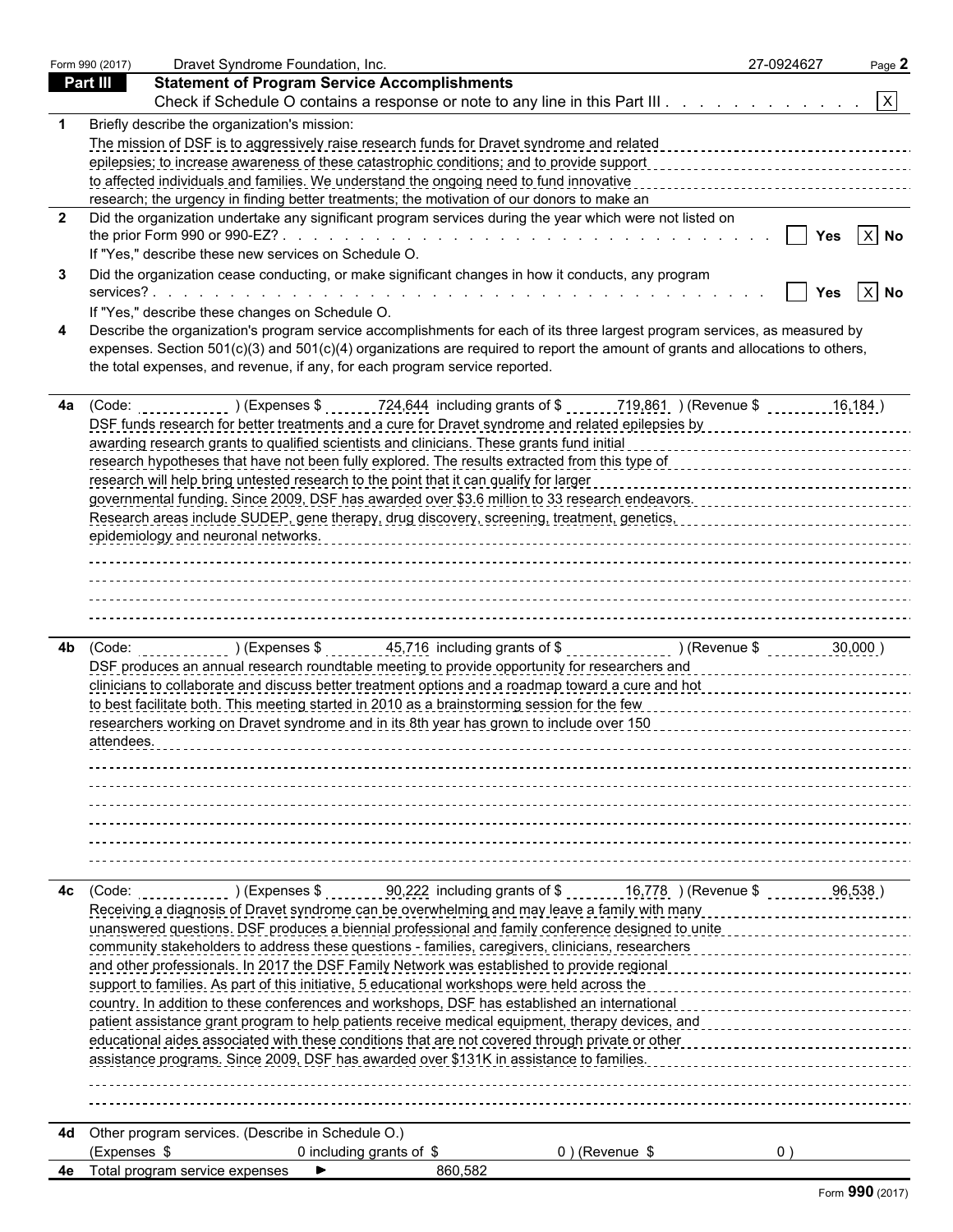Form 990 (2017) Dravet Syndrome Foundation, Inc. 27-0924627

## Part III Statement of Program Service Accomplishments

Check if Schedule O contains a response or note to any line in this Part III . . . . . . . . . . . . [X]

**1** Briefly describe the organization's mission:

The mission of DSF is to aggressively raise research funds for Dravet syndrome and related epilepsies; to increase awareness of these catastrophic conditions; and to provide support to affected individuals and families. We understand the ongoing need to fund innovative research; the urgency in finding better treatments; the motivation of our donors to make an

**2** Did the organization undertake any significant program services during the year which were not listed on the prior Form 990 or 990-EZ? . . . . . . . . . . . . [ ] Yes [X] No

If "Yes," describe these new services on Schedule O.

**3** Did the organization cease conducting, or make significant changes in how it conducts, any program services? . . . . . . . . . . . . [ ] Yes [X] No

If "Yes," describe these changes on Schedule O.

**4** Describe the organization's program service accomplishments for each of its three largest program services, as measured by expenses. Section 501(c)(3) and 501(c)(4) organizations are required to report the amount of grants and allocations to others, the total expenses, and revenue, if any, for each program service reported.

**4a** (Code: ) (Expenses $ 724,644 including grants of $ 719,861 ) (Revenue $ 16,184 )

DSF funds research for better treatments and a cure for Dravet syndrome and related epilepsies by awarding research grants to qualified scientists and clinicians. These grants fund initial research hypotheses that have not been fully explored. The results extracted from this type of research will help bring untested research to the point that it can qualify for larger governmental funding. Since 2009, DSF has awarded over $3.6 million to 33 research endeavors. Research areas include SUDEP, gene therapy, drug discovery, screening, treatment, genetics, epidemiology and neuronal networks.

**4b** (Code: ) (Expenses $ 45,716 including grants of $ ) (Revenue $ 30,000 )

DSF produces an annual research roundtable meeting to provide opportunity for researchers and clinicians to collaborate and discuss better treatment options and a roadmap toward a cure and hot to best facilitate both. This meeting started in 2010 as a brainstorming session for the few researchers working on Dravet syndrome and in its 8th year has grown to include over 150 attendees.

**4c** (Code: ) (Expenses $ 90,222 including grants of $ 16,778 ) (Revenue $ 96,538 )

Receiving a diagnosis of Dravet syndrome can be overwhelming and may leave a family with many unanswered questions. DSF produces a biennial professional and family conference designed to unite community stakeholders to address these questions - families, caregivers, clinicians, researchers and other professionals. In 2017 the DSF Family Network was established to provide regional support to families. As part of this initiative, 5 educational workshops were held across the country. In addition to these conferences and workshops, DSF has established an international patient assistance grant program to help patients receive medical equipment, therapy devices, and educational aides associated with these conditions that are not covered through private or other assistance programs. Since 2009, DSF has awarded over $131K in assistance to families.

**4d** Other program services. (Describe in Schedule O.)

(Expenses $ 0 including grants of $ 0 ) (Revenue $ 0 )

**4e** Total program service expenses ► 860,582

Form **990** (2017)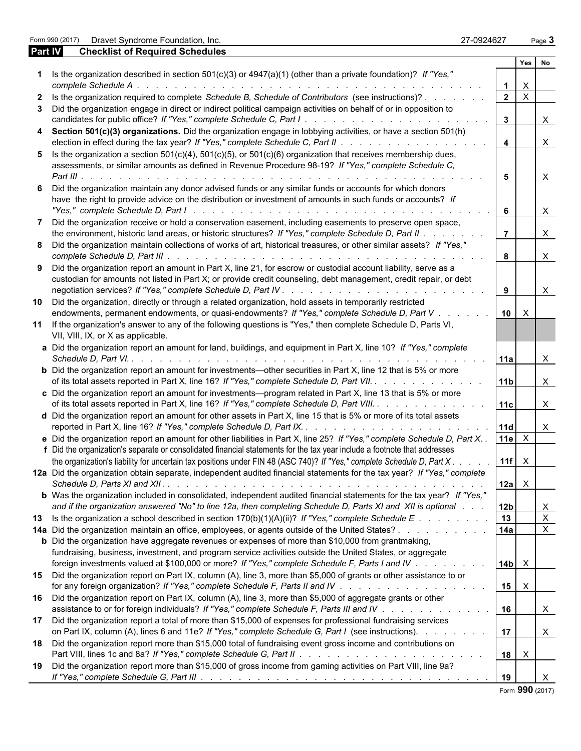Form 990 (2017) Dravet Syndrome Foundation, Inc. 27-0924627 Page **3**

## Part IV Checklist of Required Schedules

| | | | Yes | No |
|---|---|---|---|---|
| **1** | Is the organization described in section 501(c)(3) or 4947(a)(1) (other than a private foundation)? *If "Yes," complete Schedule A* | **1** | X | |
| **2** | Is the organization required to complete *Schedule B, Schedule of Contributors* (see instructions)? | **2** | X | |
| **3** | Did the organization engage in direct or indirect political campaign activities on behalf of or in opposition to candidates for public office? *If "Yes," complete Schedule C, Part I* | **3** | | X |
| **4** | **Section 501(c)(3) organizations.** Did the organization engage in lobbying activities, or have a section 501(h) election in effect during the tax year? *If "Yes," complete Schedule C, Part II* | **4** | | X |
| **5** | Is the organization a section 501(c)(4), 501(c)(5), or 501(c)(6) organization that receives membership dues, assessments, or similar amounts as defined in Revenue Procedure 98-19? *If "Yes," complete Schedule C, Part III* | **5** | | X |
| **6** | Did the organization maintain any donor advised funds or any similar funds or accounts for which donors have the right to provide advice on the distribution or investment of amounts in such funds or accounts? *If "Yes," complete Schedule D, Part I* | **6** | | X |
| **7** | Did the organization receive or hold a conservation easement, including easements to preserve open space, the environment, historic land areas, or historic structures? *If "Yes," complete Schedule D, Part II* | **7** | | X |
| **8** | Did the organization maintain collections of works of art, historical treasures, or other similar assets? *If "Yes," complete Schedule D, Part III* | **8** | | X |
| **9** | Did the organization report an amount in Part X, line 21, for escrow or custodial account liability, serve as a custodian for amounts not listed in Part X; or provide credit counseling, debt management, credit repair, or debt negotiation services? *If "Yes," complete Schedule D, Part IV* | **9** | | X |
| **10** | Did the organization, directly or through a related organization, hold assets in temporarily restricted endowments, permanent endowments, or quasi-endowments? *If "Yes," complete Schedule D, Part V* | **10** | X | |
| **11** | If the organization's answer to any of the following questions is "Yes," then complete Schedule D, Parts VI, VII, VIII, IX, or X as applicable. | | | |
| **a** | Did the organization report an amount for land, buildings, and equipment in Part X, line 10? *If "Yes," complete Schedule D, Part VI.* | **11a** | | X |
| **b** | Did the organization report an amount for investments—other securities in Part X, line 12 that is 5% or more of its total assets reported in Part X, line 16? *If "Yes," complete Schedule D, Part VII.* | **11b** | | X |
| **c** | Did the organization report an amount for investments—program related in Part X, line 13 that is 5% or more of its total assets reported in Part X, line 16? *If "Yes," complete Schedule D, Part VIII.* | **11c** | | X |
| **d** | Did the organization report an amount for other assets in Part X, line 15 that is 5% or more of its total assets reported in Part X, line 16? *If "Yes," complete Schedule D, Part IX.* | **11d** | | X |
| **e** | Did the organization report an amount for other liabilities in Part X, line 25? *If "Yes," complete Schedule D, Part X.* | **11e** | X | |
| **f** | Did the organization's separate or consolidated financial statements for the tax year include a footnote that addresses the organization's liability for uncertain tax positions under FIN 48 (ASC 740)? *If "Yes," complete Schedule D, Part X* | **11f** | X | |
| **12a** | Did the organization obtain separate, independent audited financial statements for the tax year? *If "Yes," complete Schedule D, Parts XI and XII* | **12a** | X | |
| **b** | Was the organization included in consolidated, independent audited financial statements for the tax year? *If "Yes," and if the organization answered "No" to line 12a, then completing Schedule D, Parts XI and XII is optional* | **12b** | | X |
| **13** | Is the organization a school described in section 170(b)(1)(A)(ii)? *If "Yes," complete Schedule E* | **13** | | X |
| **14a** | Did the organization maintain an office, employees, or agents outside of the United States? | **14a** | | X |
| **b** | Did the organization have aggregate revenues or expenses of more than $10,000 from grantmaking, fundraising, business, investment, and program service activities outside the United States, or aggregate foreign investments valued at $100,000 or more? *If "Yes," complete Schedule F, Parts I and IV* | **14b** | X | |
| **15** | Did the organization report on Part IX, column (A), line 3, more than $5,000 of grants or other assistance to or for any foreign organization? *If "Yes," complete Schedule F, Parts II and IV* | **15** | X | |
| **16** | Did the organization report on Part IX, column (A), line 3, more than $5,000 of aggregate grants or other assistance to or for foreign individuals? *If "Yes," complete Schedule F, Parts III and IV* | **16** | | X |
| **17** | Did the organization report a total of more than $15,000 of expenses for professional fundraising services on Part IX, column (A), lines 6 and 11e? *If "Yes," complete Schedule G, Part I* (see instructions). | **17** | | X |
| **18** | Did the organization report more than $15,000 total of fundraising event gross income and contributions on Part VIII, lines 1c and 8a? *If "Yes," complete Schedule G, Part II* | **18** | X | |
| **19** | Did the organization report more than $15,000 of gross income from gaming activities on Part VIII, line 9a? *If "Yes," complete Schedule G, Part III* | **19** | | X |

Form **990** (2017)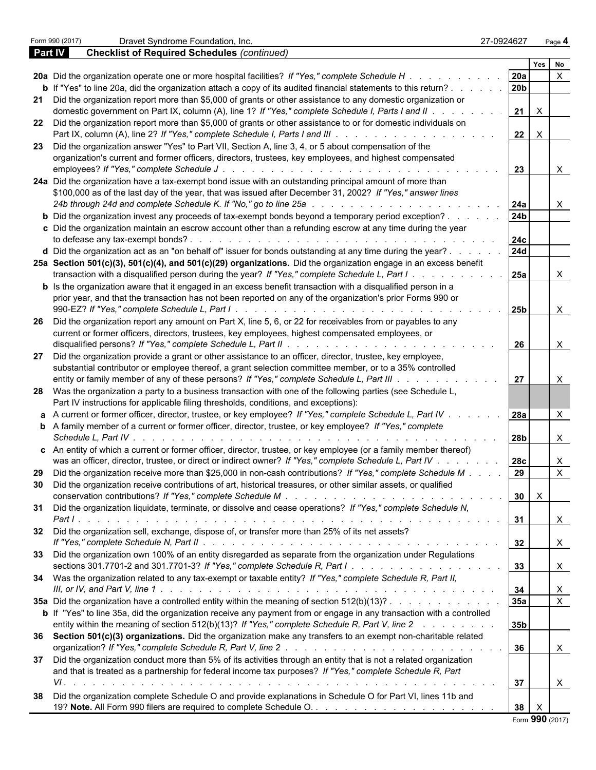Form 990 (2017) Dravet Syndrome Foundation, Inc. 27-0924627 Page **4**

**Part IV** **Checklist of Required Schedules** *(continued)*

| | | | Yes | No |
|---|---|---|---|---|
| **20a** | Did the organization operate one or more hospital facilities? *If "Yes," complete Schedule H* | **20a** | | X |
| **b** | If "Yes" to line 20a, did the organization attach a copy of its audited financial statements to this return? | **20b** | | |
| **21** | Did the organization report more than $5,000 of grants or other assistance to any domestic organization or domestic government on Part IX, column (A), line 1? *If "Yes," complete Schedule I, Parts I and II* | **21** | X | |
| **22** | Did the organization report more than $5,000 of grants or other assistance to or for domestic individuals on Part IX, column (A), line 2? *If "Yes," complete Schedule I, Parts I and III* | **22** | X | |
| **23** | Did the organization answer "Yes" to Part VII, Section A, line 3, 4, or 5 about compensation of the organization's current and former officers, directors, trustees, key employees, and highest compensated employees? *If "Yes," complete Schedule J* | **23** | | X |
| **24a** | Did the organization have a tax-exempt bond issue with an outstanding principal amount of more than $100,000 as of the last day of the year, that was issued after December 31, 2002? *If "Yes," answer lines 24b through 24d and complete Schedule K. If "No," go to line 25a* | **24a** | | X |
| **b** | Did the organization invest any proceeds of tax-exempt bonds beyond a temporary period exception? | **24b** | | |
| **c** | Did the organization maintain an escrow account other than a refunding escrow at any time during the year to defease any tax-exempt bonds? | **24c** | | |
| **d** | Did the organization act as an "on behalf of" issuer for bonds outstanding at any time during the year? | **24d** | | |
| **25a** | **Section 501(c)(3), 501(c)(4), and 501(c)(29) organizations.** Did the organization engage in an excess benefit transaction with a disqualified person during the year? *If "Yes," complete Schedule L, Part I* | **25a** | | X |
| **b** | Is the organization aware that it engaged in an excess benefit transaction with a disqualified person in a prior year, and that the transaction has not been reported on any of the organization's prior Forms 990 or 990-EZ? *If "Yes," complete Schedule L, Part I* | **25b** | | X |
| **26** | Did the organization report any amount on Part X, line 5, 6, or 22 for receivables from or payables to any current or former officers, directors, trustees, key employees, highest compensated employees, or disqualified persons? *If "Yes," complete Schedule L, Part II* | **26** | | X |
| **27** | Did the organization provide a grant or other assistance to an officer, director, trustee, key employee, substantial contributor or employee thereof, a grant selection committee member, or to a 35% controlled entity or family member of any of these persons? *If "Yes," complete Schedule L, Part III* | **27** | | X |
| **28** | Was the organization a party to a business transaction with one of the following parties (see Schedule L, Part IV instructions for applicable filing thresholds, conditions, and exceptions): | | | |
| **a** | A current or former officer, director, trustee, or key employee? *If "Yes," complete Schedule L, Part IV* | **28a** | | X |
| **b** | A family member of a current or former officer, director, trustee, or key employee? *If "Yes," complete Schedule L, Part IV* | **28b** | | X |
| **c** | An entity of which a current or former officer, director, trustee, or key employee (or a family member thereof) was an officer, director, trustee, or direct or indirect owner? *If "Yes," complete Schedule L, Part IV* | **28c** | | X |
| **29** | Did the organization receive more than $25,000 in non-cash contributions? *If "Yes," complete Schedule M* | **29** | | X |
| **30** | Did the organization receive contributions of art, historical treasures, or other similar assets, or qualified conservation contributions? *If "Yes," complete Schedule M* | **30** | X | |
| **31** | Did the organization liquidate, terminate, or dissolve and cease operations? *If "Yes," complete Schedule N, Part I* | **31** | | X |
| **32** | Did the organization sell, exchange, dispose of, or transfer more than 25% of its net assets? *If "Yes," complete Schedule N, Part II* | **32** | | X |
| **33** | Did the organization own 100% of an entity disregarded as separate from the organization under Regulations sections 301.7701-2 and 301.7701-3? *If "Yes," complete Schedule R, Part I* | **33** | | X |
| **34** | Was the organization related to any tax-exempt or taxable entity? *If "Yes," complete Schedule R, Part II, III, or IV, and Part V, line 1* | **34** | | X |
| **35a** | Did the organization have a controlled entity within the meaning of section 512(b)(13)? | **35a** | | X |
| **b** | If "Yes" to line 35a, did the organization receive any payment from or engage in any transaction with a controlled entity within the meaning of section 512(b)(13)? *If "Yes," complete Schedule R, Part V, line 2* | **35b** | | |
| **36** | **Section 501(c)(3) organizations.** Did the organization make any transfers to an exempt non-charitable related organization? *If "Yes," complete Schedule R, Part V, line 2* | **36** | | X |
| **37** | Did the organization conduct more than 5% of its activities through an entity that is not a related organization and that is treated as a partnership for federal income tax purposes? *If "Yes," complete Schedule R, Part VI* | **37** | | X |
| **38** | Did the organization complete Schedule O and provide explanations in Schedule O for Part VI, lines 11b and 19? **Note.** All Form 990 filers are required to complete Schedule O. | **38** | X | |

Form **990** (2017)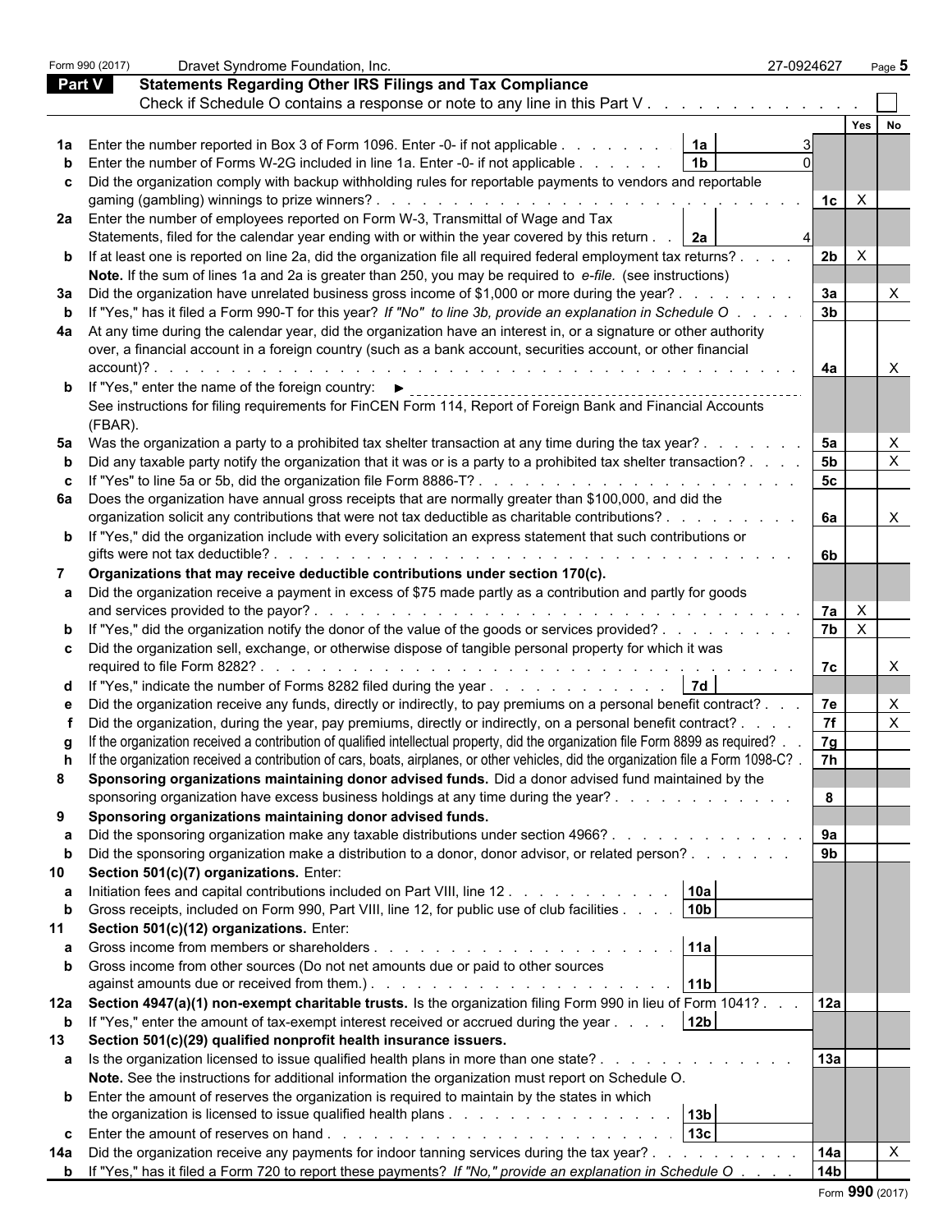Form 990 (2017) Dravet Syndrome Foundation, Inc. 27-0924627 Page 5

## Part V Statements Regarding Other IRS Filings and Tax Compliance

Check if Schedule O contains a response or note to any line in this Part V . . . . . . . . . . . . . ☐

| | | | | | Yes | No |
|---|---|---|---|---|---|---|
| **1a** | Enter the number reported in Box 3 of Form 1096. Enter -0- if not applicable . . . . . . . . | 1a | 3 | | | |
| **b** | Enter the number of Forms W-2G included in line 1a. Enter -0- if not applicable . . . . . . | 1b | 0 | | | |
| **c** | Did the organization comply with backup withholding rules for reportable payments to vendors and reportable gaming (gambling) winnings to prize winners? . . . . . . . . . . . . . . . . . . . . . . . . . . . . . | | | 1c | X | |
| **2a** | Enter the number of employees reported on Form W-3, Transmittal of Wage and Tax Statements, filed for the calendar year ending with or within the year covered by this return . . | 2a | 4 | | | |
| **b** | If at least one is reported on line 2a, did the organization file all required federal employment tax returns? . . . . **Note.** If the sum of lines 1a and 2a is greater than 250, you may be required to *e-file.* (see instructions) | | | 2b | X | |
| **3a** | Did the organization have unrelated business gross income of $1,000 or more during the year? . . . . . . . . | | | 3a | | X |
| **b** | If "Yes," has it filed a Form 990-T for this year? *If "No" to line 3b, provide an explanation in Schedule O* . . . . . | | | 3b | | |
| **4a** | At any time during the calendar year, did the organization have an interest in, or a signature or other authority over, a financial account in a foreign country (such as a bank account, securities account, or other financial account)? . . . . . . . . . . . . . . . . . . . . . . . . . . . . . . . . . . . . . . . | | | 4a | | X |
| **b** | If "Yes," enter the name of the foreign country: ► See instructions for filing requirements for FinCEN Form 114, Report of Foreign Bank and Financial Accounts (FBAR). | | | | | |
| **5a** | Was the organization a party to a prohibited tax shelter transaction at any time during the tax year? . . . . . . . | | | 5a | | X |
| **b** | Did any taxable party notify the organization that it was or is a party to a prohibited tax shelter transaction? . . . . | | | 5b | | X |
| **c** | If "Yes" to line 5a or 5b, did the organization file Form 8886-T? . . . . . . . . . . . . . . . . . . . . . | | | 5c | | |
| **6a** | Does the organization have annual gross receipts that are normally greater than $100,000, and did the organization solicit any contributions that were not tax deductible as charitable contributions? . . . . . . . . . | | | 6a | | X |
| **b** | If "Yes," did the organization include with every solicitation an express statement that such contributions or gifts were not tax deductible? . . . . . . . . . . . . . . . . . . . . . . . . . . . . . . . . . . . . . . . | | | 6b | | |
| **7** | **Organizations that may receive deductible contributions under section 170(c).** | | | | | |
| **a** | Did the organization receive a payment in excess of $75 made partly as a contribution and partly for goods and services provided to the payor? . . . . . . . . . . . . . . . . . . . . . . . . . . . . . . . . . . | | | 7a | X | |
| **b** | If "Yes," did the organization notify the donor of the value of the goods or services provided? . . . . . . . . . | | | 7b | X | |
| **c** | Did the organization sell, exchange, or otherwise dispose of tangible personal property for which it was required to file Form 8282? . . . . . . . . . . . . . . . . . . . . . . . . . . . . . . . . . . . . . . . . | | | 7c | | X |
| **d** | If "Yes," indicate the number of Forms 8282 filed during the year . . . . . . . . . . . . . | 7d | | | | |
| **e** | Did the organization receive any funds, directly or indirectly, to pay premiums on a personal benefit contract? . . . | | | 7e | | X |
| **f** | Did the organization, during the year, pay premiums, directly or indirectly, on a personal benefit contract? . . . . | | | 7f | | X |
| **g** | If the organization received a contribution of qualified intellectual property, did the organization file Form 8899 as required? . . | | | 7g | | |
| **h** | If the organization received a contribution of cars, boats, airplanes, or other vehicles, did the organization file a Form 1098-C? . | | | 7h | | |
| **8** | **Sponsoring organizations maintaining donor advised funds.** Did a donor advised fund maintained by the sponsoring organization have excess business holdings at any time during the year? . . . . . . . . . . . . | | | 8 | | |
| **9** | **Sponsoring organizations maintaining donor advised funds.** | | | | | |
| **a** | Did the sponsoring organization make any taxable distributions under section 4966? . . . . . . . . . . . . . | | | 9a | | |
| **b** | Did the sponsoring organization make a distribution to a donor, donor advisor, or related person? . . . . . . . | | | 9b | | |
| **10** | **Section 501(c)(7) organizations.** Enter: | | | | | |
| **a** | Initiation fees and capital contributions included on Part VIII, line 12 . . . . . . . . . . . | 10a | | | | |
| **b** | Gross receipts, included on Form 990, Part VIII, line 12, for public use of club facilities . . . . | 10b | | | | |
| **11** | **Section 501(c)(12) organizations.** Enter: | | | | | |
| **a** | Gross income from members or shareholders . . . . . . . . . . . . . . . . . . . . . | 11a | | | | |
| **b** | Gross income from other sources (Do not net amounts due or paid to other sources against amounts due or received from them.) . . . . . . . . . . . . . . . . . . . . . . | 11b | | | | |
| **12a** | **Section 4947(a)(1) non-exempt charitable trusts.** Is the organization filing Form 990 in lieu of Form 1041? . . . | | | 12a | | |
| **b** | If "Yes," enter the amount of tax-exempt interest received or accrued during the year . . . . | 12b | | | | |
| **13** | **Section 501(c)(29) qualified nonprofit health insurance issuers.** | | | | | |
| **a** | Is the organization licensed to issue qualified health plans in more than one state? . . . . . . . . . . . . . . **Note.** See the instructions for additional information the organization must report on Schedule O. | | | 13a | | |
| **b** | Enter the amount of reserves the organization is required to maintain by the states in which the organization is licensed to issue qualified health plans . . . . . . . . . . . . . . . . | 13b | | | | |
| **c** | Enter the amount of reserves on hand . . . . . . . . . . . . . . . . . . . . . . . . | 13c | | | | |
| **14a** | Did the organization receive any payments for indoor tanning services during the tax year? . . . . . . . . . . | | | 14a | | X |
| **b** | If "Yes," has it filed a Form 720 to report these payments? *If "No," provide an explanation in Schedule O* . . . . | | | 14b | | |

Form **990** (2017)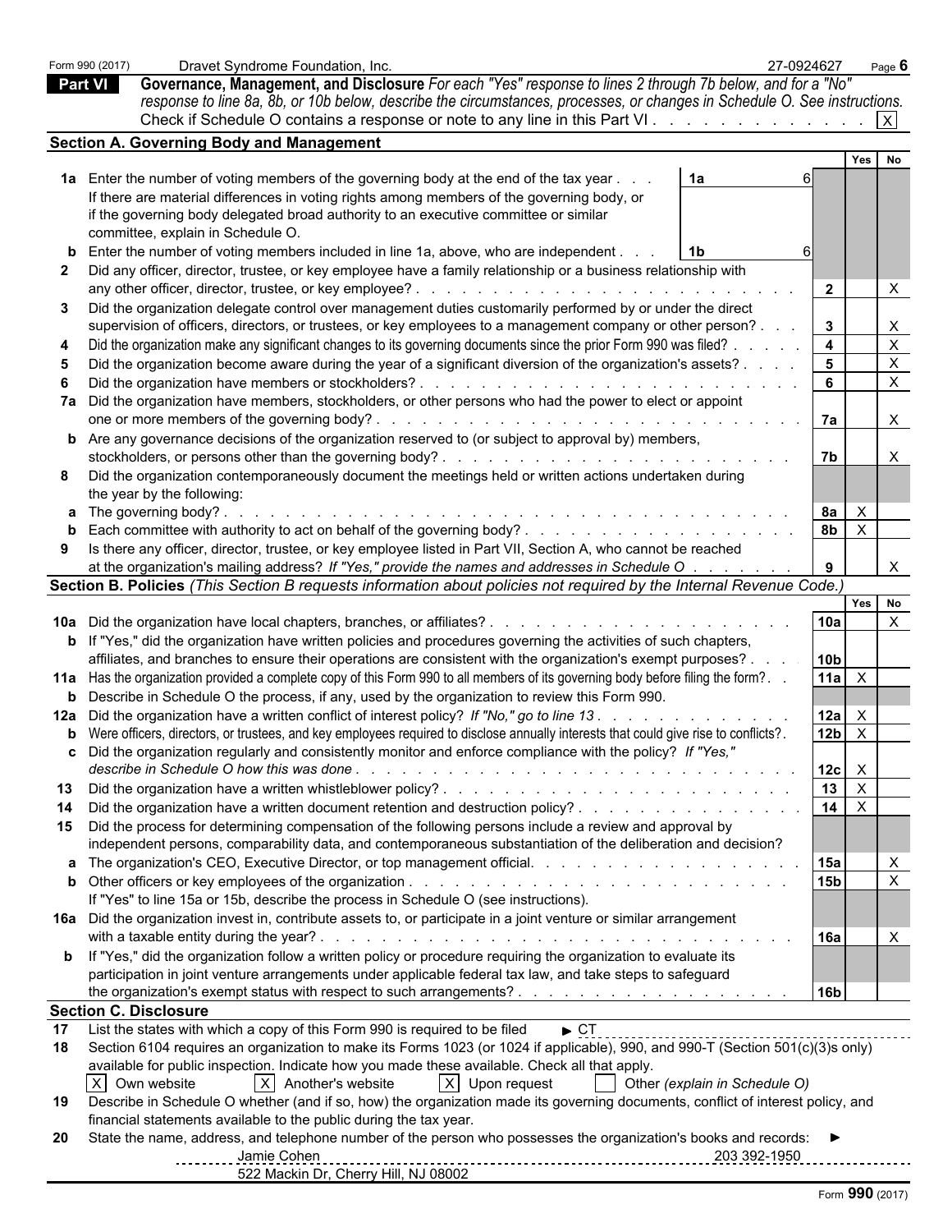Form 990 (2017) Dravet Syndrome Foundation, Inc. 27-0924627 Page 6

**Part VI** **Governance, Management, and Disclosure** *For each "Yes" response to lines 2 through 7b below, and for a "No" response to line 8a, 8b, or 10b below, describe the circumstances, processes, or changes in Schedule O. See instructions.*

Check if Schedule O contains a response or note to any line in this Part VI . . . . . . . . . . . . . . [X]

### Section A. Governing Body and Management

| | | | | Yes | No |
|---|---|---|---|---|---|
| **1a** | Enter the number of voting members of the governing body at the end of the tax year . . . **1a** 6<br>If there are material differences in voting rights among members of the governing body, or if the governing body delegated broad authority to an executive committee or similar committee, explain in Schedule O. | | | | |
| **b** | Enter the number of voting members included in line 1a, above, who are independent . . . **1b** 6 | | | | |
| **2** | Did any officer, director, trustee, or key employee have a family relationship or a business relationship with any other officer, director, trustee, or key employee? | **2** | | | X |
| **3** | Did the organization delegate control over management duties customarily performed by or under the direct supervision of officers, directors, or trustees, or key employees to a management company or other person? | **3** | | | X |
| **4** | Did the organization make any significant changes to its governing documents since the prior Form 990 was filed? | **4** | | | X |
| **5** | Did the organization become aware during the year of a significant diversion of the organization's assets? | **5** | | | X |
| **6** | Did the organization have members or stockholders? | **6** | | | X |
| **7a** | Did the organization have members, stockholders, or other persons who had the power to elect or appoint one or more members of the governing body? | **7a** | | | X |
| **b** | Are any governance decisions of the organization reserved to (or subject to approval by) members, stockholders, or persons other than the governing body? | **7b** | | | X |
| **8** | Did the organization contemporaneously document the meetings held or written actions undertaken during the year by the following: | | | | |
| **a** | The governing body? | **8a** | | X | |
| **b** | Each committee with authority to act on behalf of the governing body? | **8b** | | X | |
| **9** | Is there any officer, director, trustee, or key employee listed in Part VII, Section A, who cannot be reached at the organization's mailing address? *If "Yes," provide the names and addresses in Schedule O* | **9** | | | X |

### Section B. Policies *(This Section B requests information about policies not required by the Internal Revenue Code.)*

| | | | Yes | No |
|---|---|---|---|---|
| **10a** | Did the organization have local chapters, branches, or affiliates? | **10a** | | X |
| **b** | If "Yes," did the organization have written policies and procedures governing the activities of such chapters, affiliates, and branches to ensure their operations are consistent with the organization's exempt purposes? | **10b** | | |
| **11a** | Has the organization provided a complete copy of this Form 990 to all members of its governing body before filing the form? | **11a** | X | |
| **b** | Describe in Schedule O the process, if any, used by the organization to review this Form 990. | | | |
| **12a** | Did the organization have a written conflict of interest policy? *If "No," go to line 13* | **12a** | X | |
| **b** | Were officers, directors, or trustees, and key employees required to disclose annually interests that could give rise to conflicts? | **12b** | X | |
| **c** | Did the organization regularly and consistently monitor and enforce compliance with the policy? *If "Yes," describe in Schedule O how this was done* | **12c** | X | |
| **13** | Did the organization have a written whistleblower policy? | **13** | X | |
| **14** | Did the organization have a written document retention and destruction policy? | **14** | X | |
| **15** | Did the process for determining compensation of the following persons include a review and approval by independent persons, comparability data, and contemporaneous substantiation of the deliberation and decision? | | | |
| **a** | The organization's CEO, Executive Director, or top management official. | **15a** | | X |
| **b** | Other officers or key employees of the organization<br>If "Yes" to line 15a or 15b, describe the process in Schedule O (see instructions). | **15b** | | X |
| **16a** | Did the organization invest in, contribute assets to, or participate in a joint venture or similar arrangement with a taxable entity during the year? | **16a** | | X |
| **b** | If "Yes," did the organization follow a written policy or procedure requiring the organization to evaluate its participation in joint venture arrangements under applicable federal tax law, and take steps to safeguard the organization's exempt status with respect to such arrangements? | **16b** | | |

### Section C. Disclosure

**17** List the states with which a copy of this Form 990 is required to be filed ► CT

**18** Section 6104 requires an organization to make its Forms 1023 (or 1024 if applicable), 990, and 990-T (Section 501(c)(3)s only) available for public inspection. Indicate how you made these available. Check all that apply.

[X] Own website [X] Another's website [X] Upon request [ ] Other *(explain in Schedule O)*

**19** Describe in Schedule O whether (and if so, how) the organization made its governing documents, conflict of interest policy, and financial statements available to the public during the tax year.

**20** State the name, address, and telephone number of the person who possesses the organization's books and records: ►

Jamie Cohen 203 392-1950
522 Mackin Dr, Cherry Hill, NJ 08002

Form **990** (2017)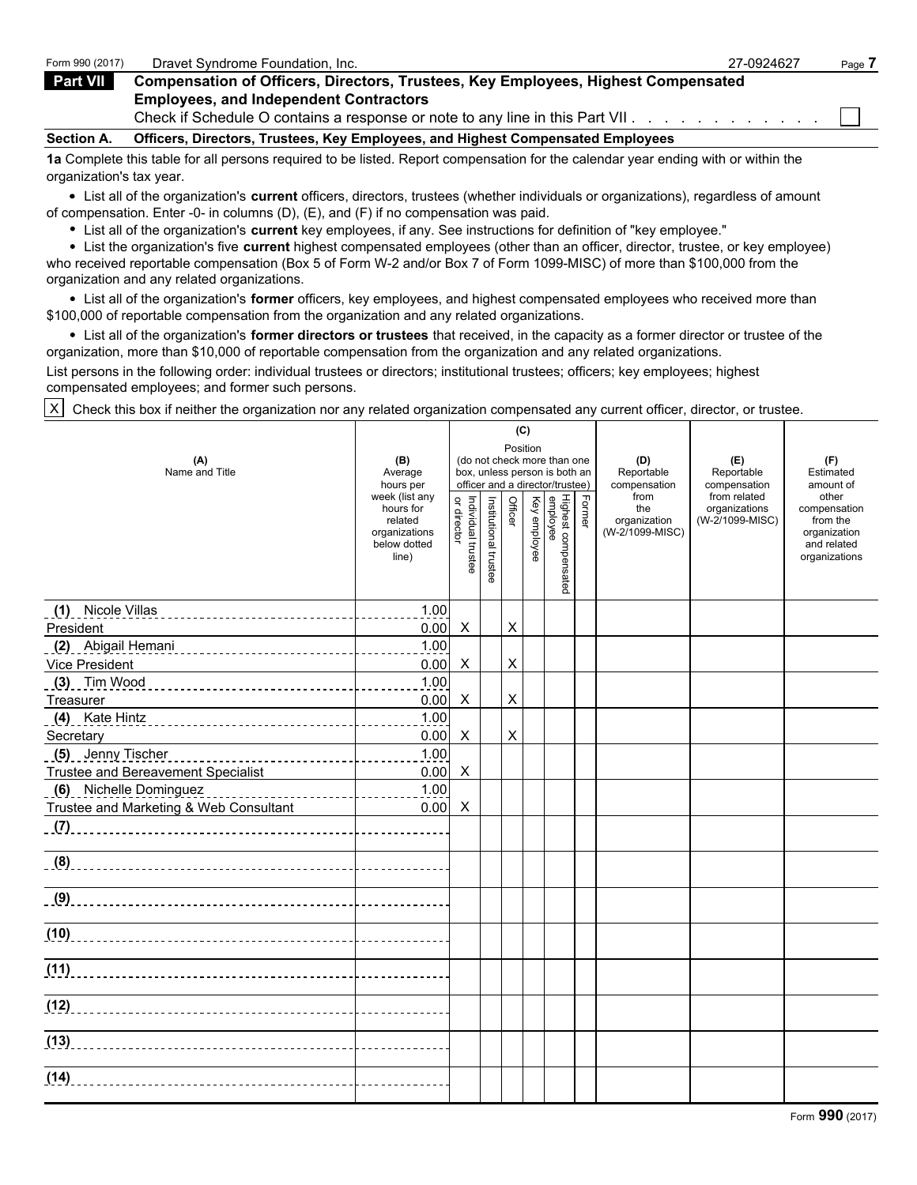Form 990 (2017) Dravet Syndrome Foundation, Inc. 27-0924627 Page **7**

## Part VII Compensation of Officers, Directors, Trustees, Key Employees, Highest Compensated Employees, and Independent Contractors

Check if Schedule O contains a response or note to any line in this Part VII . . . . . . . . . . . . ☐

### Section A. Officers, Directors, Trustees, Key Employees, and Highest Compensated Employees

**1a** Complete this table for all persons required to be listed. Report compensation for the calendar year ending with or within the organization's tax year.

- List all of the organization's **current** officers, directors, trustees (whether individuals or organizations), regardless of amount of compensation. Enter -0- in columns (D), (E), and (F) if no compensation was paid.
- List all of the organization's **current** key employees, if any. See instructions for definition of "key employee."
- List the organization's five **current** highest compensated employees (other than an officer, director, trustee, or key employee) who received reportable compensation (Box 5 of Form W-2 and/or Box 7 of Form 1099-MISC) of more than $100,000 from the organization and any related organizations.
- List all of the organization's **former** officers, key employees, and highest compensated employees who received more than $100,000 of reportable compensation from the organization and any related organizations.
- List all of the organization's **former directors or trustees** that received, in the capacity as a former director or trustee of the organization, more than $10,000 of reportable compensation from the organization and any related organizations.

List persons in the following order: individual trustees or directors; institutional trustees; officers; key employees; highest compensated employees; and former such persons.

☒ Check this box if neither the organization nor any related organization compensated any current officer, director, or trustee.

| (A) Name and Title | (B) Average hours per week (list any hours for related organizations below dotted line) | (C) Position: Individual trustee or director | Institutional trustee | Officer | Key employee | Highest compensated employee | Former | (D) Reportable compensation from the organization (W-2/1099-MISC) | (E) Reportable compensation from related organizations (W-2/1099-MISC) | (F) Estimated amount of other compensation from the organization and related organizations |
|---|---|---|---|---|---|---|---|---|---|---|
| (1) Nicole Villas<br>President | 1.00<br>0.00 | X | | X | | | | | | |
| (2) Abigail Hemani<br>Vice President | 1.00<br>0.00 | X | | X | | | | | | |
| (3) Tim Wood<br>Treasurer | 1.00<br>0.00 | X | | X | | | | | | |
| (4) Kate Hintz<br>Secretary | 1.00<br>0.00 | X | | X | | | | | | |
| (5) Jenny Tischer<br>Trustee and Bereavement Specialist | 1.00<br>0.00 | X | | | | | | | | |
| (6) Nichelle Dominguez<br>Trustee and Marketing & Web Consultant | 1.00<br>0.00 | X | | | | | | | | |
| (7) | | | | | | | | | | |
| (8) | | | | | | | | | | |
| (9) | | | | | | | | | | |
| (10) | | | | | | | | | | |
| (11) | | | | | | | | | | |
| (12) | | | | | | | | | | |
| (13) | | | | | | | | | | |
| (14) | | | | | | | | | | |

Form **990** (2017)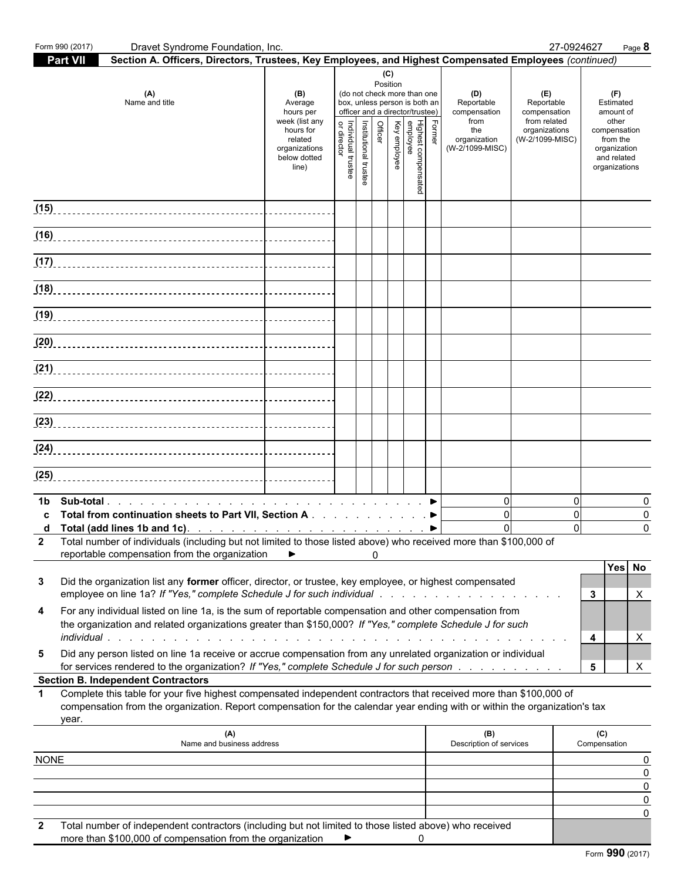Form 990 (2017) Dravet Syndrome Foundation, Inc. 27-0924627 Page **8**

**Part VII** **Section A. Officers, Directors, Trustees, Key Employees, and Highest Compensated Employees** *(continued)*

| (A) Name and title | (B) Average hours per week (list any hours for related organizations below dotted line) | (C) Position (do not check more than one box, unless person is both an officer and a director/trustee) | | | | | | (D) Reportable compensation from the organization (W-2/1099-MISC) | (E) Reportable compensation from related organizations (W-2/1099-MISC) | (F) Estimated amount of other compensation from the organization and related organizations |
|---|---|---|---|---|---|---|---|---|---|---|
| | | Individual trustee or director | Institutional trustee | Officer | Key employee | Highest compensated employee | Former | | | |
| (15) | | | | | | | | | | |
| (16) | | | | | | | | | | |
| (17) | | | | | | | | | | |
| (18) | | | | | | | | | | |
| (19) | | | | | | | | | | |
| (20) | | | | | | | | | | |
| (21) | | | | | | | | | | |
| (22) | | | | | | | | | | |
| (23) | | | | | | | | | | |
| (24) | | | | | | | | | | |
| (25) | | | | | | | | | | |
| **1b Sub-total** . . . . . . ► | | | | | | | | 0 | 0 | 0 |
| **c Total from continuation sheets to Part VII, Section A** . . . ► | | | | | | | | 0 | 0 | 0 |
| **d Total (add lines 1b and 1c)** . . . . ► | | | | | | | | 0 | 0 | 0 |

**2** Total number of individuals (including but not limited to those listed above) who received more than $100,000 of reportable compensation from the organization ► 0

| | | | Yes | No |
|---|---|---|---|---|
| **3** | Did the organization list any **former** officer, director, or trustee, key employee, or highest compensated employee on line 1a? *If "Yes," complete Schedule J for such individual* . . . | **3** | | X |
| **4** | For any individual listed on line 1a, is the sum of reportable compensation and other compensation from the organization and related organizations greater than $150,000? *If "Yes," complete Schedule J for such individual* . . . | **4** | | X |
| **5** | Did any person listed on line 1a receive or accrue compensation from any unrelated organization or individual for services rendered to the organization? *If "Yes," complete Schedule J for such person* . . . | **5** | | X |

**Section B. Independent Contractors**

**1** Complete this table for your five highest compensated independent contractors that received more than $100,000 of compensation from the organization. Report compensation for the calendar year ending with or within the organization's tax year.

| (A) Name and business address | (B) Description of services | (C) Compensation |
|---|---|---|
| NONE | | 0 |
| | | 0 |
| | | 0 |
| | | 0 |
| | | 0 |

**2** Total number of independent contractors (including but not limited to those listed above) who received more than $100,000 of compensation from the organization ► 0

Form **990** (2017)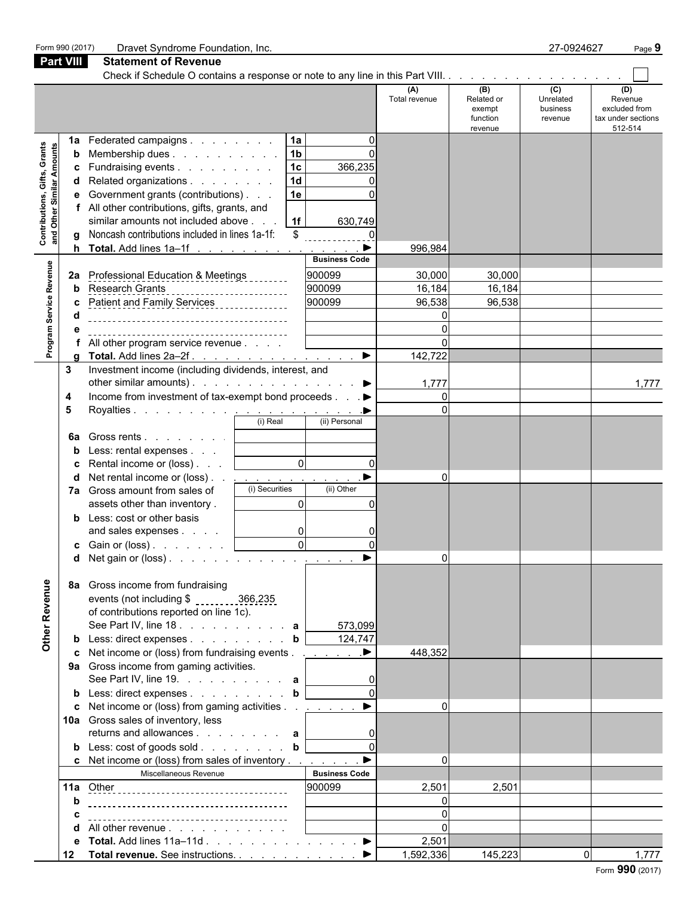Form 990 (2017) Dravet Syndrome Foundation, Inc. 27-0924627

## Part VIII Statement of Revenue

Check if Schedule O contains a response or note to any line in this Part VIII. . . . . . . . . . . . . . . . . ☐

| | | | | (A) Total revenue | (B) Related or exempt function revenue | (C) Unrelated business revenue | (D) Revenue excluded from tax under sections 512-514 |
|---|---|---|---|---|---|---|---|
| **Contributions, Gifts, Grants and Other Similar Amounts** | 1a Federated campaigns | 1a | 0 | | | | |
| | b Membership dues | 1b | 0 | | | | |
| | c Fundraising events | 1c | 366,235 | | | | |
| | d Related organizations | 1d | 0 | | | | |
| | e Government grants (contributions) | 1e | 0 | | | | |
| | f All other contributions, gifts, grants, and similar amounts not included above | 1f | 630,749 | | | | |
| | g Noncash contributions included in lines 1a-1f: $ | | 0 | | | | |
| | h **Total.** Add lines 1a–1f ▶ | | | 996,984 | | | |
| **Program Service Revenue** | | | Business Code | | | | |
| | 2a Professional Education & Meetings | | 900099 | 30,000 | 30,000 | | |
| | b Research Grants | | 900099 | 16,184 | 16,184 | | |
| | c Patient and Family Services | | 900099 | 96,538 | 96,538 | | |
| | d | | | 0 | | | |
| | e | | | 0 | | | |
| | f All other program service revenue | | | 0 | | | |
| | g **Total.** Add lines 2a–2f ▶ | | | 142,722 | | | |
| | 3 Investment income (including dividends, interest, and other similar amounts) ▶ | | | 1,777 | | | 1,777 |
| | 4 Income from investment of tax-exempt bond proceeds ▶ | | | 0 | | | |
| | 5 Royalties ▶ | | | 0 | | | |
| | | (i) Real | (ii) Personal | | | | |
| | 6a Gross rents | | | | | | |
| | b Less: rental expenses | | | | | | |
| | c Rental income or (loss) | 0 | 0 | | | | |
| | d Net rental income or (loss) ▶ | | | 0 | | | |
| | 7a Gross amount from sales of assets other than inventory | (i) Securities 0 | (ii) Other 0 | | | | |
| | b Less: cost or other basis and sales expenses | 0 | 0 | | | | |
| | c Gain or (loss) | 0 | 0 | | | | |
| | d Net gain or (loss) ▶ | | | 0 | | | |
| **Other Revenue** | 8a Gross income from fundraising events (not including $ 366,235 of contributions reported on line 1c). See Part IV, line 18 | a | 573,099 | | | | |
| | b Less: direct expenses | b | 124,747 | | | | |
| | c Net income or (loss) from fundraising events ▶ | | | 448,352 | | | |
| | 9a Gross income from gaming activities. See Part IV, line 19. | a | 0 | | | | |
| | b Less: direct expenses | b | 0 | | | | |
| | c Net income or (loss) from gaming activities ▶ | | | 0 | | | |
| | 10a Gross sales of inventory, less returns and allowances | a | 0 | | | | |
| | b Less: cost of goods sold | b | 0 | | | | |
| | c Net income or (loss) from sales of inventory ▶ | | | 0 | | | |
| | Miscellaneous Revenue | | Business Code | | | | |
| | 11a Other | | 900099 | 2,501 | 2,501 | | |
| | b | | | 0 | | | |
| | c | | | 0 | | | |
| | d All other revenue | | | 0 | | | |
| | e **Total.** Add lines 11a–11d ▶ | | | 2,501 | | | |
| | 12 **Total revenue.** See instructions. ▶ | | | 1,592,336 | 145,223 | 0 | 1,777 |

Form **990** (2017)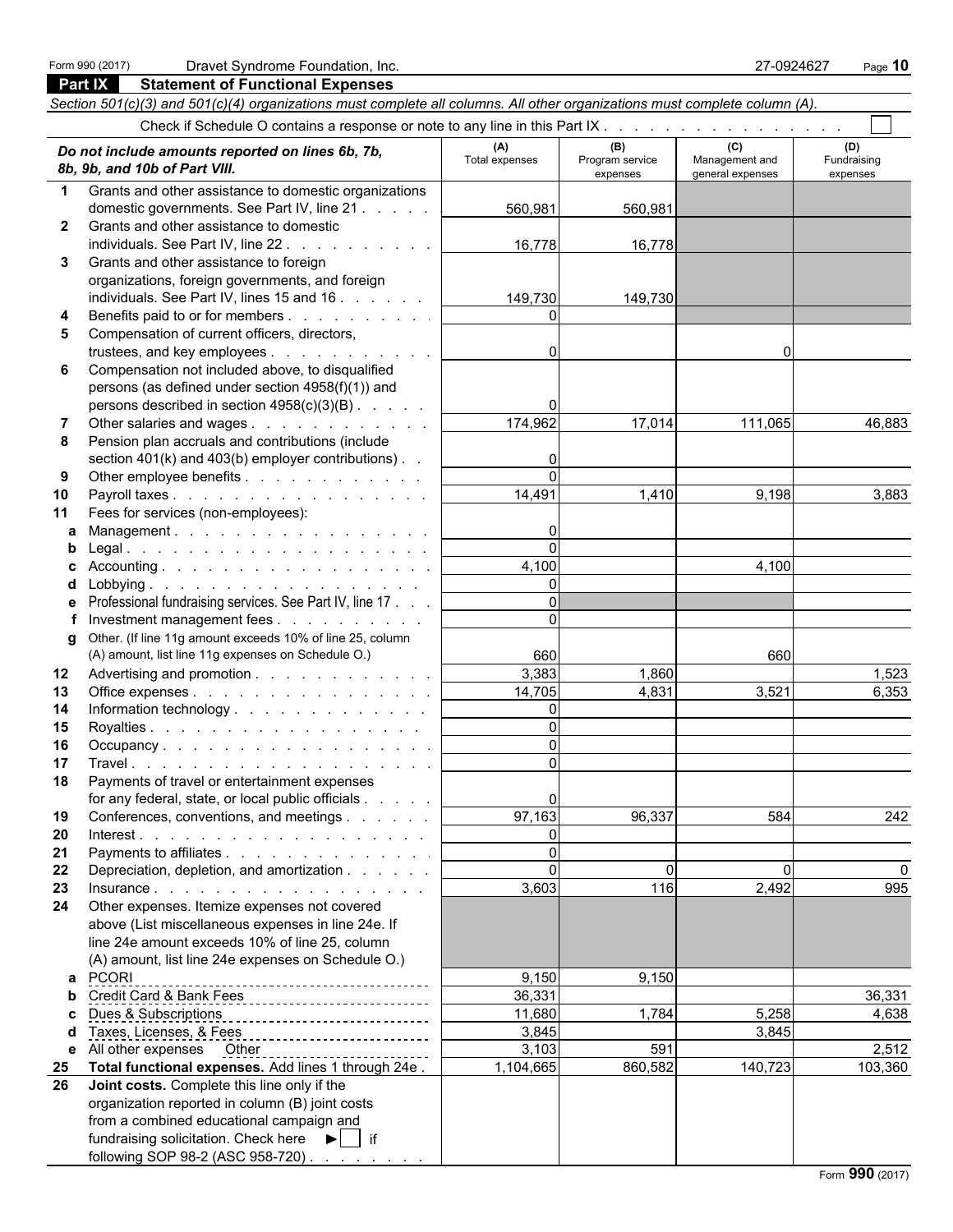Form 990 (2017) Dravet Syndrome Foundation, Inc. 27-0924627

## Part IX Statement of Functional Expenses

*Section 501(c)(3) and 501(c)(4) organizations must complete all columns. All other organizations must complete column (A).*

Check if Schedule O contains a response or note to any line in this Part IX . . . . . . . . . . . . . . . . ☐

| | *Do not include amounts reported on lines 6b, 7b, 8b, 9b, and 10b of Part VIII.* | (A) Total expenses | (B) Program service expenses | (C) Management and general expenses | (D) Fundraising expenses |
|---|---|---|---|---|---|
| 1 | Grants and other assistance to domestic organizations domestic governments. See Part IV, line 21 | 560,981 | 560,981 | | |
| 2 | Grants and other assistance to domestic individuals. See Part IV, line 22 | 16,778 | 16,778 | | |
| 3 | Grants and other assistance to foreign organizations, foreign governments, and foreign individuals. See Part IV, lines 15 and 16 | 149,730 | 149,730 | | |
| 4 | Benefits paid to or for members | 0 | | | |
| 5 | Compensation of current officers, directors, trustees, and key employees | 0 | | 0 | |
| 6 | Compensation not included above, to disqualified persons (as defined under section 4958(f)(1)) and persons described in section 4958(c)(3)(B) | 0 | | | |
| 7 | Other salaries and wages | 174,962 | 17,014 | 111,065 | 46,883 |
| 8 | Pension plan accruals and contributions (include section 401(k) and 403(b) employer contributions) | 0 | | | |
| 9 | Other employee benefits | 0 | | | |
| 10 | Payroll taxes | 14,491 | 1,410 | 9,198 | 3,883 |
| 11 | Fees for services (non-employees): | | | | |
| a | Management | 0 | | | |
| b | Legal | 0 | | | |
| c | Accounting | 4,100 | | 4,100 | |
| d | Lobbying | 0 | | | |
| e | Professional fundraising services. See Part IV, line 17 | 0 | | | |
| f | Investment management fees | 0 | | | |
| g | Other. (If line 11g amount exceeds 10% of line 25, column (A) amount, list line 11g expenses on Schedule O.) | 660 | | 660 | |
| 12 | Advertising and promotion | 3,383 | 1,860 | | 1,523 |
| 13 | Office expenses | 14,705 | 4,831 | 3,521 | 6,353 |
| 14 | Information technology | 0 | | | |
| 15 | Royalties | 0 | | | |
| 16 | Occupancy | 0 | | | |
| 17 | Travel | 0 | | | |
| 18 | Payments of travel or entertainment expenses for any federal, state, or local public officials | 0 | | | |
| 19 | Conferences, conventions, and meetings | 97,163 | 96,337 | 584 | 242 |
| 20 | Interest | 0 | | | |
| 21 | Payments to affiliates | 0 | | | |
| 22 | Depreciation, depletion, and amortization | 0 | 0 | 0 | 0 |
| 23 | Insurance | 3,603 | 116 | 2,492 | 995 |
| 24 | Other expenses. Itemize expenses not covered above (List miscellaneous expenses in line 24e. If line 24e amount exceeds 10% of line 25, column (A) amount, list line 24e expenses on Schedule O.) | | | | |
| a | PCORI | 9,150 | 9,150 | | |
| b | Credit Card & Bank Fees | 36,331 | | | 36,331 |
| c | Dues & Subscriptions | 11,680 | 1,784 | 5,258 | 4,638 |
| d | Taxes, Licenses, & Fees | 3,845 | | 3,845 | |
| e | All other expenses Other | 3,103 | 591 | | 2,512 |
| 25 | **Total functional expenses.** Add lines 1 through 24e | 1,104,665 | 860,582 | 140,723 | 103,360 |
| 26 | **Joint costs.** Complete this line only if the organization reported in column (B) joint costs from a combined educational campaign and fundraising solicitation. Check here ▶ ☐ if following SOP 98-2 (ASC 958-720) | | | | |

Form **990** (2017)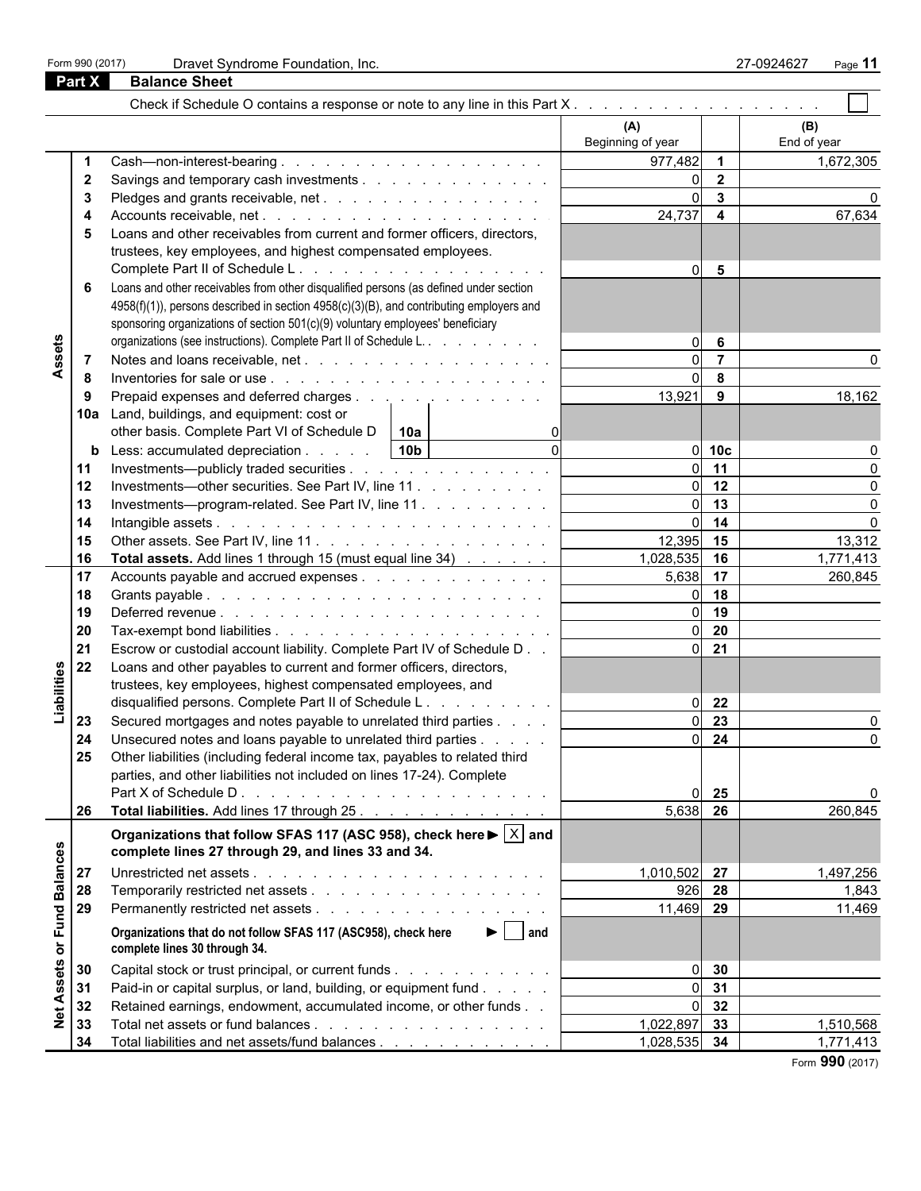Form 990 (2017) Dravet Syndrome Foundation, Inc. 27-0924627

## Part X Balance Sheet

Check if Schedule O contains a response or note to any line in this Part X . . . . . . . . . . . . . . . . . . ☐

| | | | (A) Beginning of year | | (B) End of year |
|---|---|---|---|---|---|
| **Assets** | 1 | Cash—non-interest-bearing . . . . . . . . . . . . . . . . . . | 977,482 | 1 | 1,672,305 |
| | 2 | Savings and temporary cash investments . . . . . . . . . . . . . | 0 | 2 | |
| | 3 | Pledges and grants receivable, net . . . . . . . . . . . . . . . | 0 | 3 | 0 |
| | 4 | Accounts receivable, net . . . . . . . . . . . . . . . . . . . | 24,737 | 4 | 67,634 |
| | 5 | Loans and other receivables from current and former officers, directors, trustees, key employees, and highest compensated employees. Complete Part II of Schedule L . . . . . . . . . . . . . . . . . | 0 | 5 | |
| | 6 | Loans and other receivables from other disqualified persons (as defined under section 4958(f)(1)), persons described in section 4958(c)(3)(B), and contributing employers and sponsoring organizations of section 501(c)(9) voluntary employees' beneficiary organizations (see instructions). Complete Part II of Schedule L. . . . . . . . . | 0 | 6 | |
| | 7 | Notes and loans receivable, net . . . . . . . . . . . . . . . . | 0 | 7 | 0 |
| | 8 | Inventories for sale or use . . . . . . . . . . . . . . . . . . | 0 | 8 | |
| | 9 | Prepaid expenses and deferred charges . . . . . . . . . . . . . . | 13,921 | 9 | 18,162 |
| | 10a | Land, buildings, and equipment: cost or other basis. Complete Part VI of Schedule D — 10a: 0 | | | |
| | b | Less: accumulated depreciation . . . . . — 10b: 0 | 0 | 10c | 0 |
| | 11 | Investments—publicly traded securities . . . . . . . . . . . . . . | 0 | 11 | 0 |
| | 12 | Investments—other securities. See Part IV, line 11 . . . . . . . . . | 0 | 12 | 0 |
| | 13 | Investments—program-related. See Part IV, line 11 . . . . . . . . . | 0 | 13 | 0 |
| | 14 | Intangible assets . . . . . . . . . . . . . . . . . . . . . . | 0 | 14 | 0 |
| | 15 | Other assets. See Part IV, line 11 . . . . . . . . . . . . . . . . | 12,395 | 15 | 13,312 |
| | 16 | **Total assets.** Add lines 1 through 15 (must equal line 34) . . . . . . | 1,028,535 | 16 | 1,771,413 |
| **Liabilities** | 17 | Accounts payable and accrued expenses . . . . . . . . . . . . . . | 5,638 | 17 | 260,845 |
| | 18 | Grants payable . . . . . . . . . . . . . . . . . . . . . . . | 0 | 18 | |
| | 19 | Deferred revenue . . . . . . . . . . . . . . . . . . . . . . | 0 | 19 | |
| | 20 | Tax-exempt bond liabilities . . . . . . . . . . . . . . . . . . . | 0 | 20 | |
| | 21 | Escrow or custodial account liability. Complete Part IV of Schedule D . . | 0 | 21 | |
| | 22 | Loans and other payables to current and former officers, directors, trustees, key employees, highest compensated employees, and disqualified persons. Complete Part II of Schedule L . . . . . . . . . | 0 | 22 | |
| | 23 | Secured mortgages and notes payable to unrelated third parties . . . . | 0 | 23 | 0 |
| | 24 | Unsecured notes and loans payable to unrelated third parties . . . . . | 0 | 24 | 0 |
| | 25 | Other liabilities (including federal income tax, payables to related third parties, and other liabilities not included on lines 17-24). Complete Part X of Schedule D . . . . . . . . . . . . . . . . . . . . . | 0 | 25 | 0 |
| | 26 | **Total liabilities.** Add lines 17 through 25 . . . . . . . . . . . . | 5,638 | 26 | 260,845 |
| **Net Assets or Fund Balances** | | **Organizations that follow SFAS 117 (ASC 958), check here ▶ ☒ and complete lines 27 through 29, and lines 33 and 34.** | | | |
| | 27 | Unrestricted net assets . . . . . . . . . . . . . . . . . . . . | 1,010,502 | 27 | 1,497,256 |
| | 28 | Temporarily restricted net assets . . . . . . . . . . . . . . . . | 926 | 28 | 1,843 |
| | 29 | Permanently restricted net assets . . . . . . . . . . . . . . . . | 11,469 | 29 | 11,469 |
| | | **Organizations that do not follow SFAS 117 (ASC958), check here ▶ ☐ and complete lines 30 through 34.** | | | |
| | 30 | Capital stock or trust principal, or current funds . . . . . . . . . . | 0 | 30 | |
| | 31 | Paid-in or capital surplus, or land, building, or equipment fund . . . . . | 0 | 31 | |
| | 32 | Retained earnings, endowment, accumulated income, or other funds . . | 0 | 32 | |
| | 33 | Total net assets or fund balances . . . . . . . . . . . . . . . . | 1,022,897 | 33 | 1,510,568 |
| | 34 | Total liabilities and net assets/fund balances . . . . . . . . . . . . | 1,028,535 | 34 | 1,771,413 |

Form **990** (2017)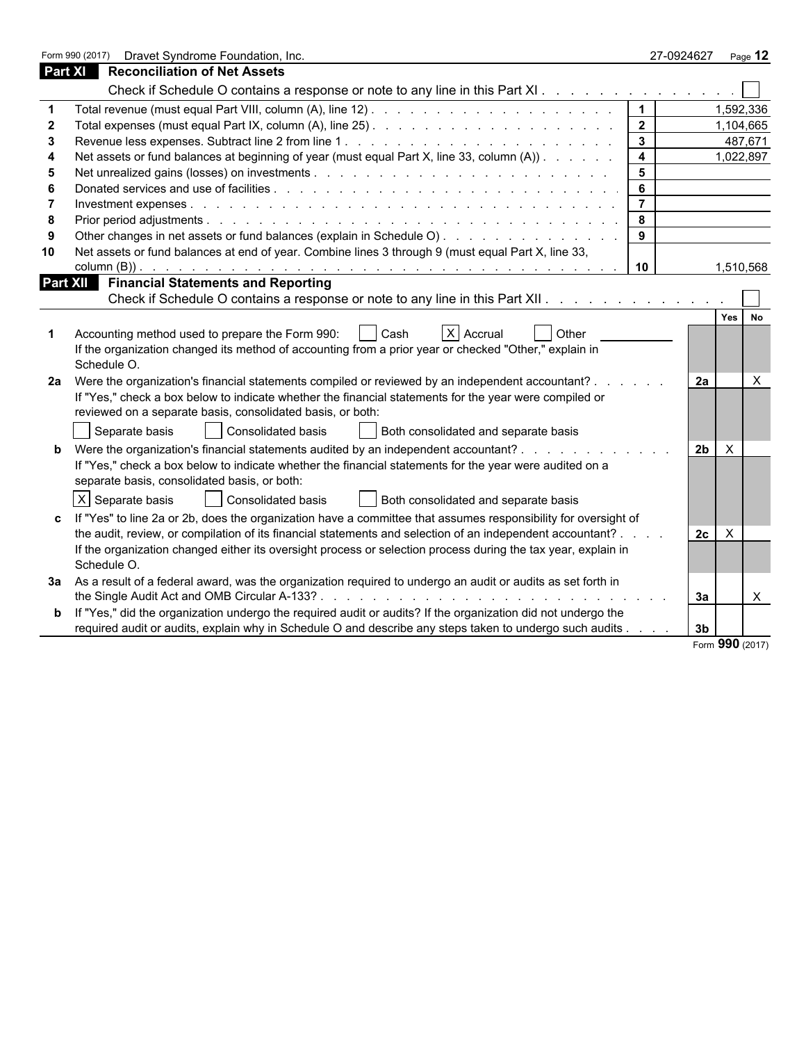Form 990 (2017) Dravet Syndrome Foundation, Inc. 27-0924627

## Part XI Reconciliation of Net Assets

Check if Schedule O contains a response or note to any line in this Part XI . . . . . . . . . . . . . . . ☐

| | | | |
|---|---|---|---|
| 1 | Total revenue (must equal Part VIII, column (A), line 12) | 1 | 1,592,336 |
| 2 | Total expenses (must equal Part IX, column (A), line 25) | 2 | 1,104,665 |
| 3 | Revenue less expenses. Subtract line 2 from line 1 | 3 | 487,671 |
| 4 | Net assets or fund balances at beginning of year (must equal Part X, line 33, column (A)) | 4 | 1,022,897 |
| 5 | Net unrealized gains (losses) on investments | 5 | |
| 6 | Donated services and use of facilities | 6 | |
| 7 | Investment expenses | 7 | |
| 8 | Prior period adjustments | 8 | |
| 9 | Other changes in net assets or fund balances (explain in Schedule O) | 9 | |
| 10 | Net assets or fund balances at end of year. Combine lines 3 through 9 (must equal Part X, line 33, column (B)) | 10 | 1,510,568 |

## Part XII Financial Statements and Reporting

Check if Schedule O contains a response or note to any line in this Part XII . . . . . . . . . . . . . ☐

| | | | Yes | No |
|---|---|---|---|---|
| 1 | Accounting method used to prepare the Form 990: ☐ Cash ☒ Accrual ☐ Other<br>If the organization changed its method of accounting from a prior year or checked "Other," explain in Schedule O. | | | |
| 2a | Were the organization's financial statements compiled or reviewed by an independent accountant?<br>If "Yes," check a box below to indicate whether the financial statements for the year were compiled or reviewed on a separate basis, consolidated basis, or both:<br>☐ Separate basis ☐ Consolidated basis ☐ Both consolidated and separate basis | 2a | | X |
| b | Were the organization's financial statements audited by an independent accountant?<br>If "Yes," check a box below to indicate whether the financial statements for the year were audited on a separate basis, consolidated basis, or both:<br>☒ Separate basis ☐ Consolidated basis ☐ Both consolidated and separate basis | 2b | X | |
| c | If "Yes" to line 2a or 2b, does the organization have a committee that assumes responsibility for oversight of the audit, review, or compilation of its financial statements and selection of an independent accountant?<br>If the organization changed either its oversight process or selection process during the tax year, explain in Schedule O. | 2c | X | |
| 3a | As a result of a federal award, was the organization required to undergo an audit or audits as set forth in the Single Audit Act and OMB Circular A-133? | 3a | | X |
| b | If "Yes," did the organization undergo the required audit or audits? If the organization did not undergo the required audit or audits, explain why in Schedule O and describe any steps taken to undergo such audits | 3b | | |

Form **990** (2017)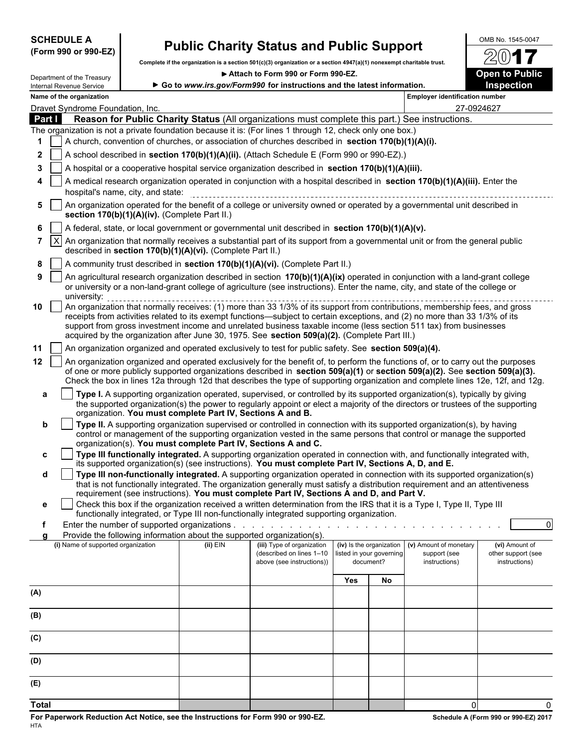**SCHEDULE A**
**(Form 990 or 990-EZ)**

Department of the Treasury
Internal Revenue Service

# Public Charity Status and Public Support

**Complete if the organization is a section 501(c)(3) organization or a section 4947(a)(1) nonexempt charitable trust.**

► **Attach to Form 990 or Form 990-EZ.**

► **Go to *www.irs.gov/Form990* for instructions and the latest information.**

OMB No. 1545-0047

**2017**

**Open to Public Inspection**

**Name of the organization**
Dravet Syndrome Foundation, Inc.

**Employer identification number**
27-0924627

## Part I — Reason for Public Charity Status (All organizations must complete this part.) See instructions.

The organization is not a private foundation because it is: (For lines 1 through 12, check only one box.)

1. [ ] A church, convention of churches, or association of churches described in **section 170(b)(1)(A)(i).**
2. [ ] A school described in **section 170(b)(1)(A)(ii).** (Attach Schedule E (Form 990 or 990-EZ).)
3. [ ] A hospital or a cooperative hospital service organization described in **section 170(b)(1)(A)(iii).**
4. [ ] A medical research organization operated in conjunction with a hospital described in **section 170(b)(1)(A)(iii).** Enter the hospital's name, city, and state:
5. [ ] An organization operated for the benefit of a college or university owned or operated by a governmental unit described in **section 170(b)(1)(A)(iv).** (Complete Part II.)
6. [ ] A federal, state, or local government or governmental unit described in **section 170(b)(1)(A)(v).**
7. [X] An organization that normally receives a substantial part of its support from a governmental unit or from the general public described in **section 170(b)(1)(A)(vi).** (Complete Part II.)
8. [ ] A community trust described in **section 170(b)(1)(A)(vi).** (Complete Part II.)
9. [ ] An agricultural research organization described in section **170(b)(1)(A)(ix)** operated in conjunction with a land-grant college or university or a non-land-grant college of agriculture (see instructions). Enter the name, city, and state of the college or university:
10. [ ] An organization that normally receives: (1) more than 33 1/3% of its support from contributions, membership fees, and gross receipts from activities related to its exempt functions—subject to certain exceptions, and (2) no more than 33 1/3% of its support from gross investment income and unrelated business taxable income (less section 511 tax) from businesses acquired by the organization after June 30, 1975. See **section 509(a)(2).** (Complete Part III.)
11. [ ] An organization organized and operated exclusively to test for public safety. See **section 509(a)(4).**
12. [ ] An organization organized and operated exclusively for the benefit of, to perform the functions of, or to carry out the purposes of one or more publicly supported organizations described in **section 509(a)(1)** or **section 509(a)(2).** See **section 509(a)(3).** Check the box in lines 12a through 12d that describes the type of supporting organization and complete lines 12e, 12f, and 12g.
   - **a** [ ] **Type I.** A supporting organization operated, supervised, or controlled by its supported organization(s), typically by giving the supported organization(s) the power to regularly appoint or elect a majority of the directors or trustees of the supporting organization. **You must complete Part IV, Sections A and B.**
   - **b** [ ] **Type II.** A supporting organization supervised or controlled in connection with its supported organization(s), by having control or management of the supporting organization vested in the same persons that control or manage the supported organization(s). **You must complete Part IV, Sections A and C.**
   - **c** [ ] **Type III functionally integrated.** A supporting organization operated in connection with, and functionally integrated with, its supported organization(s) (see instructions). **You must complete Part IV, Sections A, D, and E.**
   - **d** [ ] **Type III non-functionally integrated.** A supporting organization operated in connection with its supported organization(s) that is not functionally integrated. The organization generally must satisfy a distribution requirement and an attentiveness requirement (see instructions). **You must complete Part IV, Sections A and D, and Part V.**
   - **e** [ ] Check this box if the organization received a written determination from the IRS that it is a Type I, Type II, Type III functionally integrated, or Type III non-functionally integrated supporting organization.
   - **f** Enter the number of supported organizations . . . . . . 0
   - **g** Provide the following information about the supported organization(s).

| (i) Name of supported organization | (ii) EIN | (iii) Type of organization (described on lines 1–10 above (see instructions)) | (iv) Is the organization listed in your governing document? | | (v) Amount of monetary support (see instructions) | (vi) Amount of other support (see instructions) |
|---|---|---|---|---|---|---|
| | | | Yes | No | | |
| (A) | | | | | | |
| (B) | | | | | | |
| (C) | | | | | | |
| (D) | | | | | | |
| (E) | | | | | | |
| **Total** | | | | | 0 | 0 |

**For Paperwork Reduction Act Notice, see the Instructions for Form 990 or 990-EZ.** HTA

**Schedule A (Form 990 or 990-EZ) 2017**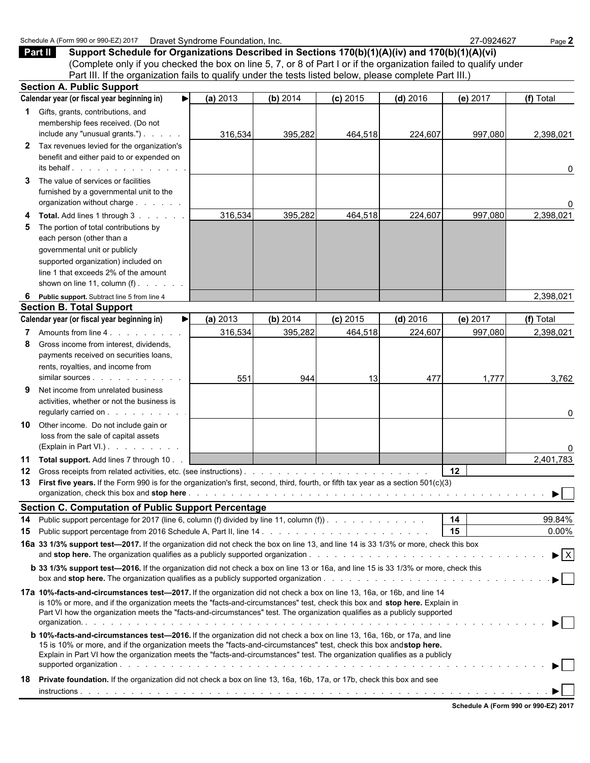Schedule A (Form 990 or 990-EZ) 2017 Dravet Syndrome Foundation, Inc. 27-0924627

**Part II Support Schedule for Organizations Described in Sections 170(b)(1)(A)(iv) and 170(b)(1)(A)(vi)**
(Complete only if you checked the box on line 5, 7, or 8 of Part I or if the organization failed to qualify under Part III. If the organization fails to qualify under the tests listed below, please complete Part III.)

## Section A. Public Support

| Calendar year (or fiscal year beginning in) ▶ | (a) 2013 | (b) 2014 | (c) 2015 | (d) 2016 | (e) 2017 | (f) Total |
|---|---|---|---|---|---|---|
| **1** Gifts, grants, contributions, and membership fees received. (Do not include any "unusual grants.") | 316,534 | 395,282 | 464,518 | 224,607 | 997,080 | 2,398,021 |
| **2** Tax revenues levied for the organization's benefit and either paid to or expended on its behalf | | | | | | 0 |
| **3** The value of services or facilities furnished by a governmental unit to the organization without charge | | | | | | 0 |
| **4 Total.** Add lines 1 through 3 | 316,534 | 395,282 | 464,518 | 224,607 | 997,080 | 2,398,021 |
| **5** The portion of total contributions by each person (other than a governmental unit or publicly supported organization) included on line 1 that exceeds 2% of the amount shown on line 11, column (f) | | | | | | |
| **6 Public support.** Subtract line 5 from line 4 | | | | | | 2,398,021 |

## Section B. Total Support

| Calendar year (or fiscal year beginning in) ▶ | (a) 2013 | (b) 2014 | (c) 2015 | (d) 2016 | (e) 2017 | (f) Total |
|---|---|---|---|---|---|---|
| **7** Amounts from line 4 | 316,534 | 395,282 | 464,518 | 224,607 | 997,080 | 2,398,021 |
| **8** Gross income from interest, dividends, payments received on securities loans, rents, royalties, and income from similar sources | 551 | 944 | 13 | 477 | 1,777 | 3,762 |
| **9** Net income from unrelated business activities, whether or not the business is regularly carried on | | | | | | 0 |
| **10** Other income. Do not include gain or loss from the sale of capital assets (Explain in Part VI.) | | | | | | 0 |
| **11 Total support.** Add lines 7 through 10 | | | | | | 2,401,783 |

**12** Gross receipts from related activities, etc. (see instructions) . . . **12**

**13 First five years.** If the Form 990 is for the organization's first, second, third, fourth, or fifth tax year as a section 501(c)(3) organization, check this box and **stop here** ▶ ☐

## Section C. Computation of Public Support Percentage

**14** Public support percentage for 2017 (line 6, column (f) divided by line 11, column (f)) . . . **14** 99.84%

**15** Public support percentage from 2016 Schedule A, Part II, line 14 . . . **15** 0.00%

**16a 33 1/3% support test—2017.** If the organization did not check the box on line 13, and line 14 is 33 1/3% or more, check this box and **stop here.** The organization qualifies as a publicly supported organization ▶ ☒

**b 33 1/3% support test—2016.** If the organization did not check a box on line 13 or 16a, and line 15 is 33 1/3% or more, check this box and **stop here.** The organization qualifies as a publicly supported organization ▶ ☐

**17a 10%-facts-and-circumstances test—2017.** If the organization did not check a box on line 13, 16a, or 16b, and line 14 is 10% or more, and if the organization meets the "facts-and-circumstances" test, check this box and **stop here.** Explain in Part VI how the organization meets the "facts-and-circumstances" test. The organization qualifies as a publicly supported organization. ▶ ☐

**b 10%-facts-and-circumstances test—2016.** If the organization did not check a box on line 13, 16a, 16b, or 17a, and line 15 is 10% or more, and if the organization meets the "facts-and-circumstances" test, check this box and **stop here.** Explain in Part VI how the organization meets the "facts-and-circumstances" test. The organization qualifies as a publicly supported organization ▶ ☐

**18 Private foundation.** If the organization did not check a box on line 13, 16a, 16b, 17a, or 17b, check this box and see instructions ▶ ☐

**Schedule A (Form 990 or 990-EZ) 2017**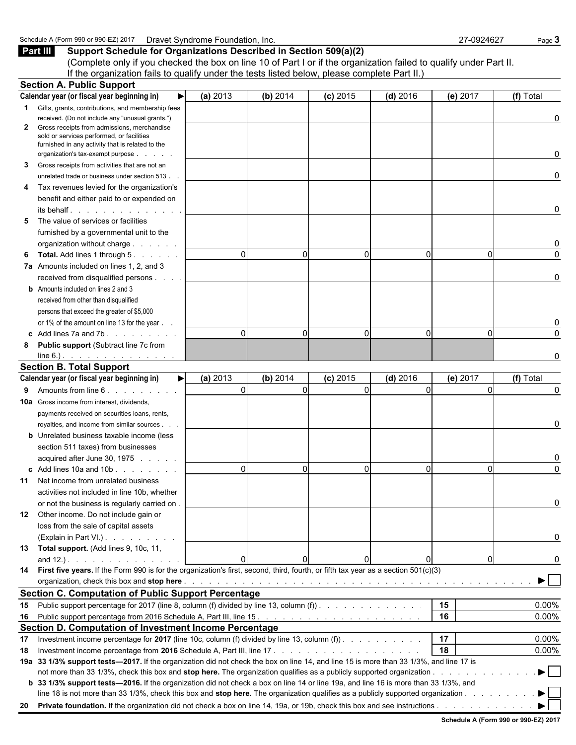Schedule A (Form 990 or 990-EZ) 2017 Dravet Syndrome Foundation, Inc. 27-0924627

## Part III Support Schedule for Organizations Described in Section 509(a)(2)

(Complete only if you checked the box on line 10 of Part I or if the organization failed to qualify under Part II. If the organization fails to qualify under the tests listed below, please complete Part II.)

### Section A. Public Support

| Calendar year (or fiscal year beginning in) ▶ | (a) 2013 | (b) 2014 | (c) 2015 | (d) 2016 | (e) 2017 | (f) Total |
|---|---|---|---|---|---|---|
| 1 Gifts, grants, contributions, and membership fees received. (Do not include any "unusual grants.") | | | | | | 0 |
| 2 Gross receipts from admissions, merchandise sold or services performed, or facilities furnished in any activity that is related to the organization's tax-exempt purpose | | | | | | 0 |
| 3 Gross receipts from activities that are not an unrelated trade or business under section 513 | | | | | | 0 |
| 4 Tax revenues levied for the organization's benefit and either paid to or expended on its behalf | | | | | | 0 |
| 5 The value of services or facilities furnished by a governmental unit to the organization without charge | | | | | | 0 |
| 6 **Total.** Add lines 1 through 5 | 0 | 0 | 0 | 0 | 0 | 0 |
| 7a Amounts included on lines 1, 2, and 3 received from disqualified persons | | | | | | 0 |
| b Amounts included on lines 2 and 3 received from other than disqualified persons that exceed the greater of $5,000 or 1% of the amount on line 13 for the year | | | | | | 0 |
| c Add lines 7a and 7b | 0 | 0 | 0 | 0 | 0 | 0 |
| 8 **Public support** (Subtract line 7c from line 6.) | | | | | | 0 |

### Section B. Total Support

| Calendar year (or fiscal year beginning in) ▶ | (a) 2013 | (b) 2014 | (c) 2015 | (d) 2016 | (e) 2017 | (f) Total |
|---|---|---|---|---|---|---|
| 9 Amounts from line 6 | 0 | 0 | 0 | 0 | 0 | 0 |
| 10a Gross income from interest, dividends, payments received on securities loans, rents, royalties, and income from similar sources | | | | | | 0 |
| b Unrelated business taxable income (less section 511 taxes) from businesses acquired after June 30, 1975 | | | | | | 0 |
| c Add lines 10a and 10b | 0 | 0 | 0 | 0 | 0 | 0 |
| 11 Net income from unrelated business activities not included in line 10b, whether or not the business is regularly carried on | | | | | | 0 |
| 12 Other income. Do not include gain or loss from the sale of capital assets (Explain in Part VI.) | | | | | | 0 |
| 13 **Total support.** (Add lines 9, 10c, 11, and 12.) | 0 | 0 | 0 | 0 | 0 | 0 |

14 **First five years.** If the Form 990 is for the organization's first, second, third, fourth, or fifth tax year as a section 501(c)(3) organization, check this box and **stop here** ▶ ☐

### Section C. Computation of Public Support Percentage

| | | |
|---|---|---|
| 15 Public support percentage for 2017 (line 8, column (f) divided by line 13, column (f)) | 15 | 0.00% |
| 16 Public support percentage from 2016 Schedule A, Part III, line 15 | 16 | 0.00% |

### Section D. Computation of Investment Income Percentage

| | | |
|---|---|---|
| 17 Investment income percentage for **2017** (line 10c, column (f) divided by line 13, column (f)) | 17 | 0.00% |
| 18 Investment income percentage from **2016** Schedule A, Part III, line 17 | 18 | 0.00% |

19a **33 1/3% support tests—2017.** If the organization did not check the box on line 14, and line 15 is more than 33 1/3%, and line 17 is not more than 33 1/3%, check this box and **stop here.** The organization qualifies as a publicly supported organization ▶ ☐

b **33 1/3% support tests—2016.** If the organization did not check a box on line 14 or line 19a, and line 16 is more than 33 1/3%, and line 18 is not more than 33 1/3%, check this box and **stop here.** The organization qualifies as a publicly supported organization ▶ ☐

20 **Private foundation.** If the organization did not check a box on line 14, 19a, or 19b, check this box and see instructions ▶ ☐

Schedule A (Form 990 or 990-EZ) 2017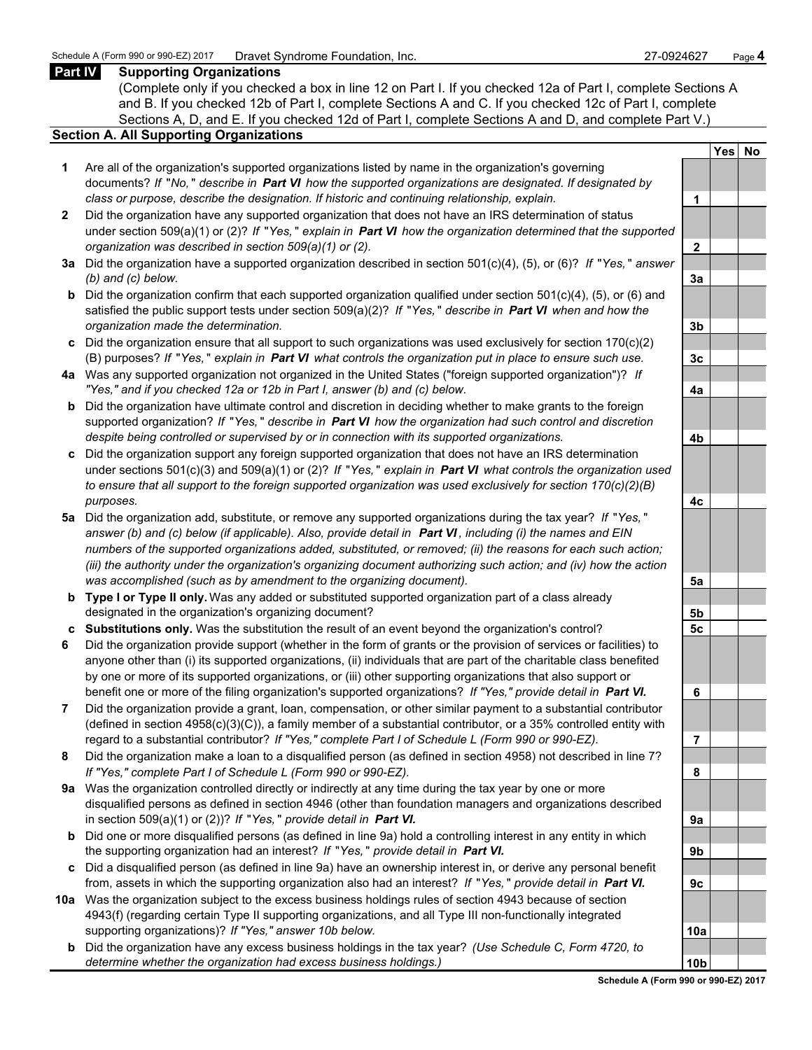**Part IV Supporting Organizations**

(Complete only if you checked a box in line 12 on Part I. If you checked 12a of Part I, complete Sections A and B. If you checked 12b of Part I, complete Sections A and C. If you checked 12c of Part I, complete Sections A, D, and E. If you checked 12d of Part I, complete Sections A and D, and complete Part V.)

**Section A. All Supporting Organizations**

| | Question | Line | Yes | No |
|---|---|---|---|---|
| **1** | Are all of the organization's supported organizations listed by name in the organization's governing documents? *If "No," describe in* ***Part VI*** *how the supported organizations are designated. If designated by class or purpose, describe the designation. If historic and continuing relationship, explain.* | 1 | | |
| **2** | Did the organization have any supported organization that does not have an IRS determination of status under section 509(a)(1) or (2)? *If "Yes," explain in* ***Part VI*** *how the organization determined that the supported organization was described in section 509(a)(1) or (2).* | 2 | | |
| **3a** | Did the organization have a supported organization described in section 501(c)(4), (5), or (6)? *If "Yes," answer (b) and (c) below.* | 3a | | |
| **b** | Did the organization confirm that each supported organization qualified under section 501(c)(4), (5), or (6) and satisfied the public support tests under section 509(a)(2)? *If "Yes," describe in* ***Part VI*** *when and how the organization made the determination.* | 3b | | |
| **c** | Did the organization ensure that all support to such organizations was used exclusively for section 170(c)(2)(B) purposes? *If "Yes," explain in* ***Part VI*** *what controls the organization put in place to ensure such use.* | 3c | | |
| **4a** | Was any supported organization not organized in the United States ("foreign supported organization")? *If "Yes," and if you checked 12a or 12b in Part I, answer (b) and (c) below.* | 4a | | |
| **b** | Did the organization have ultimate control and discretion in deciding whether to make grants to the foreign supported organization? *If "Yes," describe in* ***Part VI*** *how the organization had such control and discretion despite being controlled or supervised by or in connection with its supported organizations.* | 4b | | |
| **c** | Did the organization support any foreign supported organization that does not have an IRS determination under sections 501(c)(3) and 509(a)(1) or (2)? *If "Yes," explain in* ***Part VI*** *what controls the organization used to ensure that all support to the foreign supported organization was used exclusively for section 170(c)(2)(B) purposes.* | 4c | | |
| **5a** | Did the organization add, substitute, or remove any supported organizations during the tax year? *If "Yes," answer (b) and (c) below (if applicable). Also, provide detail in* ***Part VI****, including (i) the names and EIN numbers of the supported organizations added, substituted, or removed; (ii) the reasons for each such action; (iii) the authority under the organization's organizing document authorizing such action; and (iv) how the action was accomplished (such as by amendment to the organizing document).* | 5a | | |
| **b** | **Type I or Type II only.** Was any added or substituted supported organization part of a class already designated in the organization's organizing document? | 5b | | |
| **c** | **Substitutions only.** Was the substitution the result of an event beyond the organization's control? | 5c | | |
| **6** | Did the organization provide support (whether in the form of grants or the provision of services or facilities) to anyone other than (i) its supported organizations, (ii) individuals that are part of the charitable class benefited by one or more of its supported organizations, or (iii) other supporting organizations that also support or benefit one or more of the filing organization's supported organizations? *If "Yes," provide detail in* ***Part VI.*** | 6 | | |
| **7** | Did the organization provide a grant, loan, compensation, or other similar payment to a substantial contributor (defined in section 4958(c)(3)(C)), a family member of a substantial contributor, or a 35% controlled entity with regard to a substantial contributor? *If "Yes," complete Part I of Schedule L (Form 990 or 990-EZ).* | 7 | | |
| **8** | Did the organization make a loan to a disqualified person (as defined in section 4958) not described in line 7? *If "Yes," complete Part I of Schedule L (Form 990 or 990-EZ).* | 8 | | |
| **9a** | Was the organization controlled directly or indirectly at any time during the tax year by one or more disqualified persons as defined in section 4946 (other than foundation managers and organizations described in section 509(a)(1) or (2))? *If "Yes," provide detail in* ***Part VI.*** | 9a | | |
| **b** | Did one or more disqualified persons (as defined in line 9a) hold a controlling interest in any entity in which the supporting organization had an interest? *If "Yes," provide detail in* ***Part VI.*** | 9b | | |
| **c** | Did a disqualified person (as defined in line 9a) have an ownership interest in, or derive any personal benefit from, assets in which the supporting organization also had an interest? *If "Yes," provide detail in* ***Part VI.*** | 9c | | |
| **10a** | Was the organization subject to the excess business holdings rules of section 4943 because of section 4943(f) (regarding certain Type II supporting organizations, and all Type III non-functionally integrated supporting organizations)? *If "Yes," answer 10b below.* | 10a | | |
| **b** | Did the organization have any excess business holdings in the tax year? *(Use Schedule C, Form 4720, to determine whether the organization had excess business holdings.)* | 10b | | |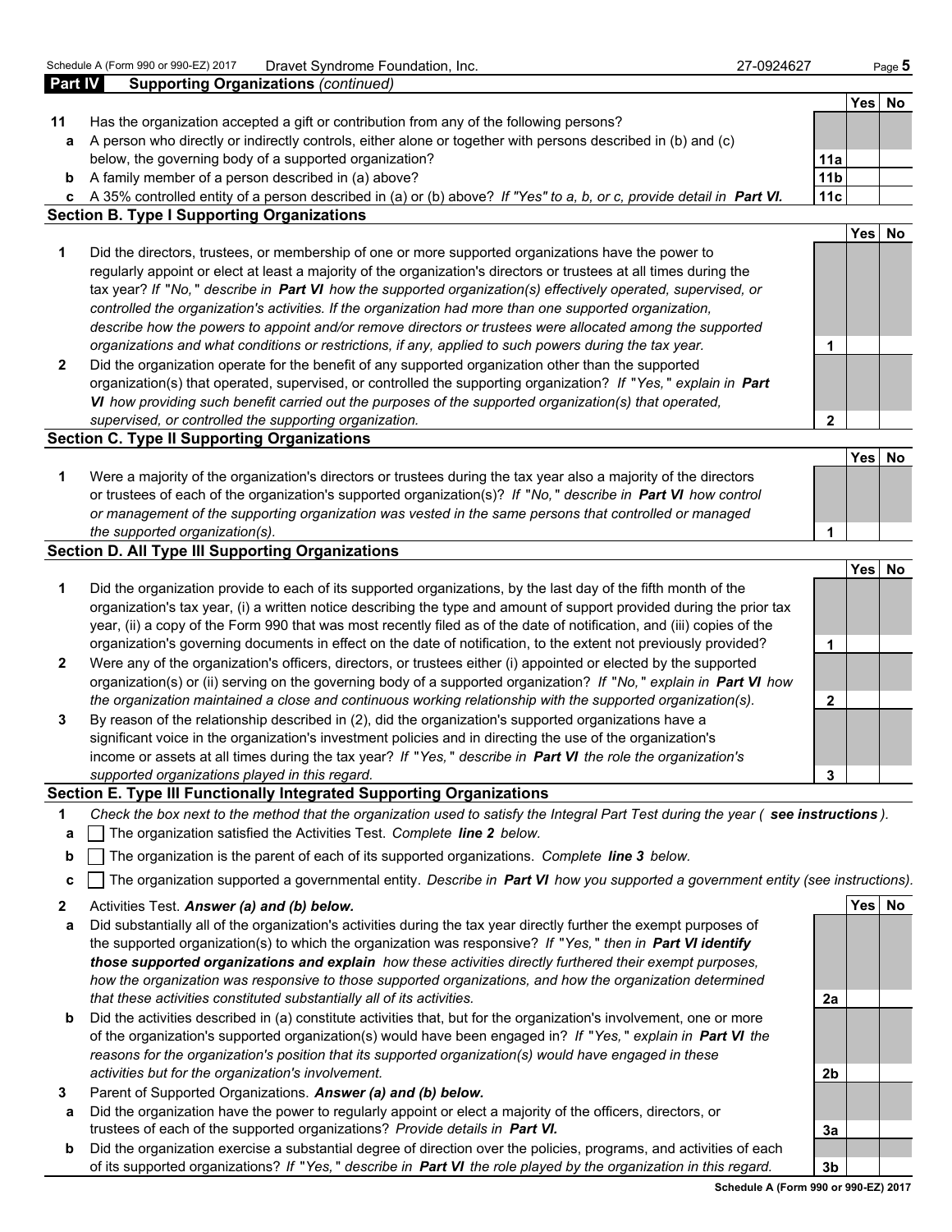Schedule A (Form 990 or 990-EZ) 2017 Dravet Syndrome Foundation, Inc. 27-0924627

## Part IV Supporting Organizations *(continued)*

| | | | Yes | No |
|---|---|---|---|---|
| **11** | Has the organization accepted a gift or contribution from any of the following persons? | | | |
| **a** | A person who directly or indirectly controls, either alone or together with persons described in (b) and (c) below, the governing body of a supported organization? | 11a | | |
| **b** | A family member of a person described in (a) above? | 11b | | |
| **c** | A 35% controlled entity of a person described in (a) or (b) above? *If "Yes" to a, b, or c, provide detail in* ***Part VI.*** | 11c | | |

### Section B. Type I Supporting Organizations

| | | | Yes | No |
|---|---|---|---|---|
| **1** | Did the directors, trustees, or membership of one or more supported organizations have the power to regularly appoint or elect at least a majority of the organization's directors or trustees at all times during the tax year? *If "No," describe in* ***Part VI*** *how the supported organization(s) effectively operated, supervised, or controlled the organization's activities. If the organization had more than one supported organization, describe how the powers to appoint and/or remove directors or trustees were allocated among the supported organizations and what conditions or restrictions, if any, applied to such powers during the tax year.* | 1 | | |
| **2** | Did the organization operate for the benefit of any supported organization other than the supported organization(s) that operated, supervised, or controlled the supporting organization? *If "Yes," explain in* ***Part VI*** *how providing such benefit carried out the purposes of the supported organization(s) that operated, supervised, or controlled the supporting organization.* | 2 | | |

### Section C. Type II Supporting Organizations

| | | | Yes | No |
|---|---|---|---|---|
| **1** | Were a majority of the organization's directors or trustees during the tax year also a majority of the directors or trustees of each of the organization's supported organization(s)? *If "No," describe in* ***Part VI*** *how control or management of the supporting organization was vested in the same persons that controlled or managed the supported organization(s).* | 1 | | |

### Section D. All Type III Supporting Organizations

| | | | Yes | No |
|---|---|---|---|---|
| **1** | Did the organization provide to each of its supported organizations, by the last day of the fifth month of the organization's tax year, (i) a written notice describing the type and amount of support provided during the prior tax year, (ii) a copy of the Form 990 that was most recently filed as of the date of notification, and (iii) copies of the organization's governing documents in effect on the date of notification, to the extent not previously provided? | 1 | | |
| **2** | Were any of the organization's officers, directors, or trustees either (i) appointed or elected by the supported organization(s) or (ii) serving on the governing body of a supported organization? *If "No," explain in* ***Part VI*** *how the organization maintained a close and continuous working relationship with the supported organization(s).* | 2 | | |
| **3** | By reason of the relationship described in (2), did the organization's supported organizations have a significant voice in the organization's investment policies and in directing the use of the organization's income or assets at all times during the tax year? *If "Yes," describe in* ***Part VI*** *the role the organization's supported organizations played in this regard.* | 3 | | |

### Section E. Type III Functionally Integrated Supporting Organizations

**1** *Check the box next to the method that the organization used to satisfy the Integral Part Test during the year (* ***see instructions*** *).*

- **a** ☐ The organization satisfied the Activities Test. *Complete* ***line 2*** *below.*
- **b** ☐ The organization is the parent of each of its supported organizations. *Complete* ***line 3*** *below.*
- **c** ☐ The organization supported a governmental entity. *Describe in* ***Part VI*** *how you supported a government entity (see instructions).*

| | | | Yes | No |
|---|---|---|---|---|
| **2** | Activities Test. ***Answer (a) and (b) below.*** | | | |
| **a** | Did substantially all of the organization's activities during the tax year directly further the exempt purposes of the supported organization(s) to which the organization was responsive? *If "Yes," then in* ***Part VI identify those supported organizations and explain*** *how these activities directly furthered their exempt purposes, how the organization was responsive to those supported organizations, and how the organization determined that these activities constituted substantially all of its activities.* | 2a | | |
| **b** | Did the activities described in (a) constitute activities that, but for the organization's involvement, one or more of the organization's supported organization(s) would have been engaged in? *If "Yes," explain in* ***Part VI*** *the reasons for the organization's position that its supported organization(s) would have engaged in these activities but for the organization's involvement.* | 2b | | |
| **3** | Parent of Supported Organizations. ***Answer (a) and (b) below.*** | | | |
| **a** | Did the organization have the power to regularly appoint or elect a majority of the officers, directors, or trustees of each of the supported organizations? *Provide details in* ***Part VI.*** | 3a | | |
| **b** | Did the organization exercise a substantial degree of direction over the policies, programs, and activities of each of its supported organizations? *If "Yes," describe in* ***Part VI*** *the role played by the organization in this regard.* | 3b | | |

**Schedule A (Form 990 or 990-EZ) 2017**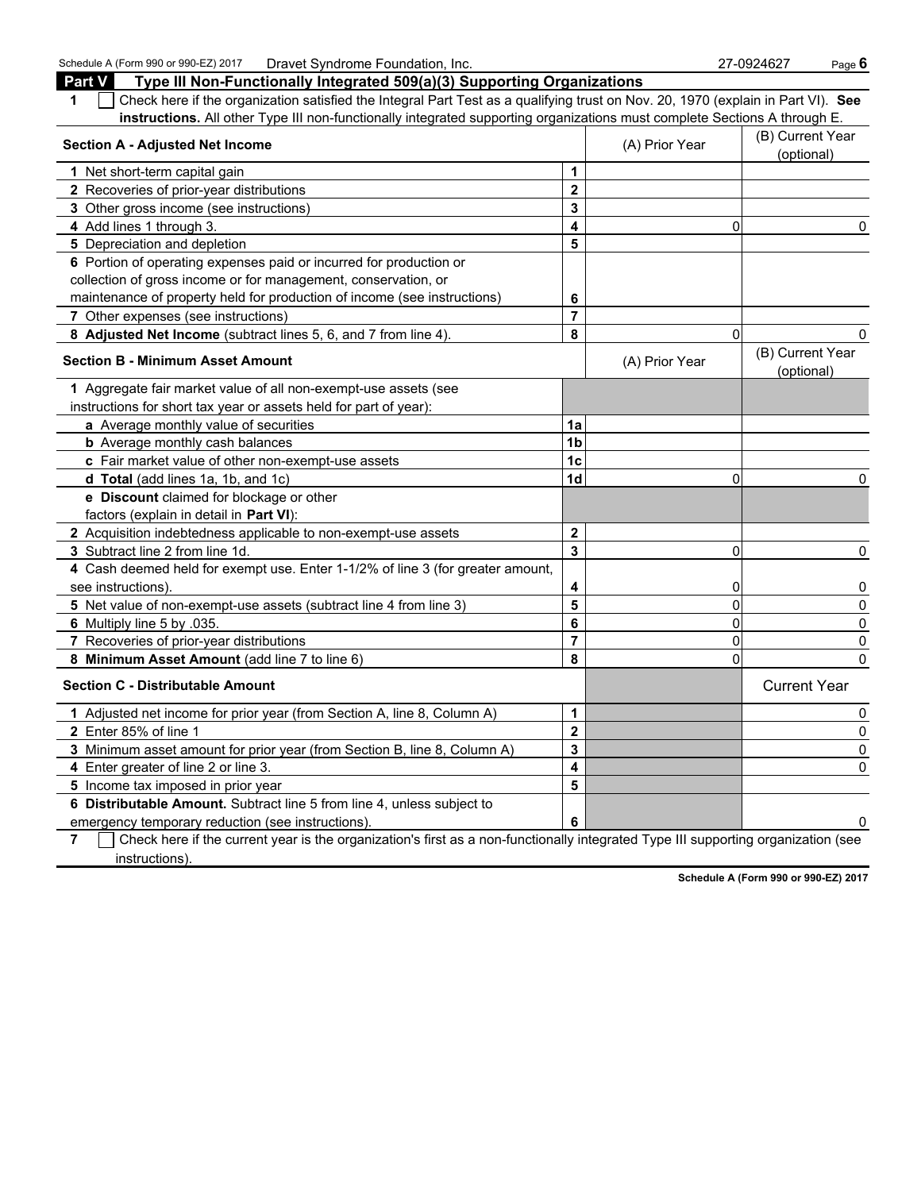Schedule A (Form 990 or 990-EZ) 2017 Dravet Syndrome Foundation, Inc. 27-0924627

## Part V Type III Non-Functionally Integrated 509(a)(3) Supporting Organizations

**1** ☐ Check here if the organization satisfied the Integral Part Test as a qualifying trust on Nov. 20, 1970 (explain in Part VI). **See instructions.** All other Type III non-functionally integrated supporting organizations must complete Sections A through E.

| **Section A - Adjusted Net Income** | | (A) Prior Year | (B) Current Year (optional) |
|---|---|---|---|
| **1** Net short-term capital gain | **1** | | |
| **2** Recoveries of prior-year distributions | **2** | | |
| **3** Other gross income (see instructions) | **3** | | |
| **4** Add lines 1 through 3. | **4** | 0 | 0 |
| **5** Depreciation and depletion | **5** | | |
| **6** Portion of operating expenses paid or incurred for production or collection of gross income or for management, conservation, or maintenance of property held for production of income (see instructions) | **6** | | |
| **7** Other expenses (see instructions) | **7** | | |
| **8 Adjusted Net Income** (subtract lines 5, 6, and 7 from line 4). | **8** | 0 | 0 |

| **Section B - Minimum Asset Amount** | | (A) Prior Year | (B) Current Year (optional) |
|---|---|---|---|
| **1** Aggregate fair market value of all non-exempt-use assets (see instructions for short tax year or assets held for part of year): | | | |
| **a** Average monthly value of securities | **1a** | | |
| **b** Average monthly cash balances | **1b** | | |
| **c** Fair market value of other non-exempt-use assets | **1c** | | |
| **d Total** (add lines 1a, 1b, and 1c) | **1d** | 0 | 0 |
| **e Discount** claimed for blockage or other factors (explain in detail in **Part VI**): | | | |
| **2** Acquisition indebtedness applicable to non-exempt-use assets | **2** | | |
| **3** Subtract line 2 from line 1d. | **3** | 0 | 0 |
| **4** Cash deemed held for exempt use. Enter 1-1/2% of line 3 (for greater amount, see instructions). | **4** | 0 | 0 |
| **5** Net value of non-exempt-use assets (subtract line 4 from line 3) | **5** | 0 | 0 |
| **6** Multiply line 5 by .035. | **6** | 0 | 0 |
| **7** Recoveries of prior-year distributions | **7** | 0 | 0 |
| **8 Minimum Asset Amount** (add line 7 to line 6) | **8** | 0 | 0 |

| **Section C - Distributable Amount** | | | Current Year |
|---|---|---|---|
| **1** Adjusted net income for prior year (from Section A, line 8, Column A) | **1** | | 0 |
| **2** Enter 85% of line 1 | **2** | | 0 |
| **3** Minimum asset amount for prior year (from Section B, line 8, Column A) | **3** | | 0 |
| **4** Enter greater of line 2 or line 3. | **4** | | 0 |
| **5** Income tax imposed in prior year | **5** | | |
| **6 Distributable Amount.** Subtract line 5 from line 4, unless subject to emergency temporary reduction (see instructions). | **6** | | 0 |

**7** ☐ Check here if the current year is the organization's first as a non-functionally integrated Type III supporting organization (see instructions).

**Schedule A (Form 990 or 990-EZ) 2017**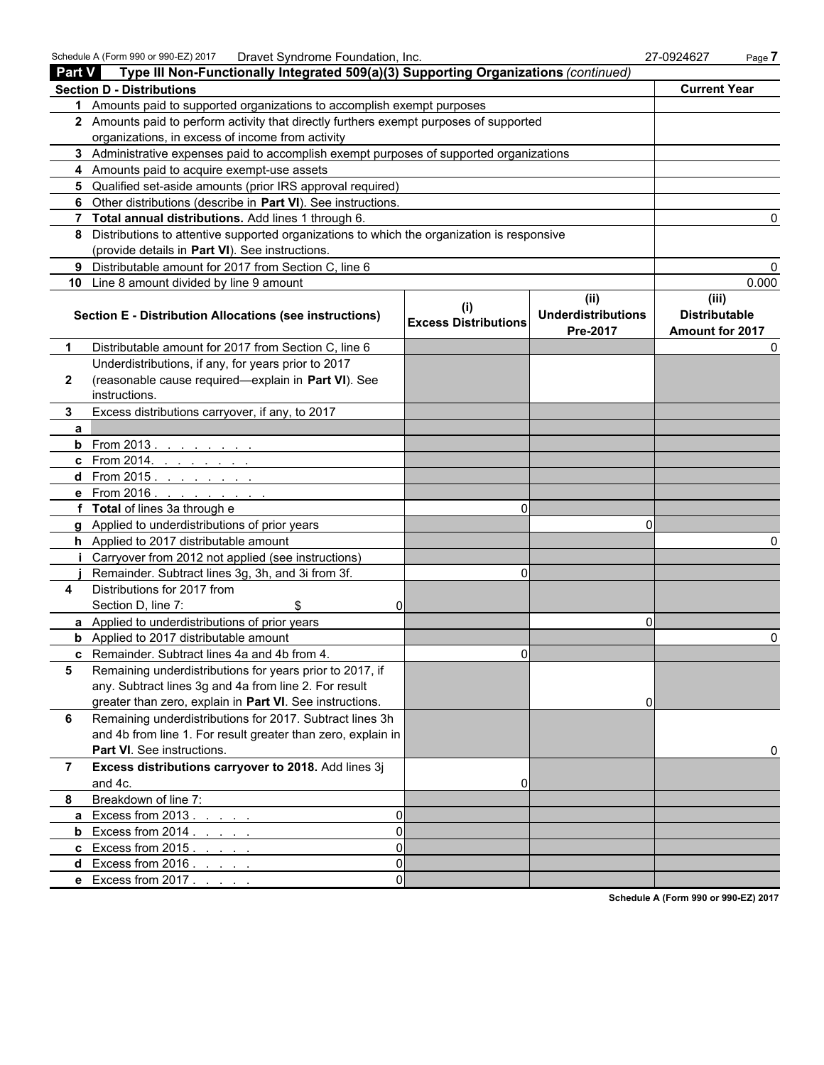Schedule A (Form 990 or 990-EZ) 2017 Dravet Syndrome Foundation, Inc. 27-0924627

## Part V Type III Non-Functionally Integrated 509(a)(3) Supporting Organizations *(continued)*

| Section D - Distributions | Current Year |
|---|---|
| **1** Amounts paid to supported organizations to accomplish exempt purposes | |
| **2** Amounts paid to perform activity that directly furthers exempt purposes of supported organizations, in excess of income from activity | |
| **3** Administrative expenses paid to accomplish exempt purposes of supported organizations | |
| **4** Amounts paid to acquire exempt-use assets | |
| **5** Qualified set-aside amounts (prior IRS approval required) | |
| **6** Other distributions (describe in **Part VI**). See instructions. | |
| **7** **Total annual distributions.** Add lines 1 through 6. | 0 |
| **8** Distributions to attentive supported organizations to which the organization is responsive (provide details in **Part VI**). See instructions. | |
| **9** Distributable amount for 2017 from Section C, line 6 | 0 |
| **10** Line 8 amount divided by line 9 amount | 0.000 |

| | Section E - Distribution Allocations (see instructions) | (i) Excess Distributions | (ii) Underdistributions Pre-2017 | (iii) Distributable Amount for 2017 |
|---|---|---|---|---|
| **1** | Distributable amount for 2017 from Section C, line 6 | | | 0 |
| **2** | Underdistributions, if any, for years prior to 2017 (reasonable cause required—explain in **Part VI**). See instructions. | | | |
| **3** | Excess distributions carryover, if any, to 2017 | | | |
| **a** | | | | |
| **b** | From 2013 . . . . . . . . | | | |
| **c** | From 2014. . . . . . . . | | | |
| **d** | From 2015 . . . . . . . . | | | |
| **e** | From 2016 . . . . . . . . . | | | |
| **f** | **Total** of lines 3a through e | 0 | | |
| **g** | Applied to underdistributions of prior years | | 0 | |
| **h** | Applied to 2017 distributable amount | | | 0 |
| **i** | Carryover from 2012 not applied (see instructions) | | | |
| **j** | Remainder. Subtract lines 3g, 3h, and 3i from 3f. | 0 | | |
| **4** | Distributions for 2017 from Section D, line 7: $ 0 | | | |
| **a** | Applied to underdistributions of prior years | | 0 | |
| **b** | Applied to 2017 distributable amount | | | 0 |
| **c** | Remainder. Subtract lines 4a and 4b from 4. | 0 | | |
| **5** | Remaining underdistributions for years prior to 2017, if any. Subtract lines 3g and 4a from line 2. For result greater than zero, explain in **Part VI**. See instructions. | | 0 | |
| **6** | Remaining underdistributions for 2017. Subtract lines 3h and 4b from line 1. For result greater than zero, explain in **Part VI**. See instructions. | | | 0 |
| **7** | **Excess distributions carryover to 2018.** Add lines 3j and 4c. | 0 | | |
| **8** | Breakdown of line 7: | | | |
| **a** | Excess from 2013 . . . . . 0 | | | |
| **b** | Excess from 2014 . . . . . 0 | | | |
| **c** | Excess from 2015 . . . . . 0 | | | |
| **d** | Excess from 2016 . . . . . 0 | | | |
| **e** | Excess from 2017 . . . . . 0 | | | |

**Schedule A (Form 990 or 990-EZ) 2017**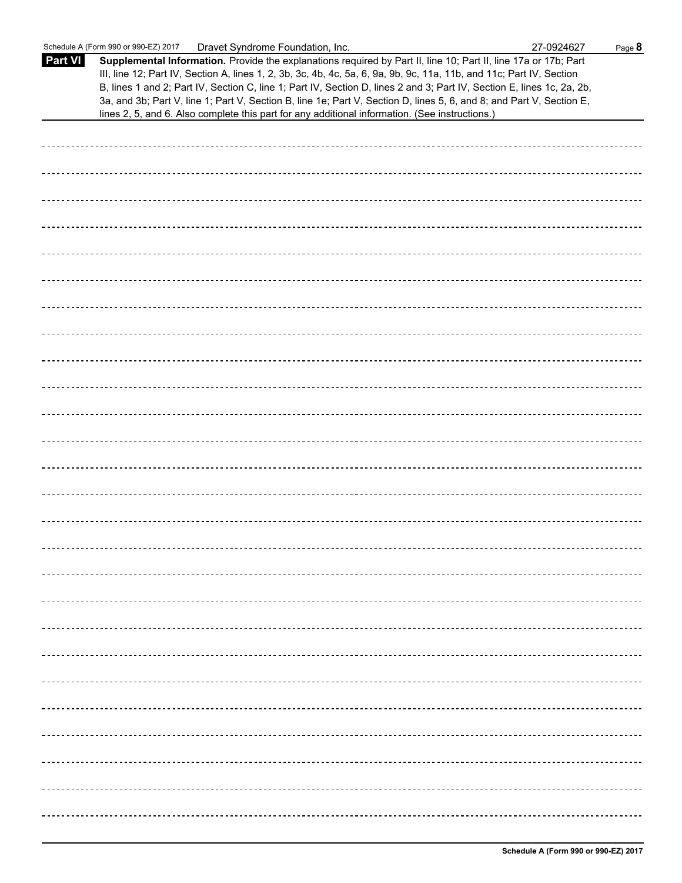**Part VI** **Supplemental Information.** Provide the explanations required by Part II, line 10; Part II, line 17a or 17b; Part III, line 12; Part IV, Section A, lines 1, 2, 3b, 3c, 4b, 4c, 5a, 6, 9a, 9b, 9c, 11a, 11b, and 11c; Part IV, Section B, lines 1 and 2; Part IV, Section C, line 1; Part IV, Section D, lines 2 and 3; Part IV, Section E, lines 1c, 2a, 2b, 3a, and 3b; Part V, line 1; Part V, Section B, line 1e; Part V, Section D, lines 5, 6, and 8; and Part V, Section E, lines 2, 5, and 6. Also complete this part for any additional information. (See instructions.)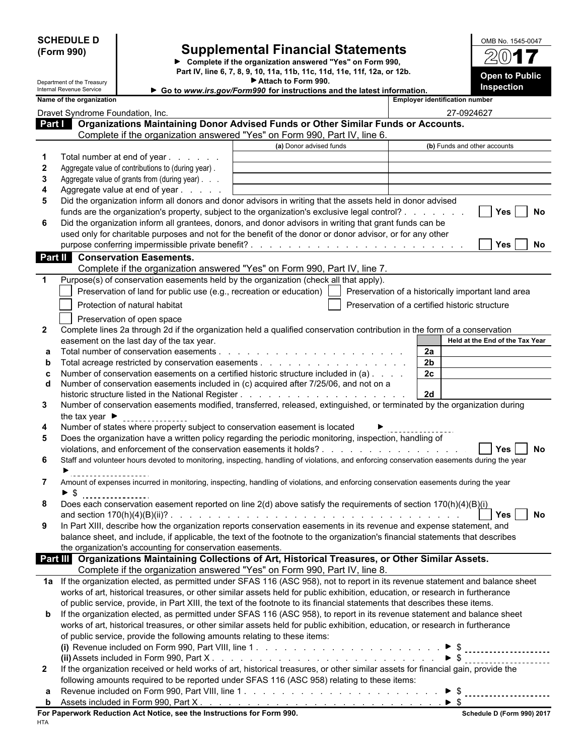**SCHEDULE D (Form 990)**

Department of the Treasury
Internal Revenue Service

# Supplemental Financial Statements

▶ Complete if the organization answered "Yes" on Form 990, Part IV, line 6, 7, 8, 9, 10, 11a, 11b, 11c, 11d, 11e, 11f, 12a, or 12b.
▶ Attach to Form 990.
▶ Go to *www.irs.gov/Form990* for instructions and the latest information.

OMB No. 1545-0047

**2017**

**Open to Public Inspection**

| Name of the organization | Employer identification number |
|---|---|
| Dravet Syndrome Foundation, Inc. | 27-0924627 |

## Part I Organizations Maintaining Donor Advised Funds or Other Similar Funds or Accounts.

Complete if the organization answered "Yes" on Form 990, Part IV, line 6.

| | | (a) Donor advised funds | (b) Funds and other accounts |
|---|---|---|---|
| 1 | Total number at end of year | | |
| 2 | Aggregate value of contributions to (during year) | | |
| 3 | Aggregate value of grants from (during year) | | |
| 4 | Aggregate value at end of year | | |

5 Did the organization inform all donors and donor advisors in writing that the assets held in donor advised funds are the organization's property, subject to the organization's exclusive legal control? ☐ Yes ☐ No

6 Did the organization inform all grantees, donors, and donor advisors in writing that grant funds can be used only for charitable purposes and not for the benefit of the donor or donor advisor, or for any other purpose conferring impermissible private benefit? ☐ Yes ☐ No

## Part II Conservation Easements.

Complete if the organization answered "Yes" on Form 990, Part IV, line 7.

1 Purpose(s) of conservation easements held by the organization (check all that apply).

☐ Preservation of land for public use (e.g., recreation or education)
☐ Preservation of a historically important land area
☐ Protection of natural habitat
☐ Preservation of a certified historic structure
☐ Preservation of open space

2 Complete lines 2a through 2d if the organization held a qualified conservation contribution in the form of a conservation easement on the last day of the tax year.

| | | | Held at the End of the Tax Year |
|---|---|---|---|
| a | Total number of conservation easements | 2a | |
| b | Total acreage restricted by conservation easements | 2b | |
| c | Number of conservation easements on a certified historic structure included in (a) | 2c | |
| d | Number of conservation easements included in (c) acquired after 7/25/06, and not on a historic structure listed in the National Register | 2d | |

3 Number of conservation easements modified, transferred, released, extinguished, or terminated by the organization during the tax year ▶

4 Number of states where property subject to conservation easement is located ▶

5 Does the organization have a written policy regarding the periodic monitoring, inspection, handling of violations, and enforcement of the conservation easements it holds? ☐ Yes ☐ No

6 Staff and volunteer hours devoted to monitoring, inspecting, handling of violations, and enforcing conservation easements during the year ▶

7 Amount of expenses incurred in monitoring, inspecting, handling of violations, and enforcing conservation easements during the year ▶ $

8 Does each conservation easement reported on line 2(d) above satisfy the requirements of section 170(h)(4)(B)(i) and section 170(h)(4)(B)(ii)? ☐ Yes ☐ No

9 In Part XIII, describe how the organization reports conservation easements in its revenue and expense statement, and balance sheet, and include, if applicable, the text of the footnote to the organization's financial statements that describes the organization's accounting for conservation easements.

## Part III Organizations Maintaining Collections of Art, Historical Treasures, or Other Similar Assets.

Complete if the organization answered "Yes" on Form 990, Part IV, line 8.

1a If the organization elected, as permitted under SFAS 116 (ASC 958), not to report in its revenue statement and balance sheet works of art, historical treasures, or other similar assets held for public exhibition, education, or research in furtherance of public service, provide, in Part XIII, the text of the footnote to its financial statements that describes these items.

b If the organization elected, as permitted under SFAS 116 (ASC 958), to report in its revenue statement and balance sheet works of art, historical treasures, or other similar assets held for public exhibition, education, or research in furtherance of public service, provide the following amounts relating to these items:

(i) Revenue included on Form 990, Part VIII, line 1 ▶ $

(ii) Assets included in Form 990, Part X ▶ $

2 If the organization received or held works of art, historical treasures, or other similar assets for financial gain, provide the following amounts required to be reported under SFAS 116 (ASC 958) relating to these items:

a Revenue included on Form 990, Part VIII, line 1 ▶ $

b Assets included in Form 990, Part X ▶ $

**For Paperwork Reduction Act Notice, see the Instructions for Form 990.** **Schedule D (Form 990) 2017**

HTA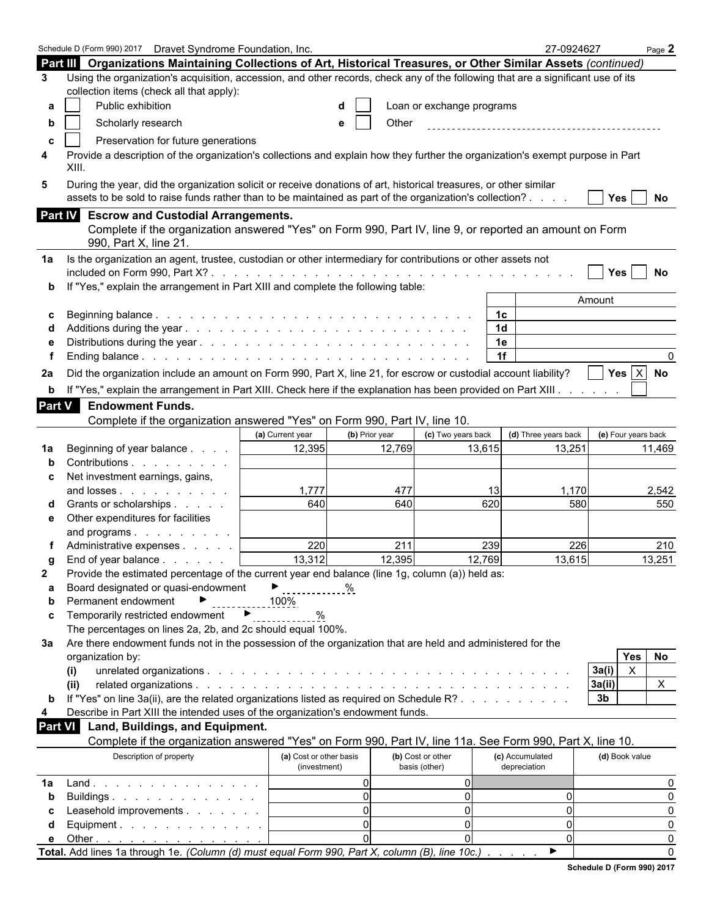Schedule D (Form 990) 2017 Dravet Syndrome Foundation, Inc. 27-0924627 Page **2**

## Part III Organizations Maintaining Collections of Art, Historical Treasures, or Other Similar Assets *(continued)*

**3** Using the organization's acquisition, accession, and other records, check any of the following that are a significant use of its collection items (check all that apply):

- **a** ☐ Public exhibition
- **b** ☐ Scholarly research
- **c** ☐ Preservation for future generations
- **d** ☐ Loan or exchange programs
- **e** ☐ Other

**4** Provide a description of the organization's collections and explain how they further the organization's exempt purpose in Part XIII.

**5** During the year, did the organization solicit or receive donations of art, historical treasures, or other similar assets to be sold to raise funds rather than to be maintained as part of the organization's collection? ☐ Yes ☐ No

## Part IV Escrow and Custodial Arrangements.

Complete if the organization answered "Yes" on Form 990, Part IV, line 9, or reported an amount on Form 990, Part X, line 21.

**1a** Is the organization an agent, trustee, custodian or other intermediary for contributions or other assets not included on Form 990, Part X? ☐ Yes ☐ No

**b** If "Yes," explain the arrangement in Part XIII and complete the following table:

| | | | Amount |
|---|---|---|---|
| c | Beginning balance | 1c | |
| d | Additions during the year | 1d | |
| e | Distributions during the year | 1e | |
| f | Ending balance | 1f | 0 |

**2a** Did the organization include an amount on Form 990, Part X, line 21, for escrow or custodial account liability? ☐ Yes ☒ No

**b** If "Yes," explain the arrangement in Part XIII. Check here if the explanation has been provided on Part XIII ☐

## Part V Endowment Funds.

Complete if the organization answered "Yes" on Form 990, Part IV, line 10.

| | | (a) Current year | (b) Prior year | (c) Two years back | (d) Three years back | (e) Four years back |
|---|---|---|---|---|---|---|
| 1a | Beginning of year balance | 12,395 | 12,769 | 13,615 | 13,251 | 11,469 |
| b | Contributions | | | | | |
| c | Net investment earnings, gains, and losses | 1,777 | 477 | 13 | 1,170 | 2,542 |
| d | Grants or scholarships | 640 | 640 | 620 | 580 | 550 |
| e | Other expenditures for facilities and programs | | | | | |
| f | Administrative expenses | 220 | 211 | 239 | 226 | 210 |
| g | End of year balance | 13,312 | 12,395 | 12,769 | 13,615 | 13,251 |

**2** Provide the estimated percentage of the current year end balance (line 1g, column (a)) held as:

- **a** Board designated or quasi-endowment ▶ %
- **b** Permanent endowment ▶ 100%
- **c** Temporarily restricted endowment ▶ %

The percentages on lines 2a, 2b, and 2c should equal 100%.

**3a** Are there endowment funds not in the possession of the organization that are held and administered for the organization by:

| | | | Yes | No |
|---|---|---|---|---|
| (i) | unrelated organizations | 3a(i) | X | |
| (ii) | related organizations | 3a(ii) | | X |
| b | If "Yes" on line 3a(ii), are the related organizations listed as required on Schedule R? | 3b | | |

**4** Describe in Part XIII the intended uses of the organization's endowment funds.

## Part VI Land, Buildings, and Equipment.

Complete if the organization answered "Yes" on Form 990, Part IV, line 11a. See Form 990, Part X, line 10.

| | Description of property | (a) Cost or other basis (investment) | (b) Cost or other basis (other) | (c) Accumulated depreciation | (d) Book value |
|---|---|---|---|---|---|
| 1a | Land | 0 | 0 | | 0 |
| b | Buildings | 0 | 0 | 0 | 0 |
| c | Leasehold improvements | 0 | 0 | 0 | 0 |
| d | Equipment | 0 | 0 | 0 | 0 |
| e | Other | 0 | 0 | 0 | 0 |
| **Total.** | Add lines 1a through 1e. *(Column (d) must equal Form 990, Part X, column (B), line 10c.)* ▶ | | | | 0 |

**Schedule D (Form 990) 2017**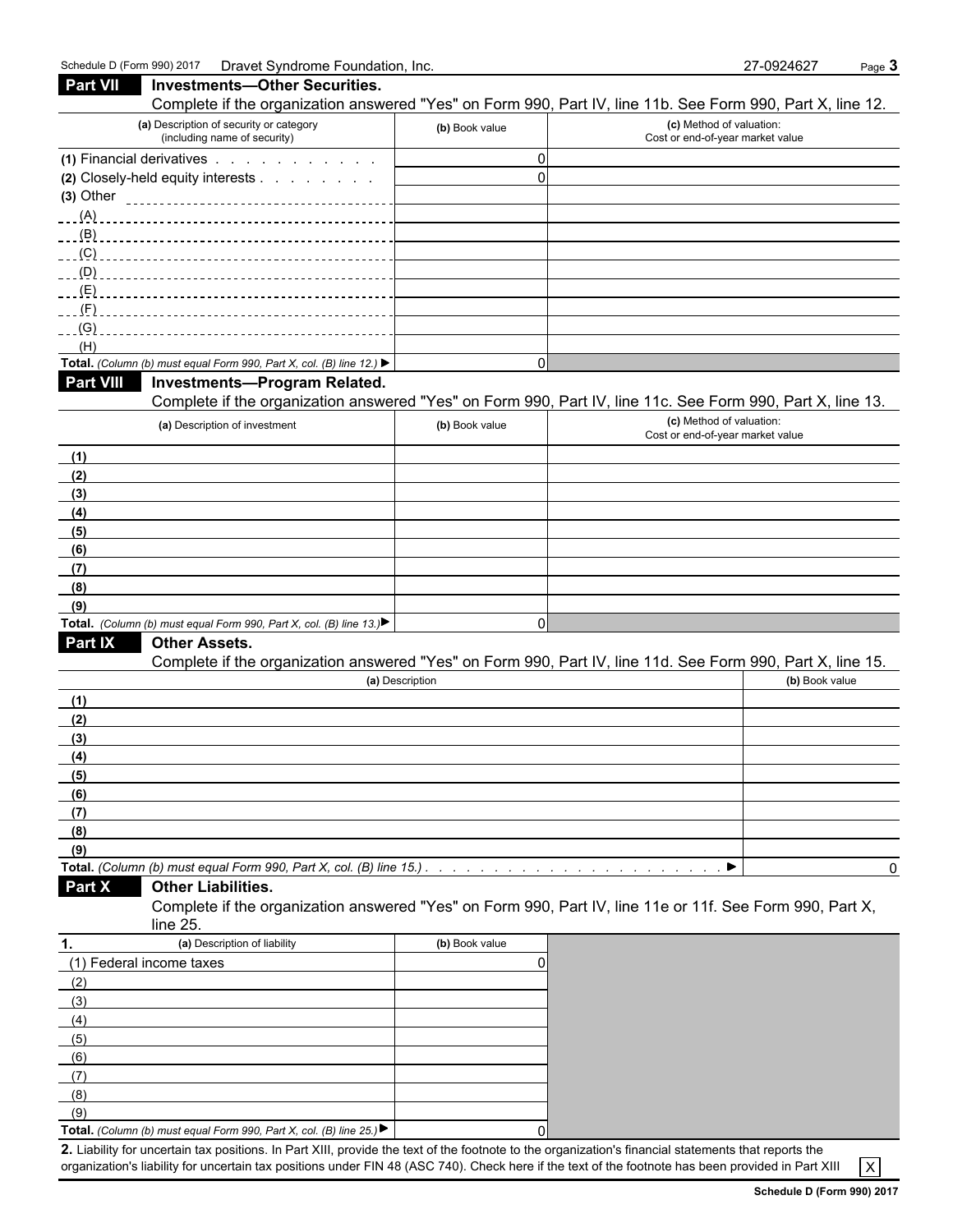Schedule D (Form 990) 2017 Dravet Syndrome Foundation, Inc. 27-0924627 Page **3**

## Part VII Investments—Other Securities.

Complete if the organization answered "Yes" on Form 990, Part IV, line 11b. See Form 990, Part X, line 12.

| (a) Description of security or category (including name of security) | (b) Book value | (c) Method of valuation: Cost or end-of-year market value |
|---|---|---|
| (1) Financial derivatives | 0 | |
| (2) Closely-held equity interests | 0 | |
| (3) Other | | |
| (A) | | |
| (B) | | |
| (C) | | |
| (D) | | |
| (E) | | |
| (F) | | |
| (G) | | |
| (H) | | |
| **Total.** *(Column (b) must equal Form 990, Part X, col. (B) line 12.)* ▶ | 0 | |

## Part VIII Investments—Program Related.

Complete if the organization answered "Yes" on Form 990, Part IV, line 11c. See Form 990, Part X, line 13.

| (a) Description of investment | (b) Book value | (c) Method of valuation: Cost or end-of-year market value |
|---|---|---|
| (1) | | |
| (2) | | |
| (3) | | |
| (4) | | |
| (5) | | |
| (6) | | |
| (7) | | |
| (8) | | |
| (9) | | |
| **Total.** *(Column (b) must equal Form 990, Part X, col. (B) line 13.)* ▶ | 0 | |

## Part IX Other Assets.

Complete if the organization answered "Yes" on Form 990, Part IV, line 11d. See Form 990, Part X, line 15.

| (a) Description | (b) Book value |
|---|---|
| (1) | |
| (2) | |
| (3) | |
| (4) | |
| (5) | |
| (6) | |
| (7) | |
| (8) | |
| (9) | |
| **Total.** *(Column (b) must equal Form 990, Part X, col. (B) line 15.)* ▶ | 0 |

## Part X Other Liabilities.

Complete if the organization answered "Yes" on Form 990, Part IV, line 11e or 11f. See Form 990, Part X, line 25.

| 1. (a) Description of liability | (b) Book value |
|---|---|
| (1) Federal income taxes | 0 |
| (2) | |
| (3) | |
| (4) | |
| (5) | |
| (6) | |
| (7) | |
| (8) | |
| (9) | |
| **Total.** *(Column (b) must equal Form 990, Part X, col. (B) line 25.)* ▶ | 0 |

**2.** Liability for uncertain tax positions. In Part XIII, provide the text of the footnote to the organization's financial statements that reports the organization's liability for uncertain tax positions under FIN 48 (ASC 740). Check here if the text of the footnote has been provided in Part XIII [X]

**Schedule D (Form 990) 2017**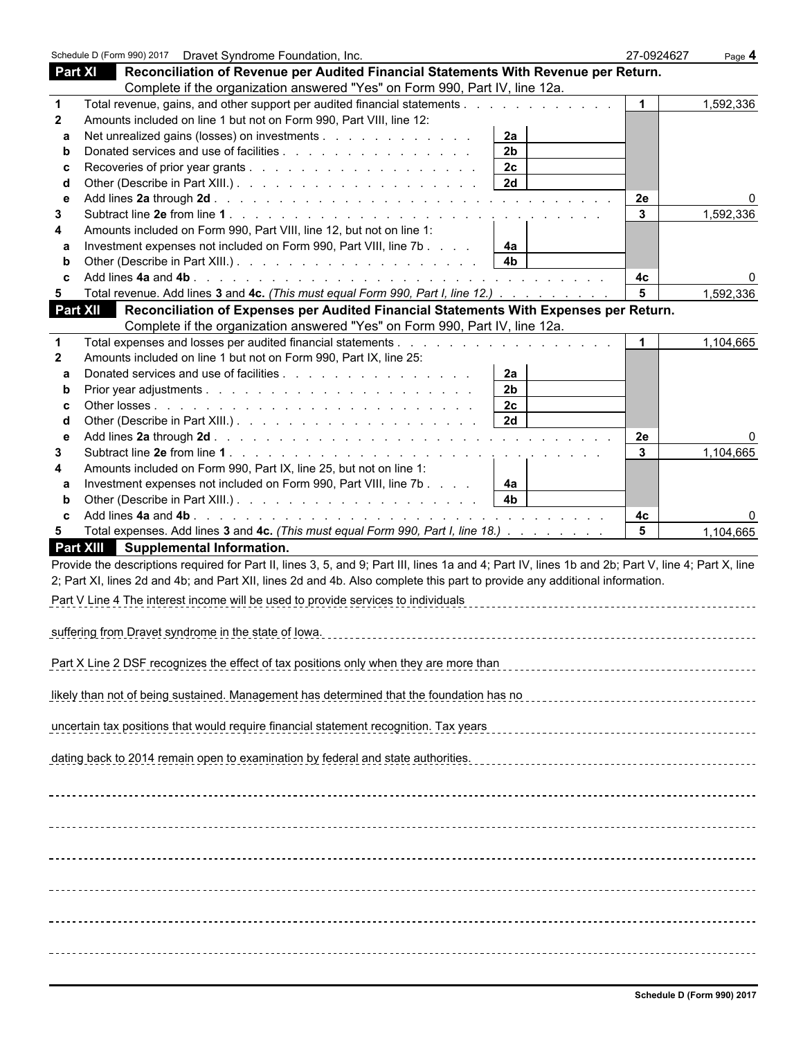Schedule D (Form 990) 2017 Dravet Syndrome Foundation, Inc. 27-0924627 Page **4**

## Part XI Reconciliation of Revenue per Audited Financial Statements With Revenue per Return.

Complete if the organization answered "Yes" on Form 990, Part IV, line 12a.

| | | | | | |
|---|---|---|---|---|---|
| 1 | Total revenue, gains, and other support per audited financial statements | | | 1 | 1,592,336 |
| 2 | Amounts included on line 1 but not on Form 990, Part VIII, line 12: | | | | |
| a | Net unrealized gains (losses) on investments | 2a | | | |
| b | Donated services and use of facilities | 2b | | | |
| c | Recoveries of prior year grants | 2c | | | |
| d | Other (Describe in Part XIII.) | 2d | | | |
| e | Add lines **2a** through **2d** | | | 2e | 0 |
| 3 | Subtract line **2e** from line **1** | | | 3 | 1,592,336 |
| 4 | Amounts included on Form 990, Part VIII, line 12, but not on line 1: | | | | |
| a | Investment expenses not included on Form 990, Part VIII, line 7b | 4a | | | |
| b | Other (Describe in Part XIII.) | 4b | | | |
| c | Add lines **4a** and **4b** | | | 4c | 0 |
| 5 | Total revenue. Add lines **3** and **4c.** *(This must equal Form 990, Part I, line 12.)* | | | 5 | 1,592,336 |

## Part XII Reconciliation of Expenses per Audited Financial Statements With Expenses per Return.

Complete if the organization answered "Yes" on Form 990, Part IV, line 12a.

| | | | | | |
|---|---|---|---|---|---|
| 1 | Total expenses and losses per audited financial statements | | | 1 | 1,104,665 |
| 2 | Amounts included on line 1 but not on Form 990, Part IX, line 25: | | | | |
| a | Donated services and use of facilities | 2a | | | |
| b | Prior year adjustments | 2b | | | |
| c | Other losses | 2c | | | |
| d | Other (Describe in Part XIII.) | 2d | | | |
| e | Add lines **2a** through **2d** | | | 2e | 0 |
| 3 | Subtract line **2e** from line **1** | | | 3 | 1,104,665 |
| 4 | Amounts included on Form 990, Part IX, line 25, but not on line 1: | | | | |
| a | Investment expenses not included on Form 990, Part VIII, line 7b | 4a | | | |
| b | Other (Describe in Part XIII.) | 4b | | | |
| c | Add lines **4a** and **4b** | | | 4c | 0 |
| 5 | Total expenses. Add lines **3** and **4c.** *(This must equal Form 990, Part I, line 18.)* | | | 5 | 1,104,665 |

## Part XIII Supplemental Information.

Provide the descriptions required for Part II, lines 3, 5, and 9; Part III, lines 1a and 4; Part IV, lines 1b and 2b; Part V, line 4; Part X, line 2; Part XI, lines 2d and 4b; and Part XII, lines 2d and 4b. Also complete this part to provide any additional information.

Part V Line 4 The interest income will be used to provide services to individuals suffering from Dravet syndrome in the state of Iowa.

Part X Line 2 DSF recognizes the effect of tax positions only when they are more than likely than not of being sustained. Management has determined that the foundation has no uncertain tax positions that would require financial statement recognition. Tax years dating back to 2014 remain open to examination by federal and state authorities.

Schedule D (Form 990) 2017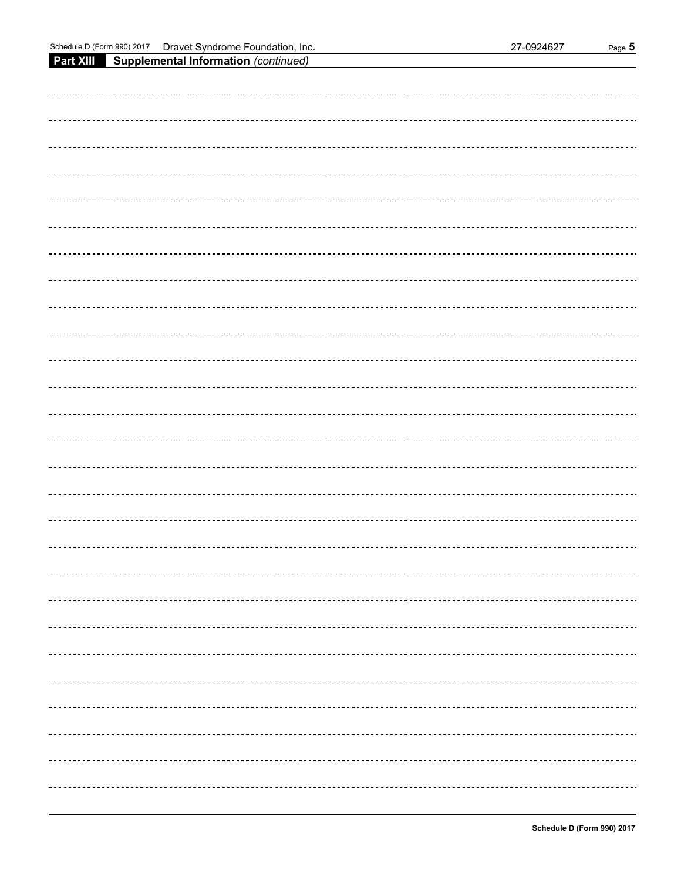**Part XIII Supplemental Information** *(continued)*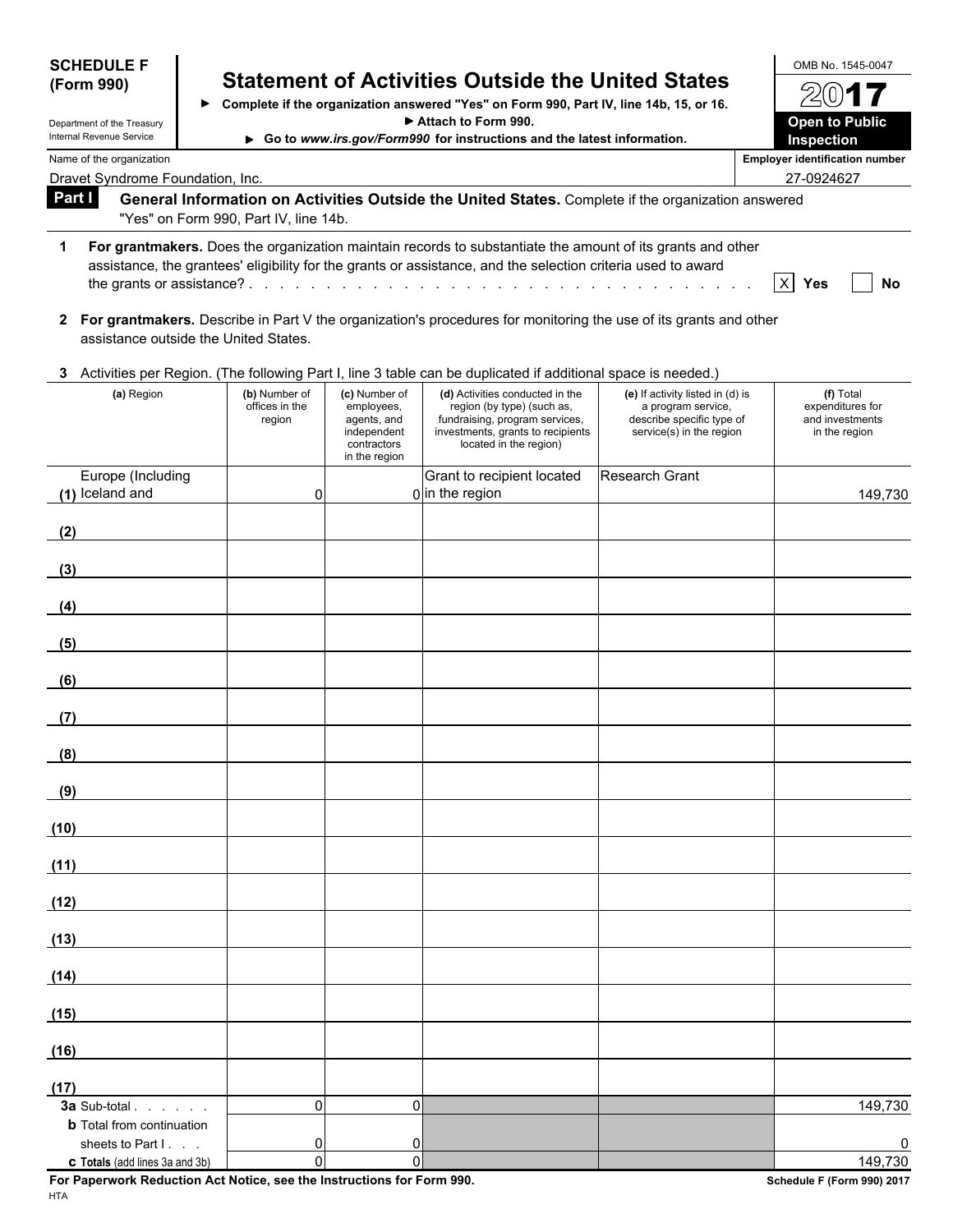**SCHEDULE F (Form 990)**

Department of the Treasury
Internal Revenue Service

# Statement of Activities Outside the United States

▶ Complete if the organization answered "Yes" on Form 990, Part IV, line 14b, 15, or 16.
▶ Attach to Form 990.
▶ Go to *www.irs.gov/Form990* for instructions and the latest information.

OMB No. 1545-0047

**2017**

**Open to Public Inspection**

Name of the organization: Dravet Syndrome Foundation, Inc.

Employer identification number: 27-0924627

## Part I General Information on Activities Outside the United States. 

Complete if the organization answered "Yes" on Form 990, Part IV, line 14b.

**1 For grantmakers.** Does the organization maintain records to substantiate the amount of its grants and other assistance, the grantees' eligibility for the grants or assistance, and the selection criteria used to award the grants or assistance? . . . . . [X] Yes [ ] No

**2 For grantmakers.** Describe in Part V the organization's procedures for monitoring the use of its grants and other assistance outside the United States.

**3** Activities per Region. (The following Part I, line 3 table can be duplicated if additional space is needed.)

| (a) Region | (b) Number of offices in the region | (c) Number of employees, agents, and independent contractors in the region | (d) Activities conducted in the region (by type) (such as, fundraising, program services, investments, grants to recipients located in the region) | (e) If activity listed in (d) is a program service, describe specific type of service(s) in the region | (f) Total expenditures for and investments in the region |
|---|---|---|---|---|---|
| (1) Europe (Including Iceland and | 0 | 0 | Grant to recipient located in the region | Research Grant | 149,730 |
| (2) | | | | | |
| (3) | | | | | |
| (4) | | | | | |
| (5) | | | | | |
| (6) | | | | | |
| (7) | | | | | |
| (8) | | | | | |
| (9) | | | | | |
| (10) | | | | | |
| (11) | | | | | |
| (12) | | | | | |
| (13) | | | | | |
| (14) | | | | | |
| (15) | | | | | |
| (16) | | | | | |
| (17) | | | | | |
| **3a** Sub-total . . . . . . | 0 | 0 | | | 149,730 |
| **b** Total from continuation sheets to Part I . . . | 0 | 0 | | | 0 |
| **c Totals** (add lines 3a and 3b) | 0 | 0 | | | 149,730 |

**For Paperwork Reduction Act Notice, see the Instructions for Form 990.** **Schedule F (Form 990) 2017**

HTA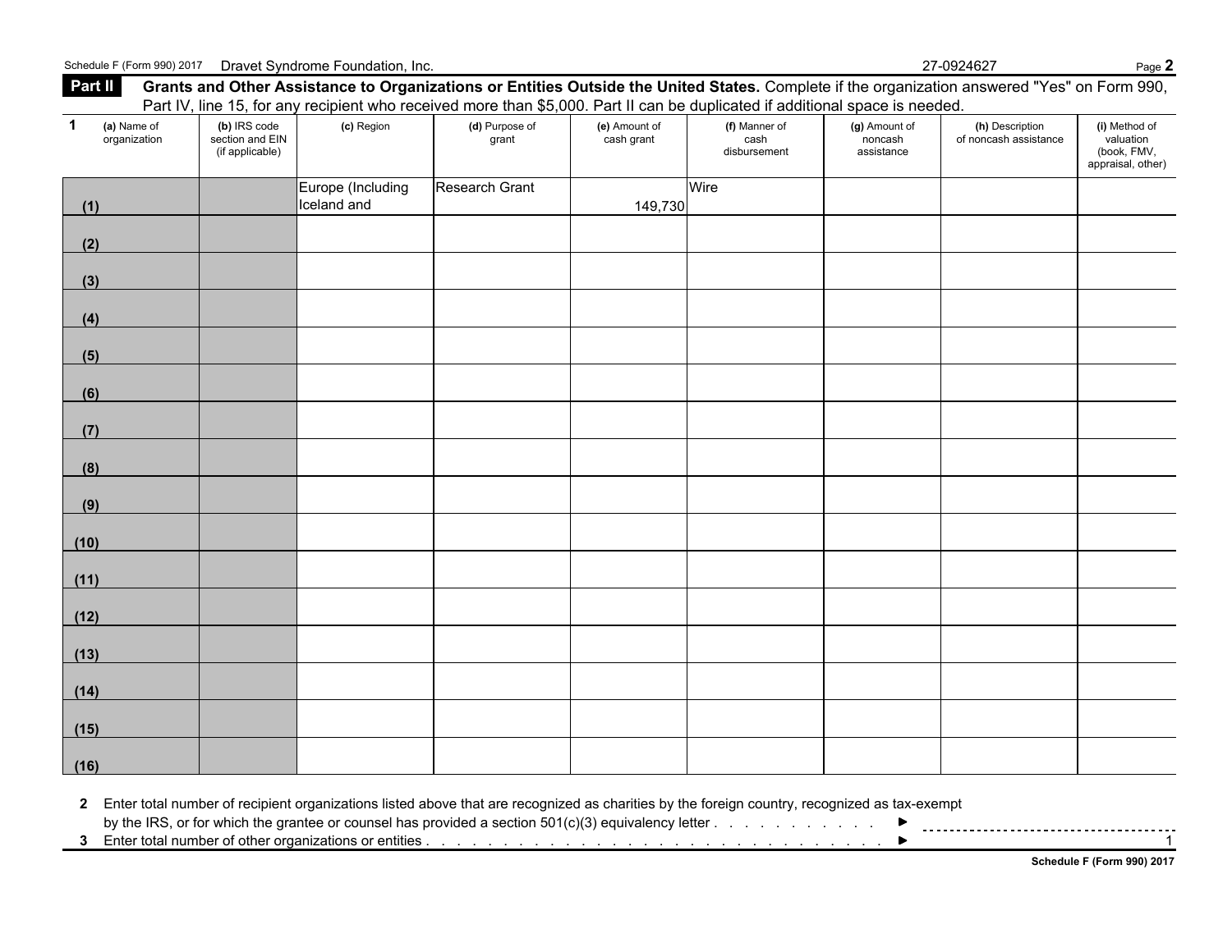Schedule F (Form 990) 2017 Dravet Syndrome Foundation, Inc. 27-0924627

## Part II Grants and Other Assistance to Organizations or Entities Outside the United States.

Complete if the organization answered "Yes" on Form 990, Part IV, line 15, for any recipient who received more than $5,000. Part II can be duplicated if additional space is needed.

**1**

| | (a) Name of organization | (b) IRS code section and EIN (if applicable) | (c) Region | (d) Purpose of grant | (e) Amount of cash grant | (f) Manner of cash disbursement | (g) Amount of noncash assistance | (h) Description of noncash assistance | (i) Method of valuation (book, FMV, appraisal, other) |
|---|---|---|---|---|---|---|---|---|---|
| (1) | | | Europe (Including Iceland and | Research Grant | 149,730 | Wire | | | |
| (2) | | | | | | | | | |
| (3) | | | | | | | | | |
| (4) | | | | | | | | | |
| (5) | | | | | | | | | |
| (6) | | | | | | | | | |
| (7) | | | | | | | | | |
| (8) | | | | | | | | | |
| (9) | | | | | | | | | |
| (10) | | | | | | | | | |
| (11) | | | | | | | | | |
| (12) | | | | | | | | | |
| (13) | | | | | | | | | |
| (14) | | | | | | | | | |
| (15) | | | | | | | | | |
| (16) | | | | | | | | | |

**2** Enter total number of recipient organizations listed above that are recognized as charities by the foreign country, recognized as tax-exempt by the IRS, or for which the grantee or counsel has provided a section 501(c)(3) equivalency letter . . . . . . . . . . . ►

**3** Enter total number of other organizations or entities . . . . . . . . . . . . . . . . . . . . . . . . . . . . . . . . . ► 1

Schedule F (Form 990) 2017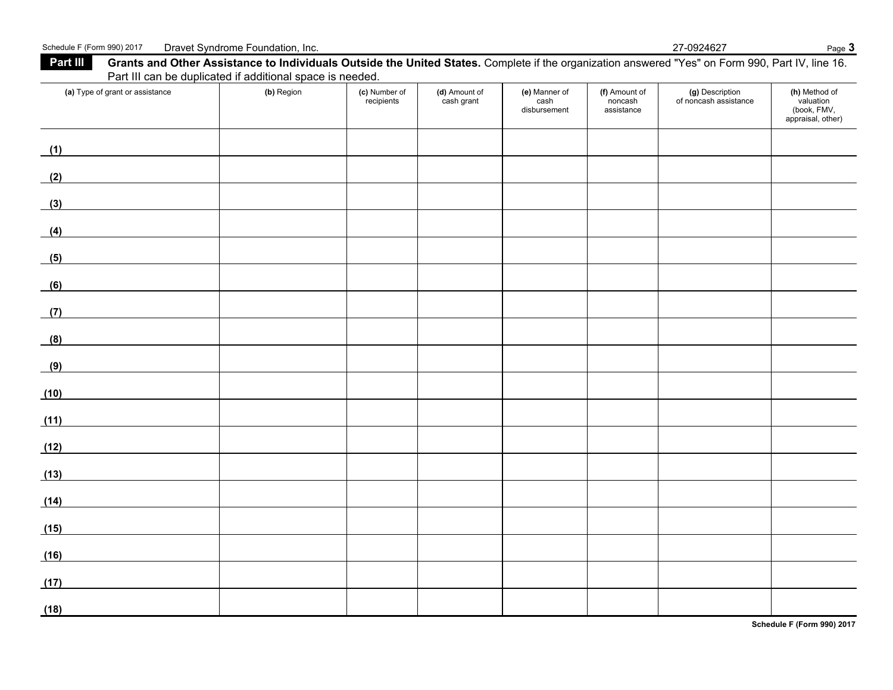Schedule F (Form 990) 2017 Dravet Syndrome Foundation, Inc. 27-0924627

**Part III** **Grants and Other Assistance to Individuals Outside the United States.** Complete if the organization answered "Yes" on Form 990, Part IV, line 16. Part III can be duplicated if additional space is needed.

| (a) Type of grant or assistance | (b) Region | (c) Number of recipients | (d) Amount of cash grant | (e) Manner of cash disbursement | (f) Amount of noncash assistance | (g) Description of noncash assistance | (h) Method of valuation (book, FMV, appraisal, other) |
|---|---|---|---|---|---|---|---|
| (1) | | | | | | | |
| (2) | | | | | | | |
| (3) | | | | | | | |
| (4) | | | | | | | |
| (5) | | | | | | | |
| (6) | | | | | | | |
| (7) | | | | | | | |
| (8) | | | | | | | |
| (9) | | | | | | | |
| (10) | | | | | | | |
| (11) | | | | | | | |
| (12) | | | | | | | |
| (13) | | | | | | | |
| (14) | | | | | | | |
| (15) | | | | | | | |
| (16) | | | | | | | |
| (17) | | | | | | | |
| (18) | | | | | | | |

**Schedule F (Form 990) 2017**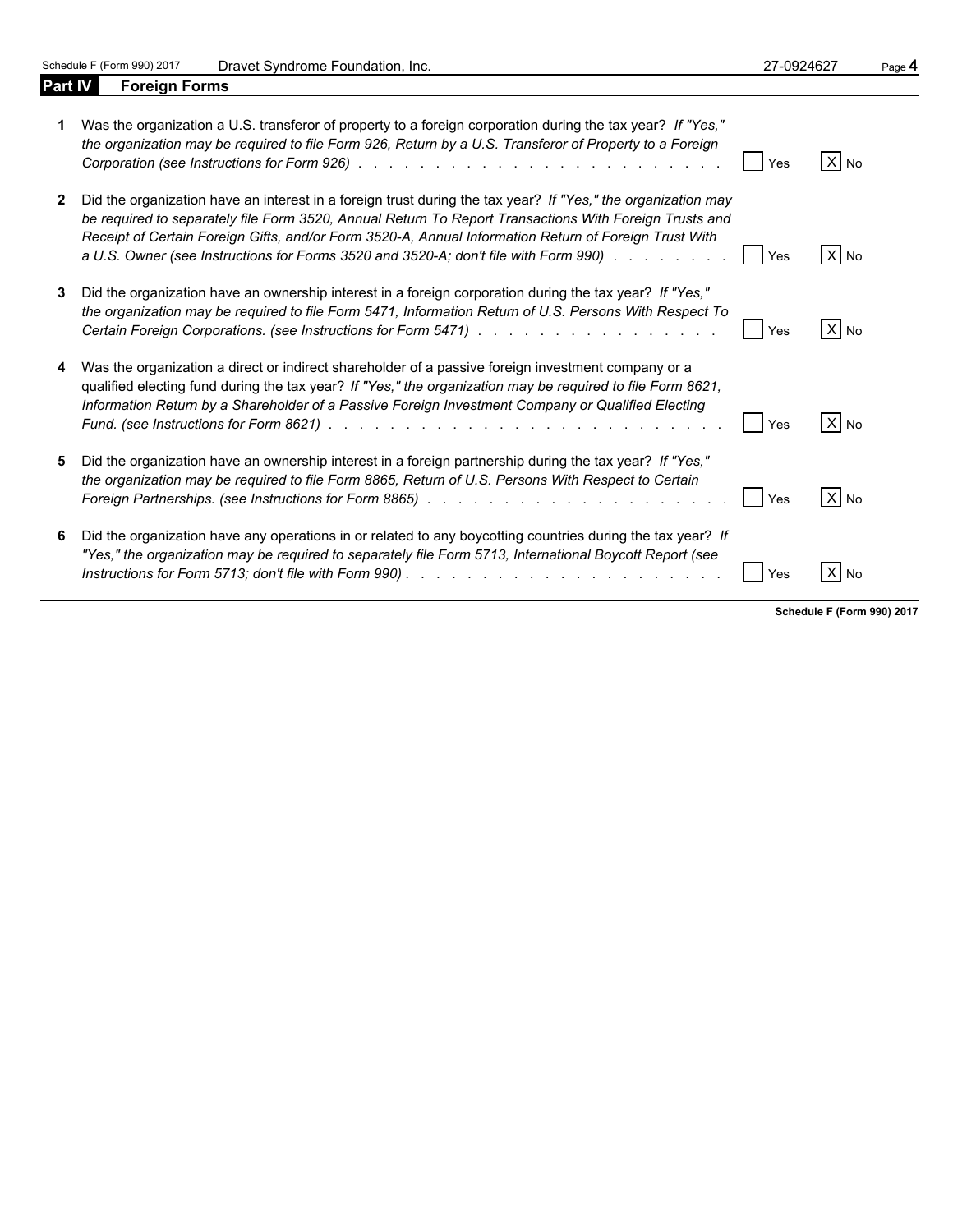Schedule F (Form 990) 2017 Dravet Syndrome Foundation, Inc. 27-0924627

## Part IV Foreign Forms

| | | | |
|---|---|---|---|
| **1** | Was the organization a U.S. transferor of property to a foreign corporation during the tax year? *If "Yes," the organization may be required to file Form 926, Return by a U.S. Transferor of Property to a Foreign Corporation (see Instructions for Form 926)* . . . . . . . . . . . . . . . . . . . . . . . . | Yes | X No |
| **2** | Did the organization have an interest in a foreign trust during the tax year? *If "Yes," the organization may be required to separately file Form 3520, Annual Return To Report Transactions With Foreign Trusts and Receipt of Certain Foreign Gifts, and/or Form 3520-A, Annual Information Return of Foreign Trust With a U.S. Owner (see Instructions for Forms 3520 and 3520-A; don't file with Form 990)* . . . . . . . . | Yes | X No |
| **3** | Did the organization have an ownership interest in a foreign corporation during the tax year? *If "Yes," the organization may be required to file Form 5471, Information Return of U.S. Persons With Respect To Certain Foreign Corporations. (see Instructions for Form 5471)* . . . . . . . . . . . . . . . . | Yes | X No |
| **4** | Was the organization a direct or indirect shareholder of a passive foreign investment company or a qualified electing fund during the tax year? *If "Yes," the organization may be required to file Form 8621, Information Return by a Shareholder of a Passive Foreign Investment Company or Qualified Electing Fund. (see Instructions for Form 8621)* . . . . . . . . . . . . . . . . . . . . . . . . | Yes | X No |
| **5** | Did the organization have an ownership interest in a foreign partnership during the tax year? *If "Yes," the organization may be required to file Form 8865, Return of U.S. Persons With Respect to Certain Foreign Partnerships. (see Instructions for Form 8865)* . . . . . . . . . . . . . . . . . . . . | Yes | X No |
| **6** | Did the organization have any operations in or related to any boycotting countries during the tax year? *If "Yes," the organization may be required to separately file Form 5713, International Boycott Report (see Instructions for Form 5713; don't file with Form 990)* . . . . . . . . . . . . . . . . . . . . . | Yes | X No |

Schedule F (Form 990) 2017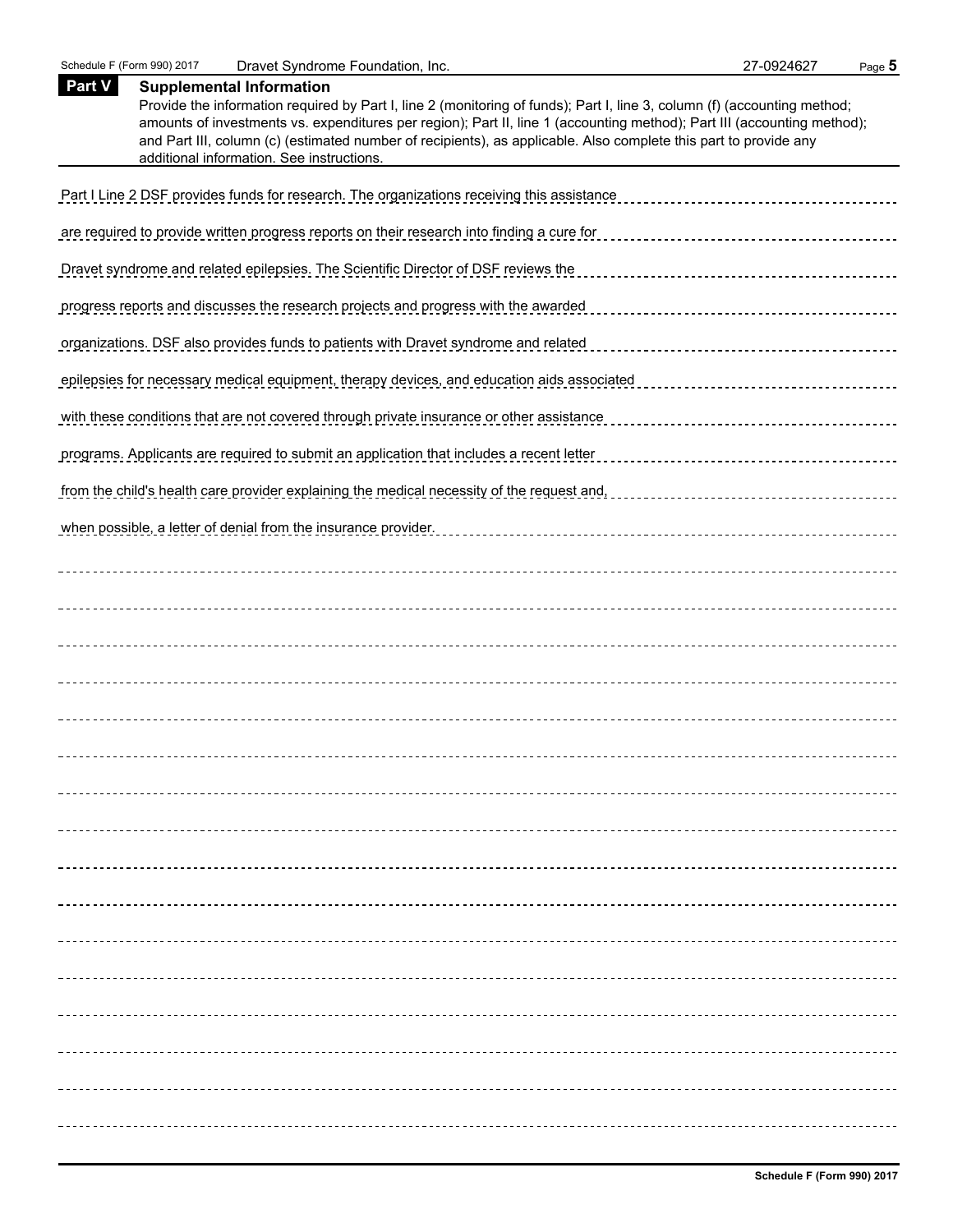## Part V Supplemental Information

Provide the information required by Part I, line 2 (monitoring of funds); Part I, line 3, column (f) (accounting method; amounts of investments vs. expenditures per region); Part II, line 1 (accounting method); Part III (accounting method); and Part III, column (c) (estimated number of recipients), as applicable. Also complete this part to provide any additional information. See instructions.

Part I Line 2 DSF provides funds for research. The organizations receiving this assistance are required to provide written progress reports on their research into finding a cure for Dravet syndrome and related epilepsies. The Scientific Director of DSF reviews the progress reports and discusses the research projects and progress with the awarded organizations. DSF also provides funds to patients with Dravet syndrome and related epilepsies for necessary medical equipment, therapy devices, and education aids associated with these conditions that are not covered through private insurance or other assistance programs. Applicants are required to submit an application that includes a recent letter from the child's health care provider explaining the medical necessity of the request and, when possible, a letter of denial from the insurance provider.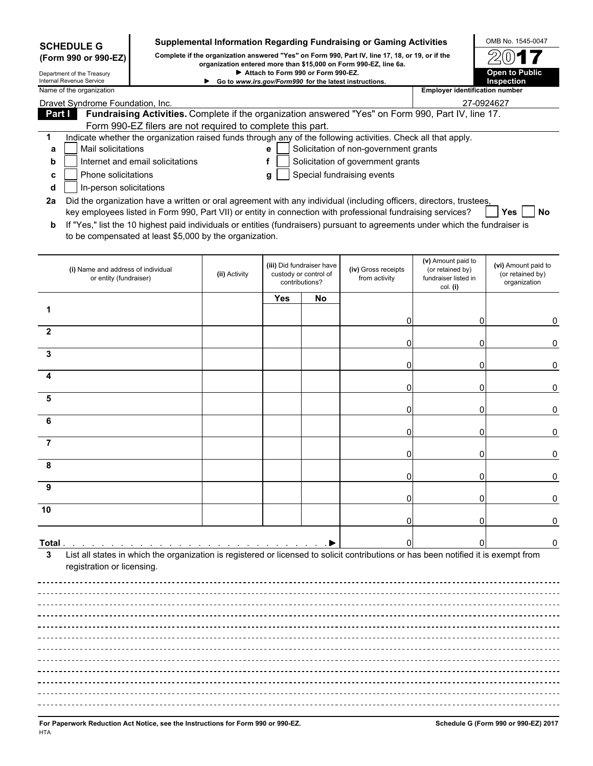**SCHEDULE G (Form 990 or 990-EZ)**

Department of the Treasury
Internal Revenue Service

# Supplemental Information Regarding Fundraising or Gaming Activities

**Complete if the organization answered "Yes" on Form 990, Part IV, line 17, 18, or 19, or if the organization entered more than $15,000 on Form 990-EZ, line 6a.**

► **Attach to Form 990 or Form 990-EZ.**

► **Go to *www.irs.gov/Form990* for the latest instructions.**

OMB No. 1545-0047

**2017**

**Open to Public Inspection**

Name of the organization: Dravet Syndrome Foundation, Inc.

Employer identification number: 27-0924627

## Part I — Fundraising Activities.

Complete if the organization answered "Yes" on Form 990, Part IV, line 17. Form 990-EZ filers are not required to complete this part.

**1** Indicate whether the organization raised funds through any of the following activities. Check all that apply.

- **a** ☐ Mail solicitations
- **b** ☐ Internet and email solicitations
- **c** ☐ Phone solicitations
- **d** ☐ In-person solicitations
- **e** ☐ Solicitation of non-government grants
- **f** ☐ Solicitation of government grants
- **g** ☐ Special fundraising events

**2a** Did the organization have a written or oral agreement with any individual (including officers, directors, trustees, key employees listed in Form 990, Part VII) or entity in connection with professional fundraising services? ☐ **Yes** ☐ **No**

**b** If "Yes," list the 10 highest paid individuals or entities (fundraisers) pursuant to agreements under which the fundraiser is to be compensated at least $5,000 by the organization.

| | (i) Name and address of individual or entity (fundraiser) | (ii) Activity | (iii) Did fundraiser have custody or control of contributions? Yes | No | (iv) Gross receipts from activity | (v) Amount paid to (or retained by) fundraiser listed in col. (i) | (vi) Amount paid to (or retained by) organization |
|---|---|---|---|---|---|---|---|
| 1 | | | | | 0 | 0 | 0 |
| 2 | | | | | 0 | 0 | 0 |
| 3 | | | | | 0 | 0 | 0 |
| 4 | | | | | 0 | 0 | 0 |
| 5 | | | | | 0 | 0 | 0 |
| 6 | | | | | 0 | 0 | 0 |
| 7 | | | | | 0 | 0 | 0 |
| 8 | | | | | 0 | 0 | 0 |
| 9 | | | | | 0 | 0 | 0 |
| 10 | | | | | 0 | 0 | 0 |
| **Total** ► | | | | | 0 | 0 | 0 |

**3** List all states in which the organization is registered or licensed to solicit contributions or has been notified it is exempt from registration or licensing.

**For Paperwork Reduction Act Notice, see the Instructions for Form 990 or 990-EZ.**

HTA

**Schedule G (Form 990 or 990-EZ) 2017**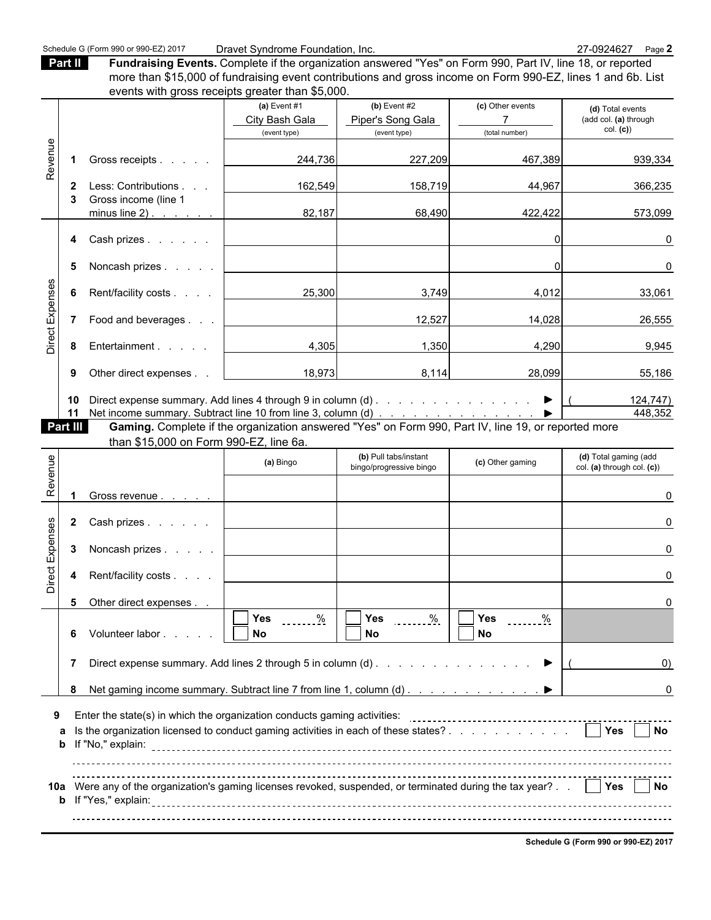**Part II** **Fundraising Events.** Complete if the organization answered "Yes" on Form 990, Part IV, line 18, or reported more than $15,000 of fundraising event contributions and gross income on Form 990-EZ, lines 1 and 6b. List events with gross receipts greater than $5,000.

| | | (a) Event #1 City Bash Gala (event type) | (b) Event #2 Piper's Song Gala (event type) | (c) Other events 7 (total number) | (d) Total events (add col. (a) through col. (c)) |
|---|---|---|---|---|---|
| Revenue | 1 Gross receipts | 244,736 | 227,209 | 467,389 | 939,334 |
| | 2 Less: Contributions | 162,549 | 158,719 | 44,967 | 366,235 |
| | 3 Gross income (line 1 minus line 2) | 82,187 | 68,490 | 422,422 | 573,099 |
| Direct Expenses | 4 Cash prizes | | | 0 | 0 |
| | 5 Noncash prizes | | | 0 | 0 |
| | 6 Rent/facility costs | 25,300 | 3,749 | 4,012 | 33,061 |
| | 7 Food and beverages | | 12,527 | 14,028 | 26,555 |
| | 8 Entertainment | 4,305 | 1,350 | 4,290 | 9,945 |
| | 9 Other direct expenses | 18,973 | 8,114 | 28,099 | 55,186 |
| | 10 Direct expense summary. Add lines 4 through 9 in column (d) ▶ | | | | (124,747) |
| | 11 Net income summary. Subtract line 10 from line 3, column (d) ▶ | | | | 448,352 |

**Part III** **Gaming.** Complete if the organization answered "Yes" on Form 990, Part IV, line 19, or reported more than $15,000 on Form 990-EZ, line 6a.

| | | (a) Bingo | (b) Pull tabs/instant bingo/progressive bingo | (c) Other gaming | (d) Total gaming (add col. (a) through col. (c)) |
|---|---|---|---|---|---|
| Revenue | 1 Gross revenue | | | | 0 |
| Direct Expenses | 2 Cash prizes | | | | 0 |
| | 3 Noncash prizes | | | | 0 |
| | 4 Rent/facility costs | | | | 0 |
| | 5 Other direct expenses | | | | 0 |
| | 6 Volunteer labor | ☐ Yes ___% ☐ No | ☐ Yes ___% ☐ No | ☐ Yes ___% ☐ No | |
| | 7 Direct expense summary. Add lines 2 through 5 in column (d) ▶ | | | | (0) |
| | 8 Net gaming income summary. Subtract line 7 from line 1, column (d) ▶ | | | | 0 |

9 Enter the state(s) in which the organization conducts gaming activities: ____________

a Is the organization licensed to conduct gaming activities in each of these states? ☐ Yes ☐ No

b If "No," explain: ____________

10a Were any of the organization's gaming licenses revoked, suspended, or terminated during the tax year? ☐ Yes ☐ No

b If "Yes," explain: ____________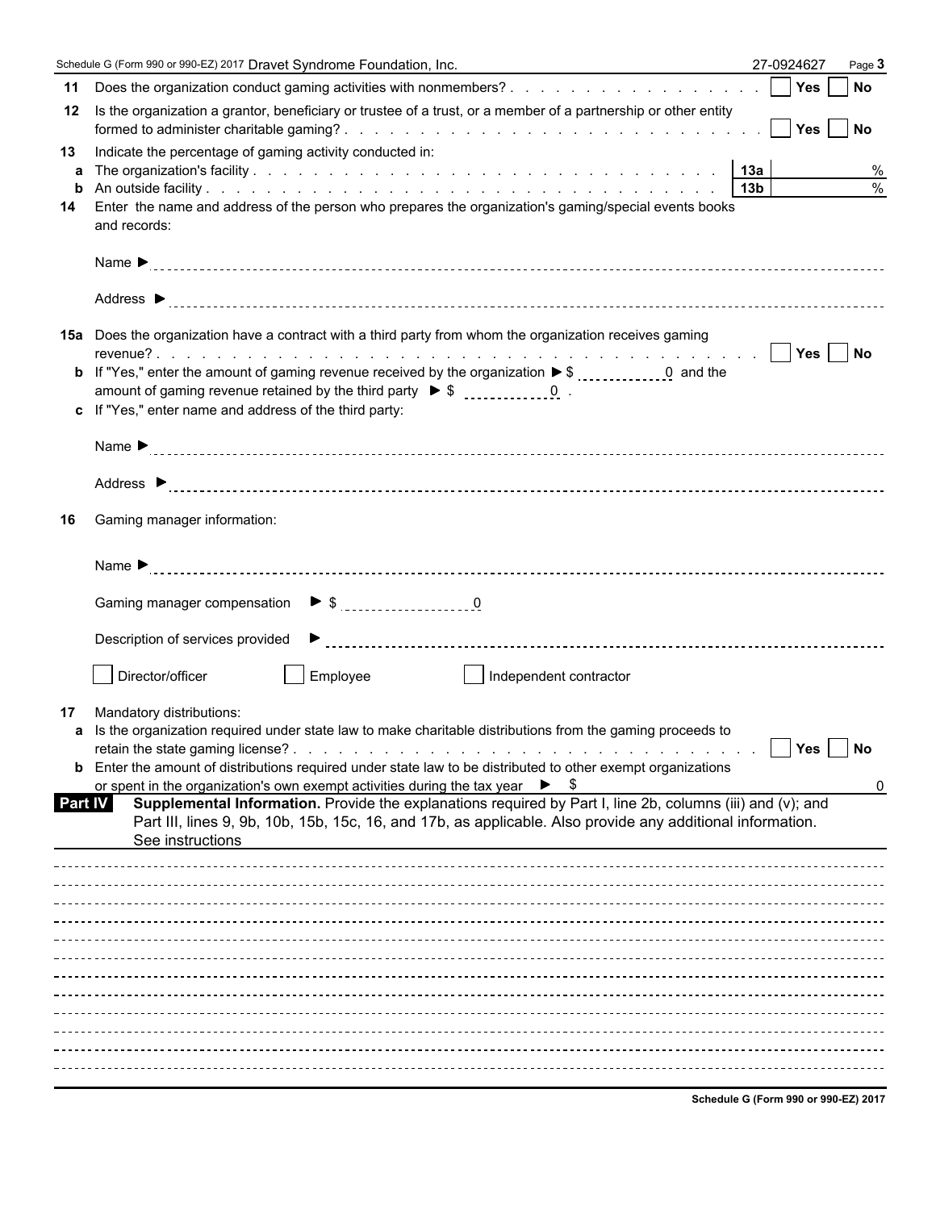Schedule G (Form 990 or 990-EZ) 2017 Dravet Syndrome Foundation, Inc. 27-0924627 Page 3

**11** Does the organization conduct gaming activities with nonmembers? . . . . . . . . . . . . . . . . . . Yes ☐ No ☐

**12** Is the organization a grantor, beneficiary or trustee of a trust, or a member of a partnership or other entity formed to administer charitable gaming? . . . . . . . . . . . . . . . . . . . . . . . . . . . . . . . . Yes ☐ No ☐

**13** Indicate the percentage of gaming activity conducted in:

| | | | |
|---|---|---|---|
| **a** | The organization's facility . . . . . . . . . . . . . . . . . . . . . . . . . . . | **13a** | % |
| **b** | An outside facility . . . . . . . . . . . . . . . . . . . . . . . . . . . . . . | **13b** | % |

**14** Enter the name and address of the person who prepares the organization's gaming/special events books and records:

Name ►

Address ►

**15a** Does the organization have a contract with a third party from whom the organization receives gaming revenue? . . . . . . . . . . . . . . . . . . . . . . . . . . . . . . . . . . . . . . . . . . . . Yes ☐ No ☐

**b** If "Yes," enter the amount of gaming revenue received by the organization ► $ 0 and the amount of gaming revenue retained by the third party ► $ 0 .

**c** If "Yes," enter name and address of the third party:

Name ►

Address ►

**16** Gaming manager information:

Name ►

Gaming manager compensation ► $ 0

Description of services provided ►

☐ Director/officer ☐ Employee ☐ Independent contractor

**17** Mandatory distributions:

**a** Is the organization required under state law to make charitable distributions from the gaming proceeds to retain the state gaming license? . . . . . . . . . . . . . . . . . . . . . . . . . . . . . . . . . . Yes ☐ No ☐

**b** Enter the amount of distributions required under state law to be distributed to other exempt organizations or spent in the organization's own exempt activities during the tax year ► $ 0

**Part IV Supplemental Information.** Provide the explanations required by Part I, line 2b, columns (iii) and (v); and Part III, lines 9, 9b, 10b, 15b, 15c, 16, and 17b, as applicable. Also provide any additional information. See instructions

Schedule G (Form 990 or 990-EZ) 2017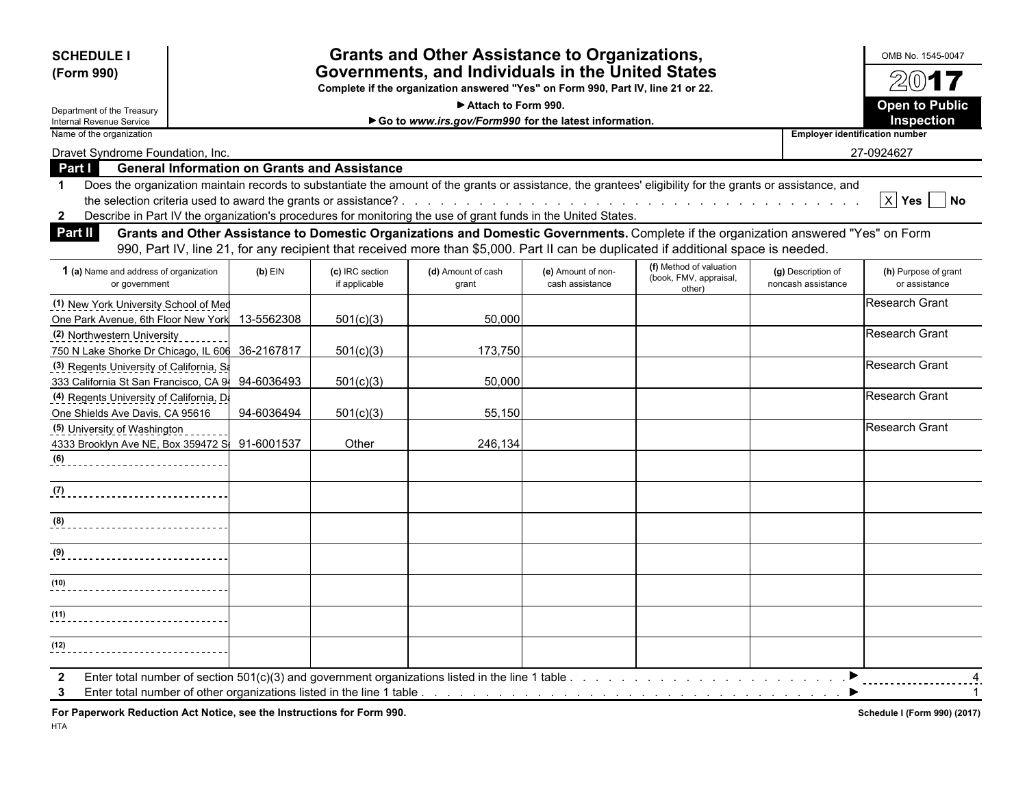**SCHEDULE I**
**(Form 990)**

Department of the Treasury
Internal Revenue Service

# Grants and Other Assistance to Organizations, Governments, and Individuals in the United States

**Complete if the organization answered "Yes" on Form 990, Part IV, line 21 or 22.**

▶ Attach to Form 990.

▶ Go to *www.irs.gov/Form990* for the latest information.

OMB No. 1545-0047

**2017**

**Open to Public Inspection**

Name of the organization: Dravet Syndrome Foundation, Inc.

Employer identification number: 27-0924627

**Part I General Information on Grants and Assistance**

1 Does the organization maintain records to substantiate the amount of the grants or assistance, the grantees' eligibility for the grants or assistance, and the selection criteria used to award the grants or assistance? . . . . . [X] Yes [ ] No

2 Describe in Part IV the organization's procedures for monitoring the use of grant funds in the United States.

**Part II Grants and Other Assistance to Domestic Organizations and Domestic Governments.** Complete if the organization answered "Yes" on Form 990, Part IV, line 21, for any recipient that received more than $5,000. Part II can be duplicated if additional space is needed.

| 1 (a) Name and address of organization or government | (b) EIN | (c) IRC section if applicable | (d) Amount of cash grant | (e) Amount of non-cash assistance | (f) Method of valuation (book, FMV, appraisal, other) | (g) Description of noncash assistance | (h) Purpose of grant or assistance |
|---|---|---|---|---|---|---|---|
| (1) New York University School of Med One Park Avenue, 6th Floor New York | 13-5562308 | 501(c)(3) | 50,000 | | | | Research Grant |
| (2) Northwestern University 750 N Lake Shorke Dr Chicago, IL 606 | 36-2167817 | 501(c)(3) | 173,750 | | | | Research Grant |
| (3) Regents University of California, Sa 333 California St San Francisco, CA 9 | 94-6036493 | 501(c)(3) | 50,000 | | | | Research Grant |
| (4) Regents University of California, D One Shields Ave Davis, CA 95616 | 94-6036494 | 501(c)(3) | 55,150 | | | | Research Grant |
| (5) University of Washington 4333 Brooklyn Ave NE, Box 359472 S | 91-6001537 | Other | 246,134 | | | | Research Grant |
| (6) | | | | | | | |
| (7) | | | | | | | |
| (8) | | | | | | | |
| (9) | | | | | | | |
| (10) | | | | | | | |
| (11) | | | | | | | |
| (12) | | | | | | | |

2 Enter total number of section 501(c)(3) and government organizations listed in the line 1 table . . . . . ▶ 4

3 Enter total number of other organizations listed in the line 1 table . . . . . ▶ 1

**For Paperwork Reduction Act Notice, see the Instructions for Form 990.**

HTA

**Schedule I (Form 990) (2017)**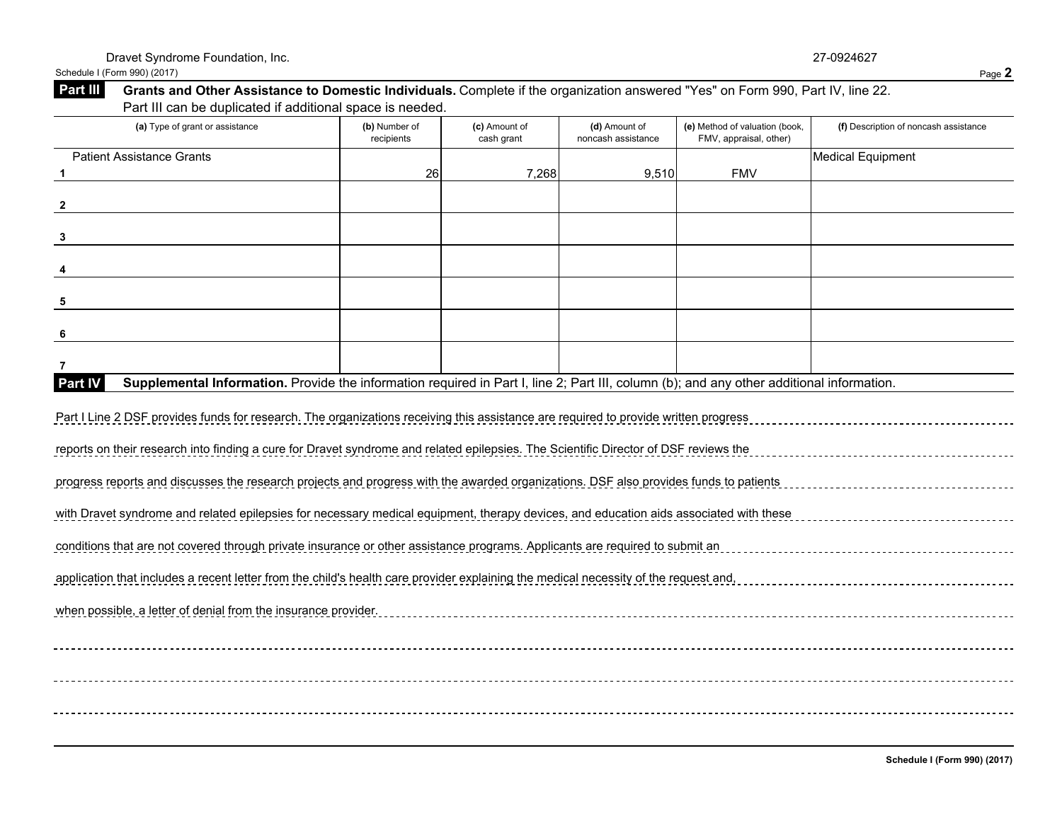Dravet Syndrome Foundation, Inc. 27-0924627

## Part III Grants and Other Assistance to Domestic Individuals.

Complete if the organization answered "Yes" on Form 990, Part IV, line 22. Part III can be duplicated if additional space is needed.

| | (a) Type of grant or assistance | (b) Number of recipients | (c) Amount of cash grant | (d) Amount of noncash assistance | (e) Method of valuation (book, FMV, appraisal, other) | (f) Description of noncash assistance |
|---|---|---|---|---|---|---|
| 1 | Patient Assistance Grants | 26 | 7,268 | 9,510 | FMV | Medical Equipment |
| 2 | | | | | | |
| 3 | | | | | | |
| 4 | | | | | | |
| 5 | | | | | | |
| 6 | | | | | | |
| 7 | | | | | | |

## Part IV Supplemental Information.

Provide the information required in Part I, line 2; Part III, column (b); and any other additional information.

Part I Line 2 DSF provides funds for research. The organizations receiving this assistance are required to provide written progress reports on their research into finding a cure for Dravet syndrome and related epilepsies. The Scientific Director of DSF reviews the progress reports and discusses the research projects and progress with the awarded organizations. DSF also provides funds to patients with Dravet syndrome and related epilepsies for necessary medical equipment, therapy devices, and education aids associated with these conditions that are not covered through private insurance or other assistance programs. Applicants are required to submit an application that includes a recent letter from the child's health care provider explaining the medical necessity of the request and, when possible, a letter of denial from the insurance provider.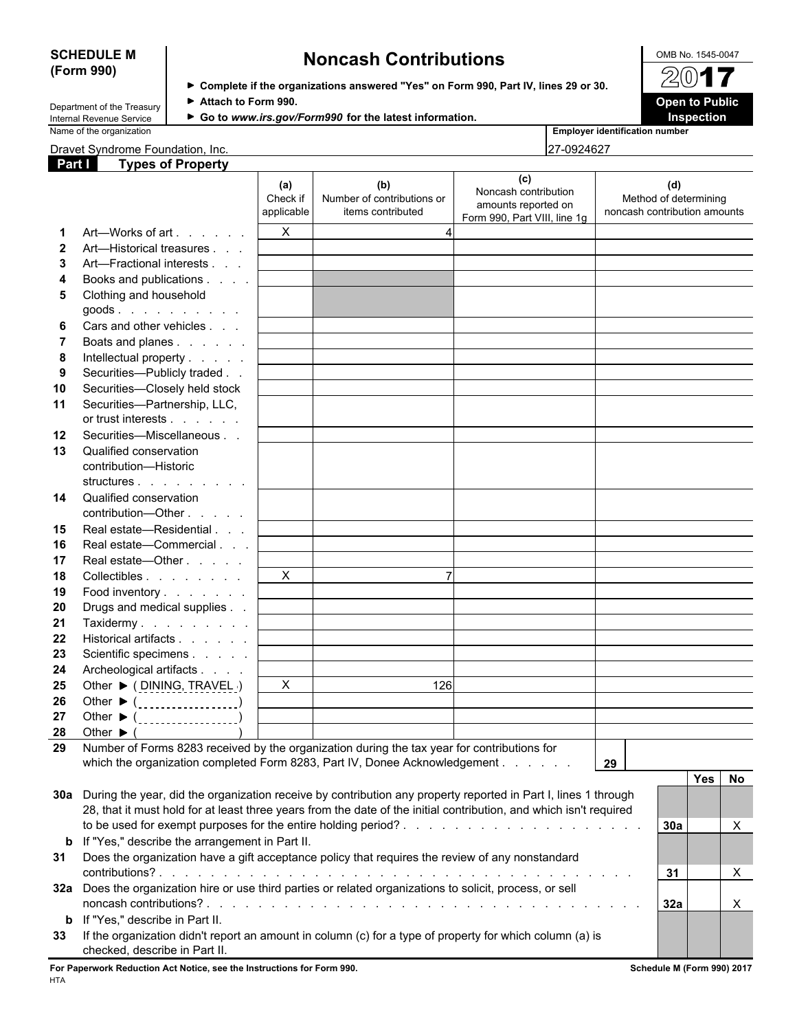**SCHEDULE M (Form 990)**

Department of the Treasury
Internal Revenue Service

# Noncash Contributions

► Complete if the organizations answered "Yes" on Form 990, Part IV, lines 29 or 30.
► Attach to Form 990.
► Go to *www.irs.gov/Form990* for the latest information.

OMB No. 1545-0047

**2017**

**Open to Public Inspection**

Name of the organization: Dravet Syndrome Foundation, Inc.

Employer identification number: 27-0924627

## Part I Types of Property

| | | (a) Check if applicable | (b) Number of contributions or items contributed | (c) Noncash contribution amounts reported on Form 990, Part VIII, line 1g | (d) Method of determining noncash contribution amounts |
|---|---|---|---|---|---|
| 1 | Art—Works of art | X | 4 | | |
| 2 | Art—Historical treasures | | | | |
| 3 | Art—Fractional interests | | | | |
| 4 | Books and publications | | | | |
| 5 | Clothing and household goods | | | | |
| 6 | Cars and other vehicles | | | | |
| 7 | Boats and planes | | | | |
| 8 | Intellectual property | | | | |
| 9 | Securities—Publicly traded | | | | |
| 10 | Securities—Closely held stock | | | | |
| 11 | Securities—Partnership, LLC, or trust interests | | | | |
| 12 | Securities—Miscellaneous | | | | |
| 13 | Qualified conservation contribution—Historic structures | | | | |
| 14 | Qualified conservation contribution—Other | | | | |
| 15 | Real estate—Residential | | | | |
| 16 | Real estate—Commercial | | | | |
| 17 | Real estate—Other | | | | |
| 18 | Collectibles | X | 7 | | |
| 19 | Food inventory | | | | |
| 20 | Drugs and medical supplies | | | | |
| 21 | Taxidermy | | | | |
| 22 | Historical artifacts | | | | |
| 23 | Scientific specimens | | | | |
| 24 | Archeological artifacts | | | | |
| 25 | Other ► ( DINING, TRAVEL ) | X | 126 | | |
| 26 | Other ► ( ) | | | | |
| 27 | Other ► ( ) | | | | |
| 28 | Other ► ( ) | | | | |

29 Number of Forms 8283 received by the organization during the tax year for contributions for which the organization completed Form 8283, Part IV, Donee Acknowledgement . . . . . . **29**

| | | | Yes | No |
|---|---|---|---|---|
| 30a | During the year, did the organization receive by contribution any property reported in Part I, lines 1 through 28, that it must hold for at least three years from the date of the initial contribution, and which isn't required to be used for exempt purposes for the entire holding period? | 30a | | X |
| b | If "Yes," describe the arrangement in Part II. | | | |
| 31 | Does the organization have a gift acceptance policy that requires the review of any nonstandard contributions? | 31 | | X |
| 32a | Does the organization hire or use third parties or related organizations to solicit, process, or sell noncash contributions? | 32a | | X |
| b | If "Yes," describe in Part II. | | | |
| 33 | If the organization didn't report an amount in column (c) for a type of property for which column (a) is checked, describe in Part II. | | | |

**For Paperwork Reduction Act Notice, see the Instructions for Form 990.** **Schedule M (Form 990) 2017**

HTA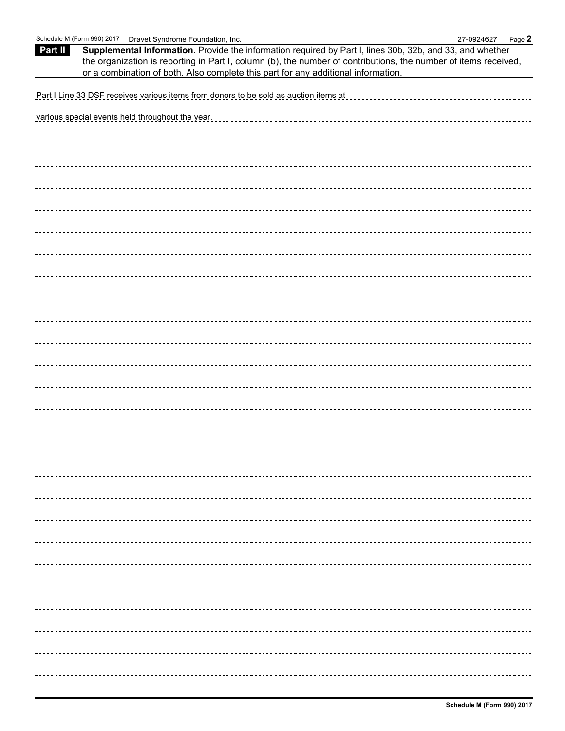## Part II Supplemental Information.

Provide the information required by Part I, lines 30b, 32b, and 33, and whether the organization is reporting in Part I, column (b), the number of contributions, the number of items received, or a combination of both. Also complete this part for any additional information.

Part I Line 33 DSF receives various items from donors to be sold as auction items at various special events held throughout the year.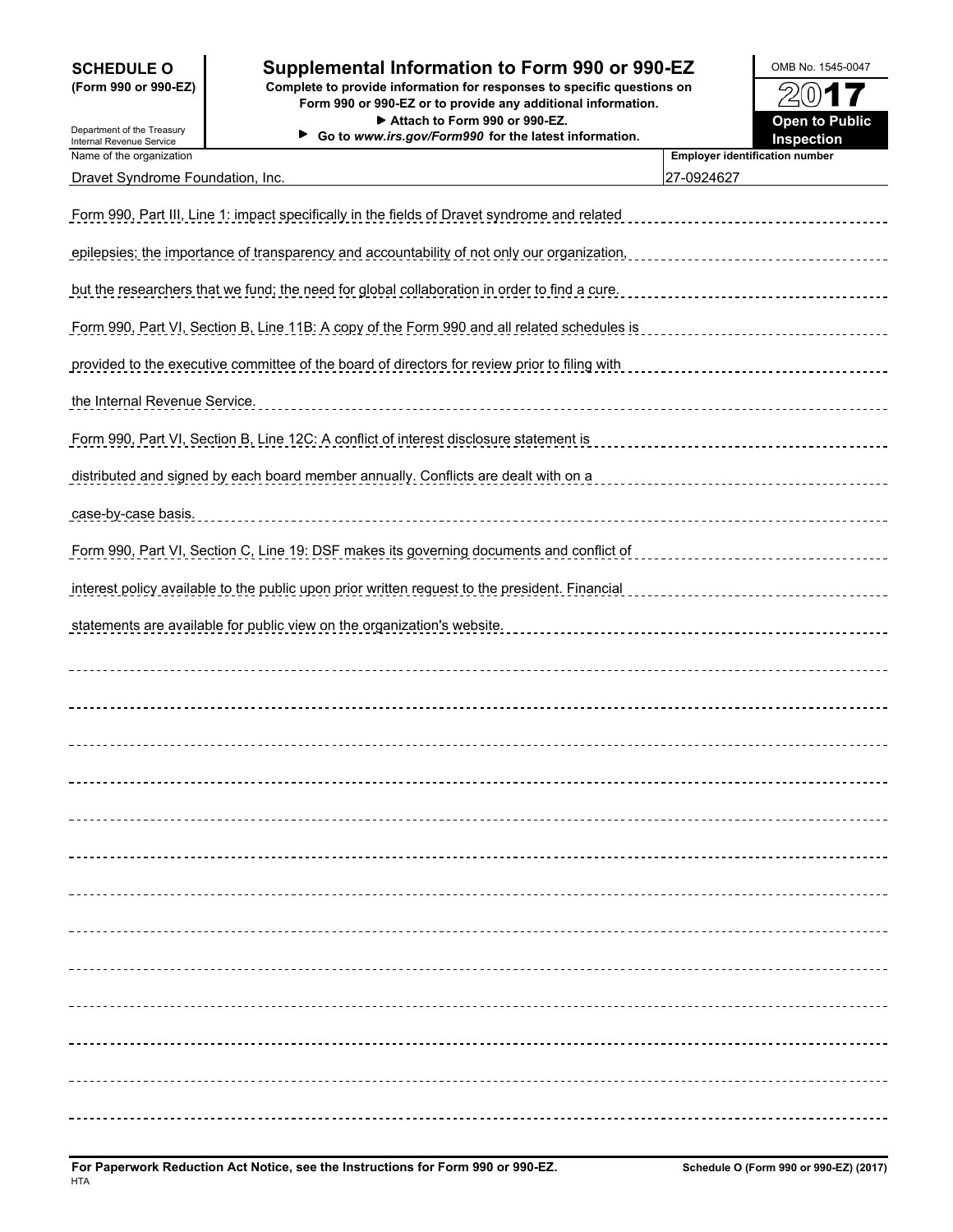**SCHEDULE O (Form 990 or 990-EZ)**

Department of the Treasury
Internal Revenue Service

# Supplemental Information to Form 990 or 990-EZ

**Complete to provide information for responses to specific questions on Form 990 or 990-EZ or to provide any additional information.**

**▶ Attach to Form 990 or 990-EZ.**

**▶ Go to *www.irs.gov/Form990* for the latest information.**

OMB No. 1545-0047

**2017**

**Open to Public Inspection**

| Name of the organization | Employer identification number |
|---|---|
| Dravet Syndrome Foundation, Inc. | 27-0924627 |

Form 990, Part III, Line 1: impact specifically in the fields of Dravet syndrome and related epilepsies; the importance of transparency and accountability of not only our organization, but the researchers that we fund; the need for global collaboration in order to find a cure.

Form 990, Part VI, Section B, Line 11B: A copy of the Form 990 and all related schedules is provided to the executive committee of the board of directors for review prior to filing with the Internal Revenue Service.

Form 990, Part VI, Section B, Line 12C: A conflict of interest disclosure statement is distributed and signed by each board member annually. Conflicts are dealt with on a case-by-case basis.

Form 990, Part VI, Section C, Line 19: DSF makes its governing documents and conflict of interest policy available to the public upon prior written request to the president. Financial statements are available for public view on the organization's website.

**For Paperwork Reduction Act Notice, see the Instructions for Form 990 or 990-EZ.**

HTA

**Schedule O (Form 990 or 990-EZ) (2017)**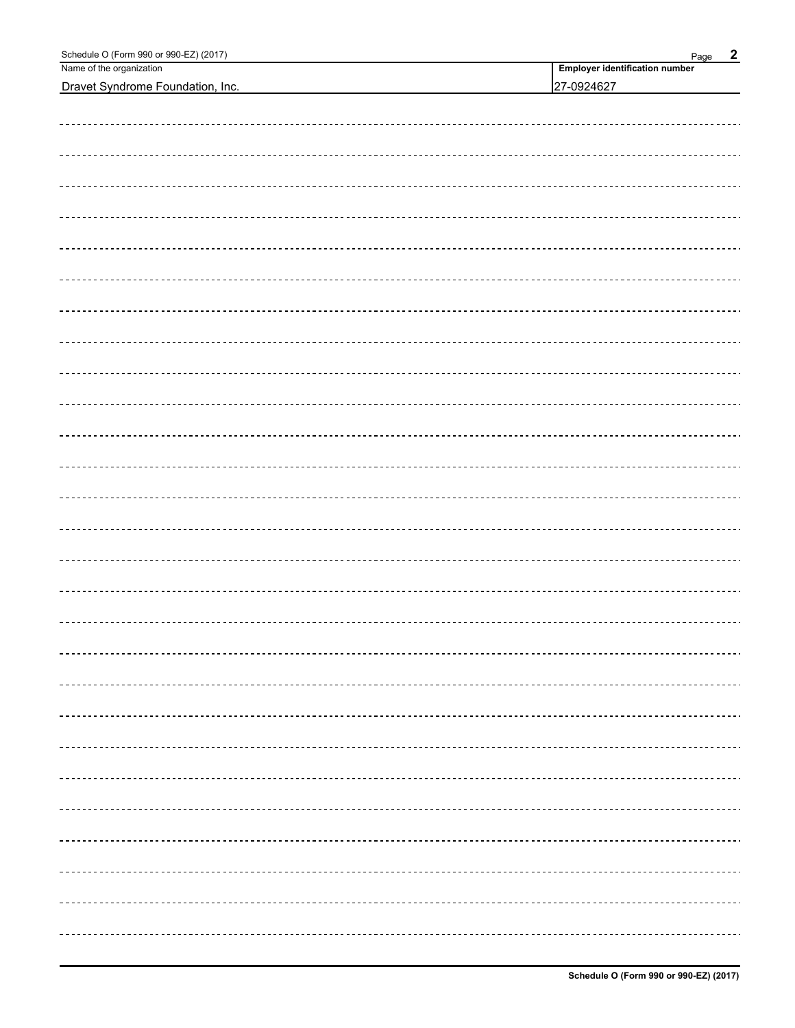Schedule O (Form 990 or 990-EZ) (2017)

| Name of the organization | Employer identification number |
| --- | --- |
| Dravet Syndrome Foundation, Inc. | 27-0924627 |